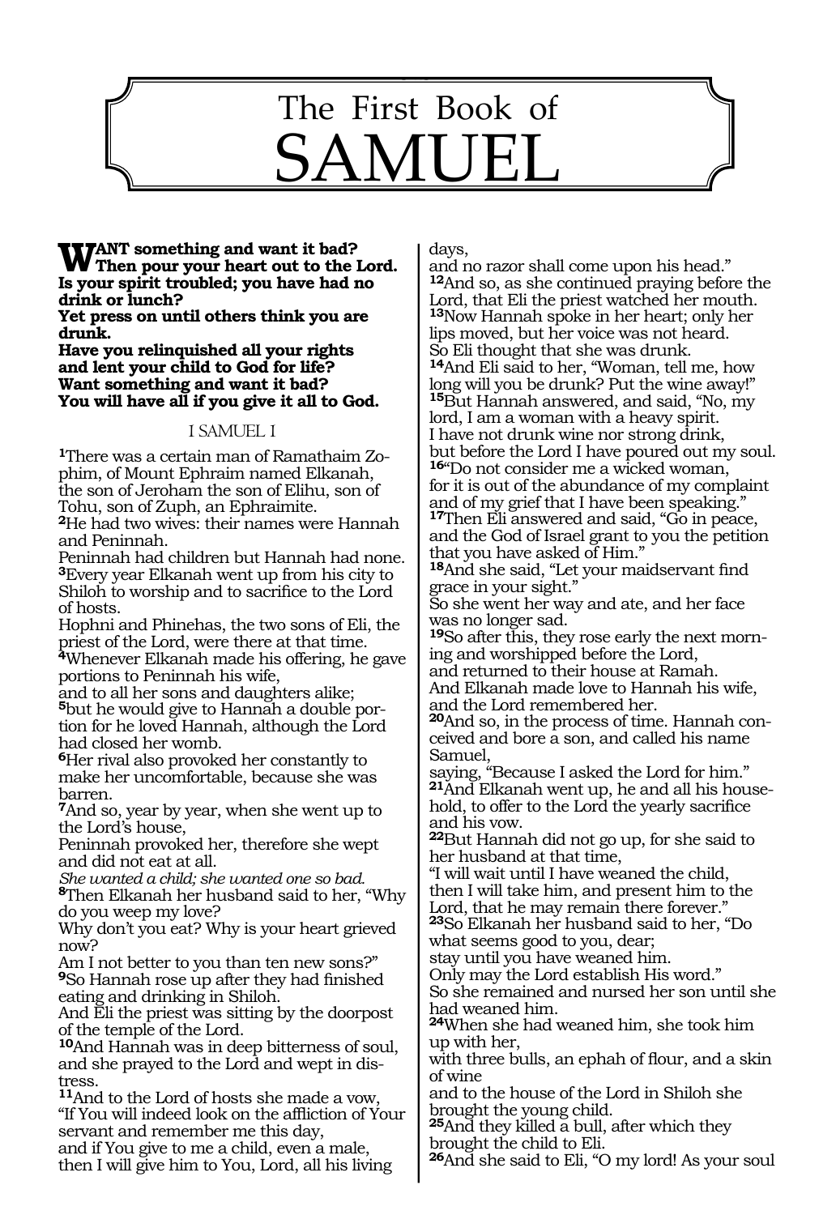# The First Book of SAMUEL

**WANT something and want it bad?**
**Then pour your heart out to the Lord.**
**Is your spirit troubled; you have had no drink or lunch?**
**Yet press on until others think you are drunk.**
**Have you relinquished all your rights and lent your child to God for life?**
**Want something and want it bad?**
**You will have all if you give it all to God.**

## I SAMUEL I

[1]There was a certain man of Ramathaim Zophim, of Mount Ephraim named Elkanah, the son of Jeroham the son of Elihu, son of Tohu, son of Zuph, an Ephraimite.
[2]He had two wives: their names were Hannah and Peninnah.
Peninnah had children but Hannah had none.
[3]Every year Elkanah went up from his city to Shiloh to worship and to sacrifice to the Lord of hosts.
Hophni and Phinehas, the two sons of Eli, the priest of the Lord, were there at that time.
[4]Whenever Elkanah made his offering, he gave portions to Peninnah his wife,
and to all her sons and daughters alike;
[5]but he would give to Hannah a double portion for he loved Hannah, although the Lord had closed her womb.
[6]Her rival also provoked her constantly to make her uncomfortable, because she was barren.
[7]And so, year by year, when she went up to the Lord's house,
Peninnah provoked her, therefore she wept and did not eat at all.
*She wanted a child; she wanted one so bad.*
[8]Then Elkanah her husband said to her, "Why do you weep my love?
Why don't you eat? Why is your heart grieved now?
Am I not better to you than ten new sons?"
[9]So Hannah rose up after they had finished eating and drinking in Shiloh.
And Eli the priest was sitting by the doorpost of the temple of the Lord.
[10]And Hannah was in deep bitterness of soul, and she prayed to the Lord and wept in distress.
[11]And to the Lord of hosts she made a vow, "If You will indeed look on the affliction of Your servant and remember me this day,
and if You give to me a child, even a male, then I will give him to You, Lord, all his living days,
and no razor shall come upon his head."
[12]And so, as she continued praying before the Lord, that Eli the priest watched her mouth.
[13]Now Hannah spoke in her heart; only her lips moved, but her voice was not heard.
So Eli thought that she was drunk.
[14]And Eli said to her, "Woman, tell me, how long will you be drunk? Put the wine away!"
[15]But Hannah answered, and said, "No, my lord, I am a woman with a heavy spirit.
I have not drunk wine nor strong drink,
but before the Lord I have poured out my soul.
[16]"Do not consider me a wicked woman,
for it is out of the abundance of my complaint and of my grief that I have been speaking."
[17]Then Eli answered and said, "Go in peace,
and the God of Israel grant to you the petition that you have asked of Him."
[18]And she said, "Let your maidservant find grace in your sight."
So she went her way and ate, and her face was no longer sad.
[19]So after this, they rose early the next morning and worshipped before the Lord,
and returned to their house at Ramah.
And Elkanah made love to Hannah his wife,
and the Lord remembered her.
[20]And so, in the process of time. Hannah conceived and bore a son, and called his name Samuel,
saying, "Because I asked the Lord for him."
[21]And Elkanah went up, he and all his household, to offer to the Lord the yearly sacrifice and his vow.
[22]But Hannah did not go up, for she said to her husband at that time,
"I will wait until I have weaned the child,
then I will take him, and present him to the Lord, that he may remain there forever."
[23]So Elkanah her husband said to her, "Do what seems good to you, dear;
stay until you have weaned him.
Only may the Lord establish His word."
So she remained and nursed her son until she had weaned him.
[24]When she had weaned him, she took him up with her,
with three bulls, an ephah of flour, and a skin of wine
and to the house of the Lord in Shiloh she brought the young child.
[25]And they killed a bull, after which they brought the child to Eli.
[26]And she said to Eli, "O my lord! As your soul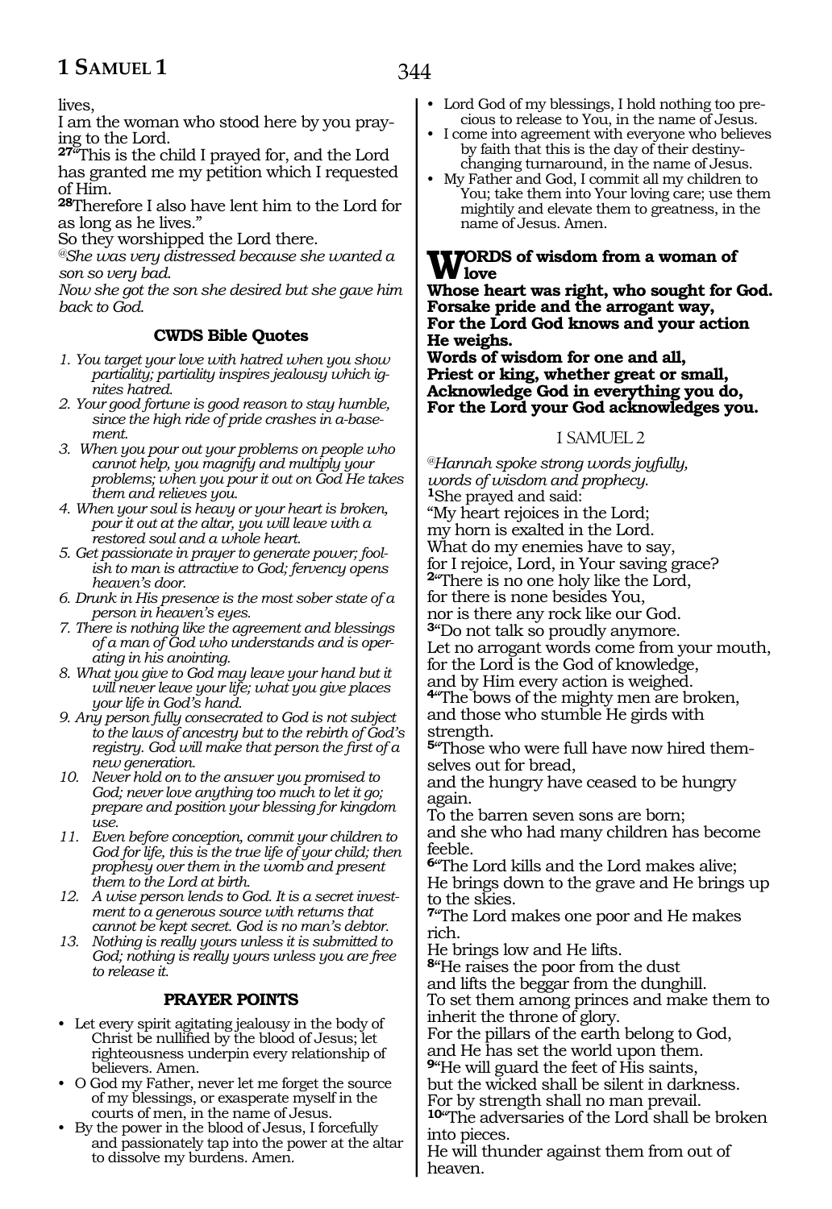lives,
I am the woman who stood here by you praying to the Lord.
**27**"This is the child I prayed for, and the Lord has granted me my petition which I requested of Him.
**28**Therefore I also have lent him to the Lord for as long as he lives."
So they worshipped the Lord there.
*@She was very distressed because she wanted a son so very bad.*
*Now she got the son she desired but she gave him back to God.*

### CWDS Bible Quotes

1. *You target your love with hatred when you show partiality; partiality inspires jealousy which ignites hatred.*
2. *Your good fortune is good reason to stay humble, since the high ride of pride crashes in a-basement.*
3. *When you pour out your problems on people who cannot help, you magnify and multiply your problems; when you pour it out on God He takes them and relieves you.*
4. *When your soul is heavy or your heart is broken, pour it out at the altar, you will leave with a restored soul and a whole heart.*
5. *Get passionate in prayer to generate power; foolish to man is attractive to God; fervency opens heaven's door.*
6. *Drunk in His presence is the most sober state of a person in heaven's eyes.*
7. *There is nothing like the agreement and blessings of a man of God who understands and is operating in his anointing.*
8. *What you give to God may leave your hand but it will never leave your life; what you give places your life in God's hand.*
9. *Any person fully consecrated to God is not subject to the laws of ancestry but to the rebirth of God's registry. God will make that person the first of a new generation.*
10. *Never hold on to the answer you promised to God; never love anything too much to let it go; prepare and position your blessing for kingdom use.*
11. *Even before conception, commit your children to God for life, this is the true life of your child; then prophesy over them in the womb and present them to the Lord at birth.*
12. *A wise person lends to God. It is a secret investment to a generous source with returns that cannot be kept secret. God is no man's debtor.*
13. *Nothing is really yours unless it is submitted to God; nothing is really yours unless you are free to release it.*

### PRAYER POINTS

- Let every spirit agitating jealousy in the body of Christ be nullified by the blood of Jesus; let righteousness underpin every relationship of believers. Amen.
- O God my Father, never let me forget the source of my blessings, or exasperate myself in the courts of men, in the name of Jesus.
- By the power in the blood of Jesus, I forcefully and passionately tap into the power at the altar to dissolve my burdens. Amen.
- Lord God of my blessings, I hold nothing too precious to release to You, in the name of Jesus.
- I come into agreement with everyone who believes by faith that this is the day of their destiny-changing turnaround, in the name of Jesus.
- My Father and God, I commit all my children to You; take them into Your loving care; use them mightily and elevate them to greatness, in the name of Jesus. Amen.

**WORDS of wisdom from a woman of love**
**Whose heart was right, who sought for God.**
**Forsake pride and the arrogant way,**
**For the Lord God knows and your action He weighs.**
**Words of wisdom for one and all,**
**Priest or king, whether great or small,**
**Acknowledge God in everything you do,**
**For the Lord your God acknowledges you.**

## I SAMUEL 2

*@Hannah spoke strong words joyfully, words of wisdom and prophecy.*
**1**She prayed and said:
"My heart rejoices in the Lord;
my horn is exalted in the Lord.
What do my enemies have to say,
for I rejoice, Lord, in Your saving grace?
**2**"There is no one holy like the Lord,
for there is none besides You,
nor is there any rock like our God.
**3**"Do not talk so proudly anymore.
Let no arrogant words come from your mouth,
for the Lord is the God of knowledge,
and by Him every action is weighed.
**4**"The bows of the mighty men are broken,
and those who stumble He girds with strength.
**5**"Those who were full have now hired themselves out for bread,
and the hungry have ceased to be hungry again.
To the barren seven sons are born;
and she who had many children has become feeble.
**6**"The Lord kills and the Lord makes alive;
He brings down to the grave and He brings up to the skies.
**7**"The Lord makes one poor and He makes rich.
He brings low and He lifts.
**8**"He raises the poor from the dust
and lifts the beggar from the dunghill.
To set them among princes and make them to inherit the throne of glory.
For the pillars of the earth belong to God,
and He has set the world upon them.
**9**"He will guard the feet of His saints,
but the wicked shall be silent in darkness.
For by strength shall no man prevail.
**10**"The adversaries of the Lord shall be broken into pieces.
He will thunder against them from out of heaven.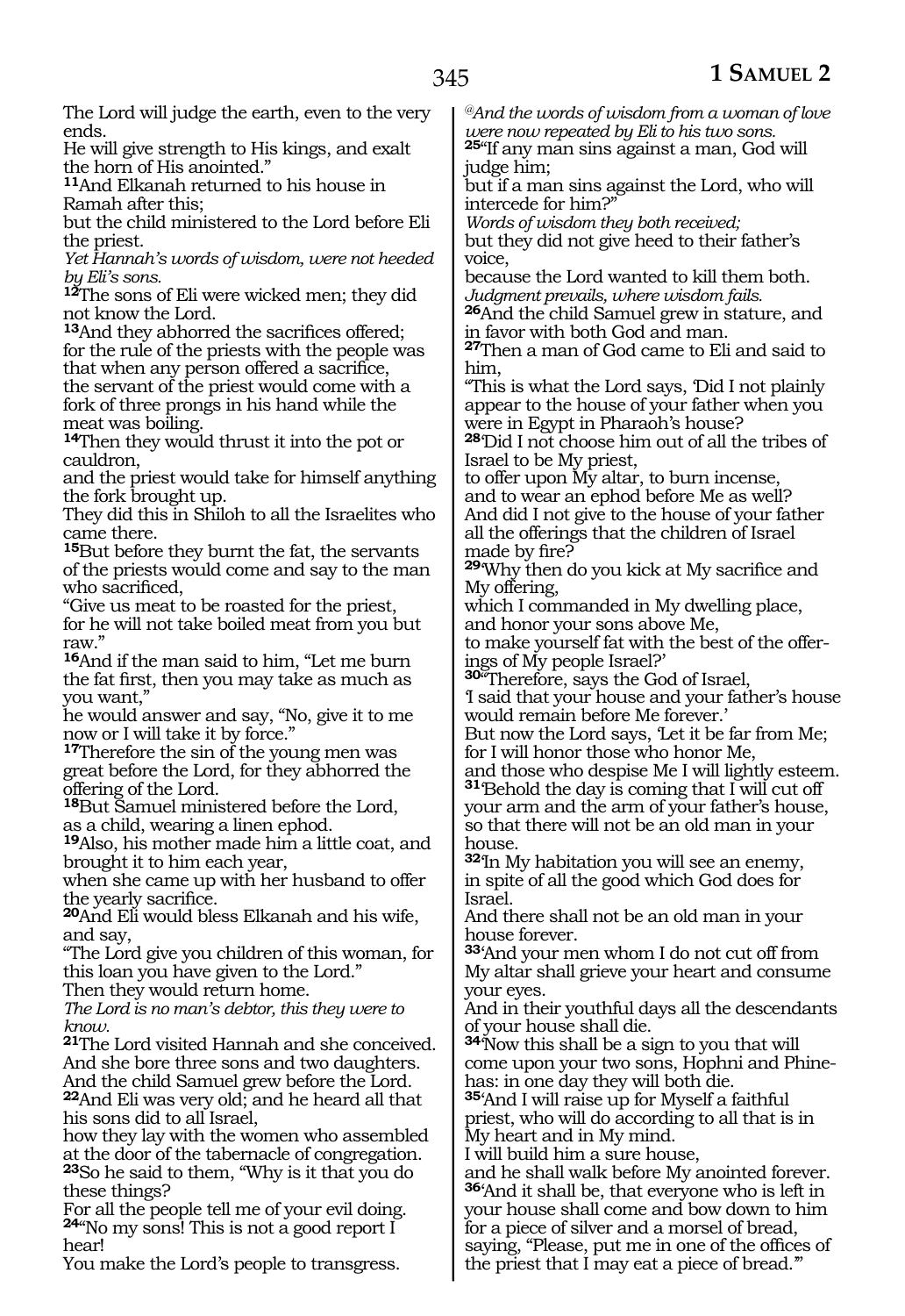The Lord will judge the earth, even to the very ends.
He will give strength to His kings, and exalt the horn of His anointed."

**11**And Elkanah returned to his house in Ramah after this;
but the child ministered to the Lord before Eli the priest.
*Yet Hannah's words of wisdom, were not heeded by Eli's sons.*

**12**The sons of Eli were wicked men; they did not know the Lord.

**13**And they abhorred the sacrifices offered;
for the rule of the priests with the people was that when any person offered a sacrifice,
the servant of the priest would come with a fork of three prongs in his hand while the meat was boiling.

**14**Then they would thrust it into the pot or cauldron,
and the priest would take for himself anything the fork brought up.
They did this in Shiloh to all the Israelites who came there.

**15**But before they burnt the fat, the servants of the priests would come and say to the man who sacrificed,
"Give us meat to be roasted for the priest,
for he will not take boiled meat from you but raw."

**16**And if the man said to him, "Let me burn the fat first, then you may take as much as you want,"
he would answer and say, "No, give it to me now or I will take it by force."

**17**Therefore the sin of the young men was great before the Lord, for they abhorred the offering of the Lord.

**18**But Samuel ministered before the Lord,
as a child, wearing a linen ephod.

**19**Also, his mother made him a little coat, and brought it to him each year,
when she came up with her husband to offer the yearly sacrifice.

**20**And Eli would bless Elkanah and his wife, and say,
"The Lord give you children of this woman, for this loan you have given to the Lord."
Then they would return home.
*The Lord is no man's debtor, this they were to know.*

**21**The Lord visited Hannah and she conceived.
And she bore three sons and two daughters.
And the child Samuel grew before the Lord.

**22**And Eli was very old; and he heard all that his sons did to all Israel,
how they lay with the women who assembled at the door of the tabernacle of congregation.

**23**So he said to them, "Why is it that you do these things?
For all the people tell me of your evil doing.

**24**"No my sons! This is not a good report I hear!
You make the Lord's people to transgress.
*@And the words of wisdom from a woman of love were now repeated by Eli to his two sons.*

**25**"If any man sins against a man, God will judge him;
but if a man sins against the Lord, who will intercede for him?"
*Words of wisdom they both received;*
but they did not give heed to their father's voice,
because the Lord wanted to kill them both.
*Judgment prevails, where wisdom fails.*

**26**And the child Samuel grew in stature, and in favor with both God and man.

**27**Then a man of God came to Eli and said to him,
"This is what the Lord says, 'Did I not plainly appear to the house of your father when you were in Egypt in Pharaoh's house?

**28**'Did I not choose him out of all the tribes of Israel to be My priest,
to offer upon My altar, to burn incense,
and to wear an ephod before Me as well?
And did I not give to the house of your father all the offerings that the children of Israel made by fire?

**29**'Why then do you kick at My sacrifice and My offering,
which I commanded in My dwelling place,
and honor your sons above Me,
to make yourself fat with the best of the offerings of My people Israel?'

**30**"Therefore, says the God of Israel,
'I said that your house and your father's house would remain before Me forever.'
But now the Lord says, 'Let it be far from Me;
for I will honor those who honor Me,
and those who despise Me I will lightly esteem.

**31**'Behold the day is coming that I will cut off your arm and the arm of your father's house,
so that there will not be an old man in your house.

**32**'In My habitation you will see an enemy,
in spite of all the good which God does for Israel.
And there shall not be an old man in your house forever.

**33**'And your men whom I do not cut off from My altar shall grieve your heart and consume your eyes.
And in their youthful days all the descendants of your house shall die.

**34**'Now this shall be a sign to you that will come upon your two sons, Hophni and Phinehas: in one day they will both die.

**35**'And I will raise up for Myself a faithful priest, who will do according to all that is in My heart and in My mind.
I will build him a sure house,
and he shall walk before My anointed forever.

**36**'And it shall be, that everyone who is left in your house shall come and bow down to him for a piece of silver and a morsel of bread,
saying, "Please, put me in one of the offices of the priest that I may eat a piece of bread."'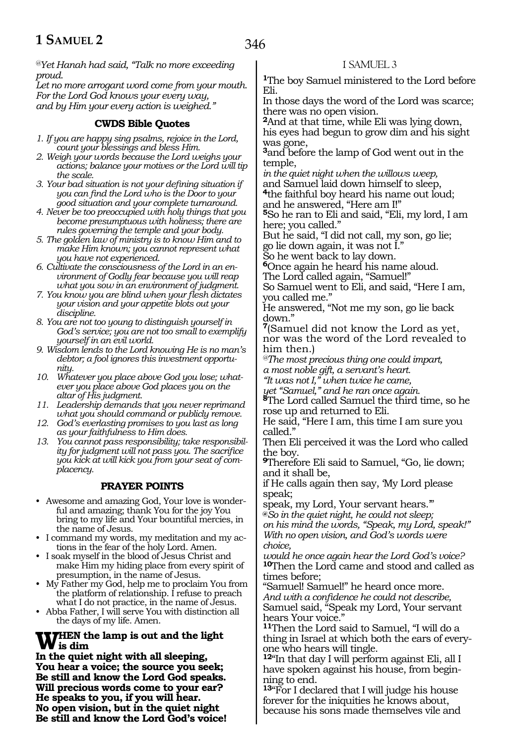*@Yet Hanah had said, "Talk no more exceeding proud.*
*Let no more arrogant word come from your mouth.*
*For the Lord God knows your every way,*
*and by Him your every action is weighed."*

### CWDS Bible Quotes

1. *If you are happy sing psalms, rejoice in the Lord, count your blessings and bless Him.*
2. *Weigh your words because the Lord weighs your actions; balance your motives or the Lord will tip the scale.*
3. *Your bad situation is not your defining situation if you can find the Lord who is the Door to your good situation and your complete turnaround.*
4. *Never be too preoccupied with holy things that you become presumptuous with holiness; there are rules governing the temple and your body.*
5. *The golden law of ministry is to know Him and to make Him known; you cannot represent what you have not experienced.*
6. *Cultivate the consciousness of the Lord in an environment of Godly fear because you will reap what you sow in an environment of judgment.*
7. *You know you are blind when your flesh dictates your vision and your appetite blots out your discipline.*
8. *You are not too young to distinguish yourself in God's service; you are not too small to exemplify yourself in an evil world.*
9. *Wisdom lends to the Lord knowing He is no man's debtor; a fool ignores this investment opportunity.*
10. *Whatever you place above God you lose; whatever you place above God places you on the altar of His judgment.*
11. *Leadership demands that you never reprimand what you should command or publicly remove.*
12. *God's everlasting promises to you last as long as your faithfulness to Him does.*
13. *You cannot pass responsibility; take responsibility for judgment will not pass you. The sacrifice you kick at will kick you from your seat of complacency.*

### PRAYER POINTS

- Awesome and amazing God, Your love is wonderful and amazing; thank You for the joy You bring to my life and Your bountiful mercies, in the name of Jesus.
- I command my words, my meditation and my actions in the fear of the holy Lord. Amen.
- I soak myself in the blood of Jesus Christ and make Him my hiding place from every spirit of presumption, in the name of Jesus.
- My Father my God, help me to proclaim You from the platform of relationship. I refuse to preach what I do not practice, in the name of Jesus.
- Abba Father, I will serve You with distinction all the days of my life. Amen.

**WHEN the lamp is out and the light is dim**
**In the quiet night with all sleeping,**
**You hear a voice; the source you seek;**
**Be still and know the Lord God speaks.**
**Will precious words come to your ear?**
**He speaks to you, if you will hear.**
**No open vision, but in the quiet night**
**Be still and know the Lord God's voice!**

## I SAMUEL 3

**1**The boy Samuel ministered to the Lord before Eli.
In those days the word of the Lord was scarce; there was no open vision.
**2**And at that time, while Eli was lying down, his eyes had begun to grow dim and his sight was gone,
**3**and before the lamp of God went out in the temple,
*in the quiet night when the willows weep,*
and Samuel laid down himself to sleep,
**4**the faithful boy heard his name out loud; and he answered, "Here am I!"
**5**So he ran to Eli and said, "Eli, my lord, I am here; you called."
But he said, "I did not call, my son, go lie; go lie down again, it was not I."
So he went back to lay down.
**6**Once again he heard his name aloud.
The Lord called again, "Samuel!"
So Samuel went to Eli, and said, "Here I am, you called me."
He answered, "Not me my son, go lie back down."
**7**(Samuel did not know the Lord as yet, nor was the word of the Lord revealed to him then.)
*@The most precious thing one could impart,*
*a most noble gift, a servant's heart.*
*"It was not I," when twice he came,*
*yet "Samuel," and he ran once again.*
**8**The Lord called Samuel the third time, so he rose up and returned to Eli.
He said, "Here I am, this time I am sure you called."
Then Eli perceived it was the Lord who called the boy.
**9**Therefore Eli said to Samuel, "Go, lie down; and it shall be,
if He calls again then say, 'My Lord please speak;
speak, my Lord, Your servant hears.'"
*@So in the quiet night, he could not sleep;*
*on his mind the words, "Speak, my Lord, speak!"*
*With no open vision, and God's words were choice,*
*would he once again hear the Lord God's voice?*
**10**Then the Lord came and stood and called as times before;
"Samuel! Samuel!" he heard once more.
*And with a confidence he could not describe,*
Samuel said, "Speak my Lord, Your servant hears Your voice."
**11**Then the Lord said to Samuel, "I will do a thing in Israel at which both the ears of everyone who hears will tingle.
**12**"In that day I will perform against Eli, all I have spoken against his house, from beginning to end.
**13**"For I declared that I will judge his house forever for the iniquities he knows about, because his sons made themselves vile and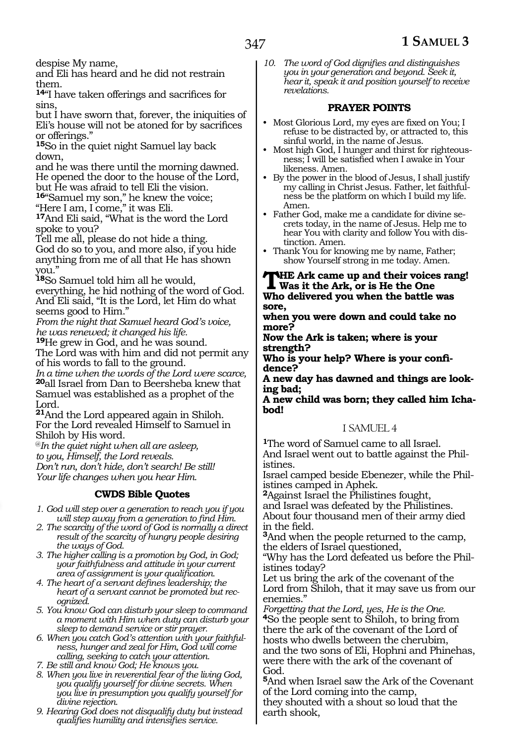despise My name,
and Eli has heard and he did not restrain them.
[14]"I have taken offerings and sacrifices for sins,
but I have sworn that, forever, the iniquities of Eli's house will not be atoned for by sacrifices or offerings."
[15]So in the quiet night Samuel lay back down,
and he was there until the morning dawned.
He opened the door to the house of the Lord,
but He was afraid to tell Eli the vision.
[16]"Samuel my son," he knew the voice;
"Here I am, I come," it was Eli.
[17]And Eli said, "What is the word the Lord spoke to you?
Tell me all, please do not hide a thing.
God do so to you, and more also, if you hide anything from me of all that He has shown you."
[18]So Samuel told him all he would,
everything, he hid nothing of the word of God.
And Eli said, "It is the Lord, let Him do what seems good to Him."
*From the night that Samuel heard God's voice,*
*he was renewed; it changed his life.*
[19]He grew in God, and he was sound.
The Lord was with him and did not permit any of his words to fall to the ground.
*In a time when the words of the Lord were scarce,*
[20]all Israel from Dan to Beersheba knew that Samuel was established as a prophet of the Lord.
[21]And the Lord appeared again in Shiloh.
For the Lord revealed Himself to Samuel in Shiloh by His word.
*@In the quiet night when all are asleep,*
*to you, Himself, the Lord reveals.*
*Don't run, don't hide, don't search! Be still!*
*Your life changes when you hear Him.*

### CWDS Bible Quotes

1. *God will step over a generation to reach you if you will step away from a generation to find Him.*
2. *The scarcity of the word of God is normally a direct result of the scarcity of hungry people desiring the ways of God.*
3. *The higher calling is a promotion by God, in God; your faithfulness and attitude in your current area of assignment is your qualification.*
4. *The heart of a servant defines leadership; the heart of a servant cannot be promoted but recognized.*
5. *You know God can disturb your sleep to command a moment with Him when duty can disturb your sleep to demand service or stir prayer.*
6. *When you catch God's attention with your faithfulness, hunger and zeal for Him, God will come calling, seeking to catch your attention.*
7. *Be still and know God; He knows you.*
8. *When you live in reverential fear of the living God, you qualify yourself for divine secrets. When you live in presumption you qualify yourself for divine rejection.*
9. *Hearing God does not disqualify duty but instead qualifies humility and intensifies service.*
10. *The word of God dignifies and distinguishes you in your generation and beyond. Seek it, hear it, speak it and position yourself to receive revelations.*

### PRAYER POINTS

- Most Glorious Lord, my eyes are fixed on You; I refuse to be distracted by, or attracted to, this sinful world, in the name of Jesus.
- Most high God, I hunger and thirst for righteousness; I will be satisfied when I awake in Your likeness. Amen.
- By the power in the blood of Jesus, I shall justify my calling in Christ Jesus. Father, let faithfulness be the platform on which I build my life. Amen.
- Father God, make me a candidate for divine secrets today, in the name of Jesus. Help me to hear You with clarity and follow You with distinction. Amen.
- Thank You for knowing me by name, Father; show Yourself strong in me today. Amen.

**THE Ark came up and their voices rang!**
**Was it the Ark, or is He the One**
**Who delivered you when the battle was sore,**
**when you were down and could take no more?**
**Now the Ark is taken; where is your strength?**
**Who is your help? Where is your confidence?**
**A new day has dawned and things are looking bad;**
**A new child was born; they called him Ichabod!**

## I SAMUEL 4

[1]The word of Samuel came to all Israel.
And Israel went out to battle against the Philistines.
Israel camped beside Ebenezer, while the Philistines camped in Aphek.
[2]Against Israel the Philistines fought,
and Israel was defeated by the Philistines.
About four thousand men of their army died in the field.
[3]And when the people returned to the camp,
the elders of Israel questioned,
"Why has the Lord defeated us before the Philistines today?
Let us bring the ark of the covenant of the Lord from Shiloh, that it may save us from our enemies."
*Forgetting that the Lord, yes, He is the One.*
[4]So the people sent to Shiloh, to bring from there the ark of the covenant of the Lord of hosts who dwells between the cherubim,
and the two sons of Eli, Hophni and Phinehas, were there with the ark of the covenant of God.
[5]And when Israel saw the Ark of the Covenant of the Lord coming into the camp,
they shouted with a shout so loud that the earth shook,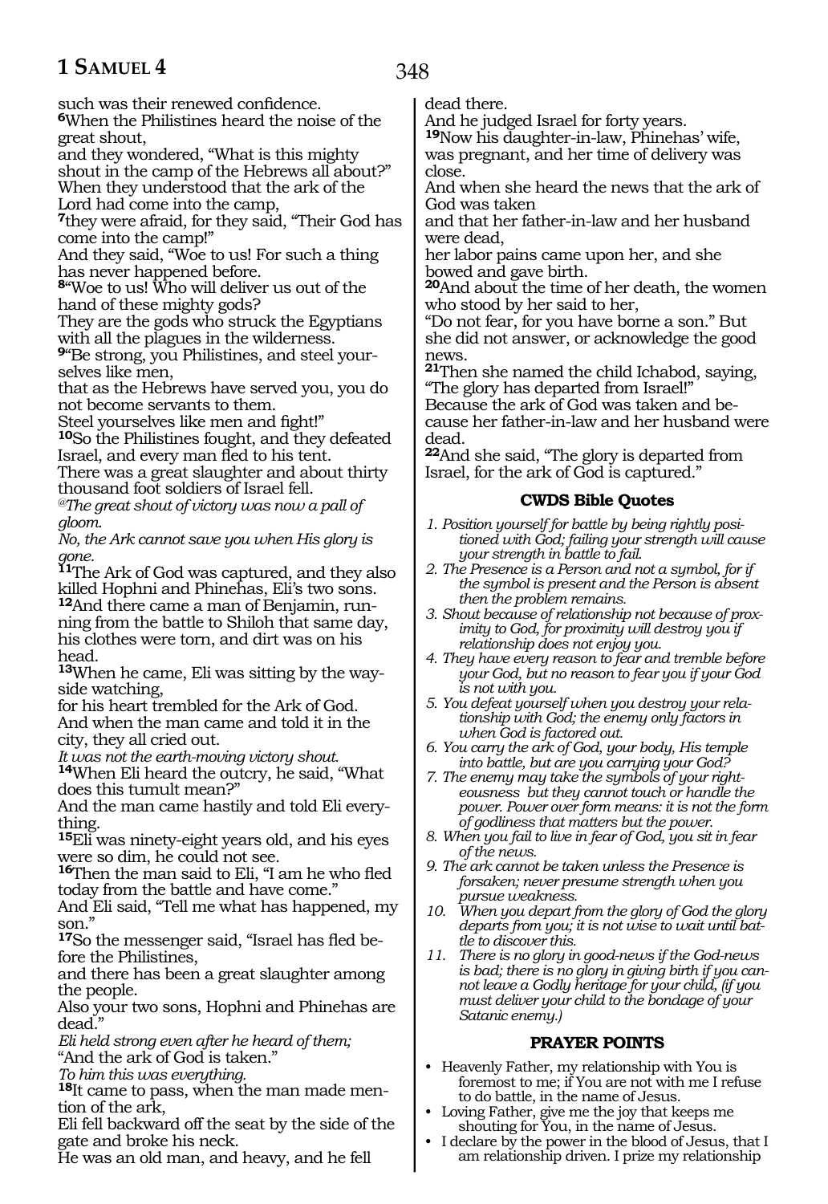such was their renewed confidence.

**6**When the Philistines heard the noise of the great shout,
and they wondered, "What is this mighty shout in the camp of the Hebrews all about?"
When they understood that the ark of the Lord had come into the camp,
**7**they were afraid, for they said, "Their God has come into the camp!"
And they said, "Woe to us! For such a thing has never happened before.
**8**"Woe to us! Who will deliver us out of the hand of these mighty gods?
They are the gods who struck the Egyptians with all the plagues in the wilderness.
**9**"Be strong, you Philistines, and steel yourselves like men,
that as the Hebrews have served you, you do not become servants to them.
Steel yourselves like men and fight!"
**10**So the Philistines fought, and they defeated Israel, and every man fled to his tent.
There was a great slaughter and about thirty thousand foot soldiers of Israel fell.
*@The great shout of victory was now a pall of gloom.*
*No, the Ark cannot save you when His glory is gone.*
**11**The Ark of God was captured, and they also killed Hophni and Phinehas, Eli's two sons.
**12**And there came a man of Benjamin, running from the battle to Shiloh that same day, his clothes were torn, and dirt was on his head.
**13**When he came, Eli was sitting by the wayside watching,
for his heart trembled for the Ark of God.
And when the man came and told it in the city, they all cried out.
*It was not the earth-moving victory shout.*
**14**When Eli heard the outcry, he said, "What does this tumult mean?"
And the man came hastily and told Eli everything.
**15**Eli was ninety-eight years old, and his eyes were so dim, he could not see.
**16**Then the man said to Eli, "I am he who fled today from the battle and have come."
And Eli said, "Tell me what has happened, my son."
**17**So the messenger said, "Israel has fled before the Philistines,
and there has been a great slaughter among the people.
Also your two sons, Hophni and Phinehas are dead."
*Eli held strong even after he heard of them;*
"And the ark of God is taken."
*To him this was everything.*
**18**It came to pass, when the man made mention of the ark,
Eli fell backward off the seat by the side of the gate and broke his neck.
He was an old man, and heavy, and he fell dead there.
And he judged Israel for forty years.
**19**Now his daughter-in-law, Phinehas' wife, was pregnant, and her time of delivery was close.
And when she heard the news that the ark of God was taken
and that her father-in-law and her husband were dead,
her labor pains came upon her, and she bowed and gave birth.
**20**And about the time of her death, the women who stood by her said to her,
"Do not fear, for you have borne a son." But she did not answer, or acknowledge the good news.
**21**Then she named the child Ichabod, saying, "The glory has departed from Israel!"
Because the ark of God was taken and because her father-in-law and her husband were dead.
**22**And she said, "The glory is departed from Israel, for the ark of God is captured."

### CWDS Bible Quotes

1. *Position yourself for battle by being rightly positioned with God; failing your strength will cause your strength in battle to fail.*
2. *The Presence is a Person and not a symbol, for if the symbol is present and the Person is absent then the problem remains.*
3. *Shout because of relationship not because of proximity to God, for proximity will destroy you if relationship does not enjoy you.*
4. *They have every reason to fear and tremble before your God, but no reason to fear you if your God is not with you.*
5. *You defeat yourself when you destroy your relationship with God; the enemy only factors in when God is factored out.*
6. *You carry the ark of God, your body, His temple into battle, but are you carrying your God?*
7. *The enemy may take the symbols of your righteousness but they cannot touch or handle the power. Power over form means: it is not the form of godliness that matters but the power.*
8. *When you fail to live in fear of God, you sit in fear of the news.*
9. *The ark cannot be taken unless the Presence is forsaken; never presume strength when you pursue weakness.*
10. *When you depart from the glory of God the glory departs from you; it is not wise to wait until battle to discover this.*
11. *There is no glory in good-news if the God-news is bad; there is no glory in giving birth if you cannot leave a Godly heritage for your child, (if you must deliver your child to the bondage of your Satanic enemy.)*

### PRAYER POINTS

- Heavenly Father, my relationship with You is foremost to me; if You are not with me I refuse to do battle, in the name of Jesus.
- Loving Father, give me the joy that keeps me shouting for You, in the name of Jesus.
- I declare by the power in the blood of Jesus, that I am relationship driven. I prize my relationship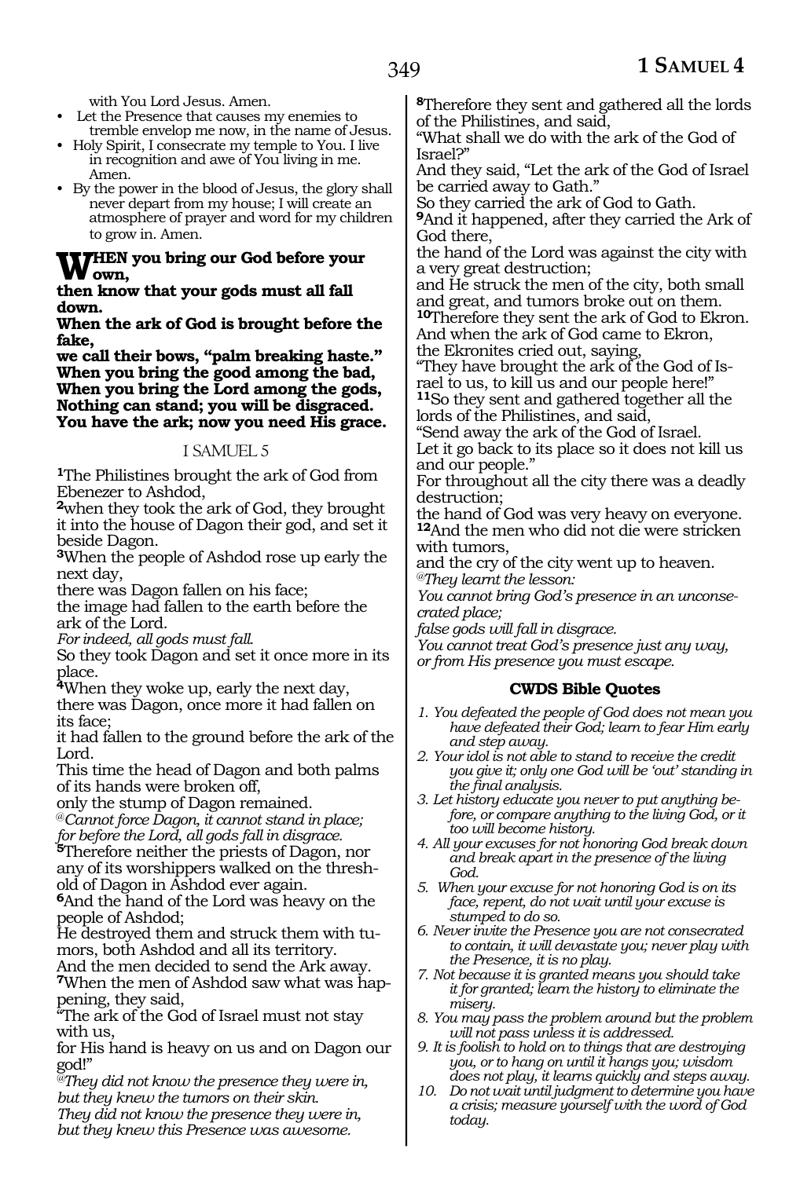with You Lord Jesus. Amen.

- Let the Presence that causes my enemies to tremble envelop me now, in the name of Jesus.
- Holy Spirit, I consecrate my temple to You. I live in recognition and awe of You living in me. Amen.
- By the power in the blood of Jesus, the glory shall never depart from my house; I will create an atmosphere of prayer and word for my children to grow in. Amen.

**WHEN you bring our God before your own,**
**then know that your gods must all fall down.**
**When the ark of God is brought before the fake,**
**we call their bows, "palm breaking haste."**
**When you bring the good among the bad,**
**When you bring the Lord among the gods,**
**Nothing can stand; you will be disgraced.**
**You have the ark; now you need His grace.**

## I SAMUEL 5

**1**The Philistines brought the ark of God from Ebenezer to Ashdod,
**2**when they took the ark of God, they brought it into the house of Dagon their god, and set it beside Dagon.
**3**When the people of Ashdod rose up early the next day,
there was Dagon fallen on his face;
the image had fallen to the earth before the ark of the Lord.
*For indeed, all gods must fall.*
So they took Dagon and set it once more in its place.
**4**When they woke up, early the next day,
there was Dagon, once more it had fallen on its face;
it had fallen to the ground before the ark of the Lord.
This time the head of Dagon and both palms of its hands were broken off,
only the stump of Dagon remained.
*@Cannot force Dagon, it cannot stand in place;*
*for before the Lord, all gods fall in disgrace.*
**5**Therefore neither the priests of Dagon, nor any of its worshippers walked on the threshold of Dagon in Ashdod ever again.
**6**And the hand of the Lord was heavy on the people of Ashdod;
He destroyed them and struck them with tumors, both Ashdod and all its territory.
And the men decided to send the Ark away.
**7**When the men of Ashdod saw what was happening, they said,
"The ark of the God of Israel must not stay with us,
for His hand is heavy on us and on Dagon our god!"
*@They did not know the presence they were in,*
*but they knew the tumors on their skin.*
*They did not know the presence they were in,*
*but they knew this Presence was awesome.*

**8**Therefore they sent and gathered all the lords of the Philistines, and said,
"What shall we do with the ark of the God of Israel?"
And they said, "Let the ark of the God of Israel be carried away to Gath."
So they carried the ark of God to Gath.
**9**And it happened, after they carried the Ark of God there,
the hand of the Lord was against the city with a very great destruction;
and He struck the men of the city, both small and great, and tumors broke out on them.
**10**Therefore they sent the ark of God to Ekron.
And when the ark of God came to Ekron,
the Ekronites cried out, saying,
"They have brought the ark of the God of Israel to us, to kill us and our people here!"
**11**So they sent and gathered together all the lords of the Philistines, and said,
"Send away the ark of the God of Israel.
Let it go back to its place so it does not kill us and our people."
For throughout all the city there was a deadly destruction;
the hand of God was very heavy on everyone.
**12**And the men who did not die were stricken with tumors,
and the cry of the city went up to heaven.
*@They learnt the lesson:*
*You cannot bring God's presence in an unconsecrated place;*
*false gods will fall in disgrace.*
*You cannot treat God's presence just any way,*
*or from His presence you must escape.*

### CWDS Bible Quotes

1. *You defeated the people of God does not mean you have defeated their God; learn to fear Him early and step away.*
2. *Your idol is not able to stand to receive the credit you give it; only one God will be 'out' standing in the final analysis.*
3. *Let history educate you never to put anything before, or compare anything to the living God, or it too will become history.*
4. *All your excuses for not honoring God break down and break apart in the presence of the living God.*
5. *When your excuse for not honoring God is on its face, repent, do not wait until your excuse is stumped to do so.*
6. *Never invite the Presence you are not consecrated to contain, it will devastate you; never play with the Presence, it is no play.*
7. *Not because it is granted means you should take it for granted; learn the history to eliminate the misery.*
8. *You may pass the problem around but the problem will not pass unless it is addressed.*
9. *It is foolish to hold on to things that are destroying you, or to hang on until it hangs you; wisdom does not play, it learns quickly and steps away.*
10. *Do not wait until judgment to determine you have a crisis; measure yourself with the word of God today.*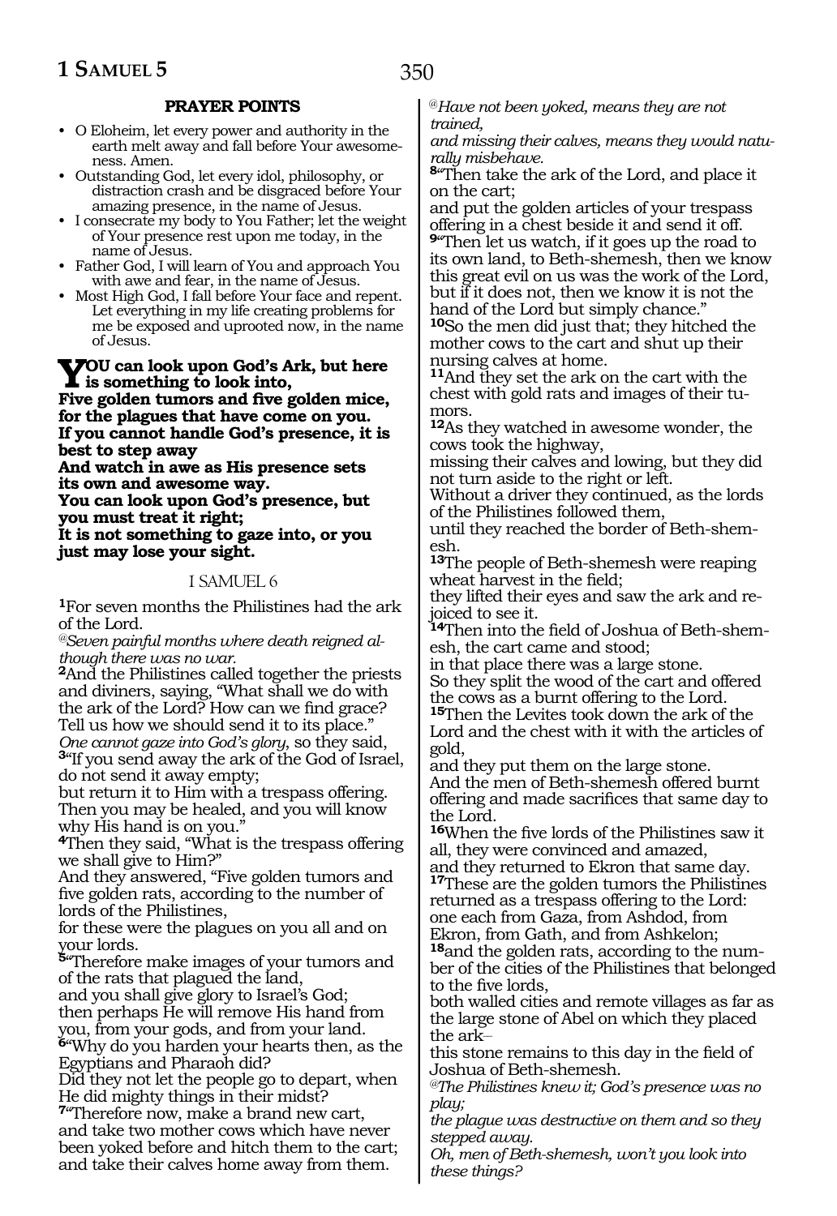## PRAYER POINTS

- O Eloheim, let every power and authority in the earth melt away and fall before Your awesomeness. Amen.
- Outstanding God, let every idol, philosophy, or distraction crash and be disgraced before Your amazing presence, in the name of Jesus.
- I consecrate my body to You Father; let the weight of Your presence rest upon me today, in the name of Jesus.
- Father God, I will learn of You and approach You with awe and fear, in the name of Jesus.
- Most High God, I fall before Your face and repent. Let everything in my life creating problems for me be exposed and uprooted now, in the name of Jesus.

**YOU can look upon God's Ark, but here is something to look into,**
**Five golden tumors and five golden mice, for the plagues that have come on you.**
**If you cannot handle God's presence, it is best to step away**
**And watch in awe as His presence sets its own and awesome way.**
**You can look upon God's presence, but you must treat it right;**
**It is not something to gaze into, or you just may lose your sight.**

## I SAMUEL 6

**1**For seven months the Philistines had the ark of the Lord.
*@Seven painful months where death reigned although there was no war.*
**2**And the Philistines called together the priests and diviners, saying, "What shall we do with the ark of the Lord? How can we find grace? Tell us how we should send it to its place."
*One cannot gaze into God's glory*, so they said,
**3**"If you send away the ark of the God of Israel, do not send it away empty;
but return it to Him with a trespass offering. Then you may be healed, and you will know why His hand is on you."
**4**Then they said, "What is the trespass offering we shall give to Him?"
And they answered, "Five golden tumors and five golden rats, according to the number of lords of the Philistines,
for these were the plagues on you all and on your lords.
**5**"Therefore make images of your tumors and of the rats that plagued the land,
and you shall give glory to Israel's God;
then perhaps He will remove His hand from you, from your gods, and from your land.
**6**"Why do you harden your hearts then, as the Egyptians and Pharaoh did?
Did they not let the people go to depart, when He did mighty things in their midst?
**7**"Therefore now, make a brand new cart,
and take two mother cows which have never been yoked before and hitch them to the cart;
and take their calves home away from them.
*@Have not been yoked, means they are not trained,*
*and missing their calves, means they would naturally misbehave.*
**8**"Then take the ark of the Lord, and place it on the cart;
and put the golden articles of your trespass offering in a chest beside it and send it off.
**9**"Then let us watch, if it goes up the road to its own land, to Beth-shemesh, then we know this great evil on us was the work of the Lord, but if it does not, then we know it is not the hand of the Lord but simply chance."
**10**So the men did just that; they hitched the mother cows to the cart and shut up their nursing calves at home.
**11**And they set the ark on the cart with the chest with gold rats and images of their tumors.
**12**As they watched in awesome wonder, the cows took the highway,
missing their calves and lowing, but they did not turn aside to the right or left.
Without a driver they continued, as the lords of the Philistines followed them,
until they reached the border of Beth-shemesh.
**13**The people of Beth-shemesh were reaping wheat harvest in the field;
they lifted their eyes and saw the ark and rejoiced to see it.
**14**Then into the field of Joshua of Beth-shemesh, the cart came and stood;
in that place there was a large stone.
So they split the wood of the cart and offered the cows as a burnt offering to the Lord.
**15**Then the Levites took down the ark of the Lord and the chest with it with the articles of gold,
and they put them on the large stone.
And the men of Beth-shemesh offered burnt offering and made sacrifices that same day to the Lord.
**16**When the five lords of the Philistines saw it all, they were convinced and amazed,
and they returned to Ekron that same day.
**17**These are the golden tumors the Philistines returned as a trespass offering to the Lord:
one each from Gaza, from Ashdod, from Ekron, from Gath, and from Ashkelon;
**18**and the golden rats, according to the number of the cities of the Philistines that belonged to the five lords,
both walled cities and remote villages as far as the large stone of Abel on which they placed the ark–
this stone remains to this day in the field of Joshua of Beth-shemesh.
*@The Philistines knew it; God's presence was no play;*
*the plague was destructive on them and so they stepped away.*
*Oh, men of Beth-shemesh, won't you look into these things?*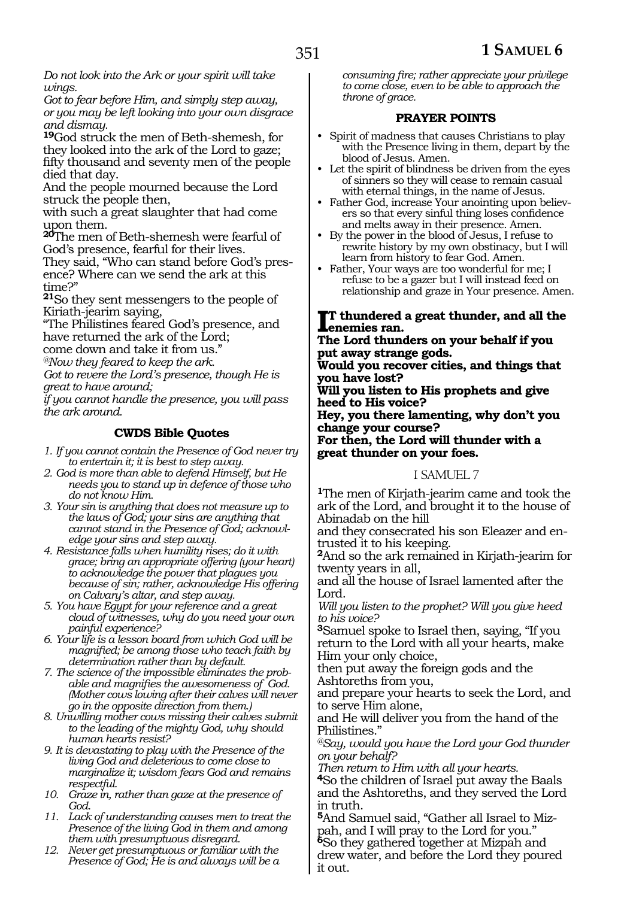*Do not look into the Ark or your spirit will take wings.*
*Got to fear before Him, and simply step away, or you may be left looking into your own disgrace and dismay.*

**19**God struck the men of Beth-shemesh, for they looked into the ark of the Lord to gaze; fifty thousand and seventy men of the people died that day.
And the people mourned because the Lord struck the people then,
with such a great slaughter that had come upon them.
**20**The men of Beth-shemesh were fearful of God's presence, fearful for their lives.
They said, "Who can stand before God's presence? Where can we send the ark at this time?"
**21**So they sent messengers to the people of Kiriath-jearim saying,
"The Philistines feared God's presence, and have returned the ark of the Lord;
come down and take it from us."
*@Now they feared to keep the ark.*
*Got to revere the Lord's presence, though He is great to have around;*
*if you cannot handle the presence, you will pass the ark around.*

### CWDS Bible Quotes

1. *If you cannot contain the Presence of God never try to entertain it; it is best to step away.*
2. *God is more than able to defend Himself, but He needs you to stand up in defence of those who do not know Him.*
3. *Your sin is anything that does not measure up to the laws of God; your sins are anything that cannot stand in the Presence of God; acknowledge your sins and step away.*
4. *Resistance falls when humility rises; do it with grace; bring an appropriate offering (your heart) to acknowledge the power that plagues you because of sin; rather, acknowledge His offering on Calvary's altar, and step away.*
5. *You have Egypt for your reference and a great cloud of witnesses, why do you need your own painful experience?*
6. *Your life is a lesson board from which God will be magnified; be among those who teach faith by determination rather than by default.*
7. *The science of the impossible eliminates the probable and magnifies the awesomeness of God. (Mother cows lowing after their calves will never go in the opposite direction from them.)*
8. *Unwilling mother cows missing their calves submit to the leading of the mighty God, why should human hearts resist?*
9. *It is devastating to play with the Presence of the living God and deleterious to come close to marginalize it; wisdom fears God and remains respectful.*
10. *Graze in, rather than gaze at the presence of God.*
11. *Lack of understanding causes men to treat the Presence of the living God in them and among them with presumptuous disregard.*
12. *Never get presumptuous or familiar with the Presence of God; He is and always will be a consuming fire; rather appreciate your privilege to come close, even to be able to approach the throne of grace.*

### PRAYER POINTS

- Spirit of madness that causes Christians to play with the Presence living in them, depart by the blood of Jesus. Amen.
- Let the spirit of blindness be driven from the eyes of sinners so they will cease to remain casual with eternal things, in the name of Jesus.
- Father God, increase Your anointing upon believers so that every sinful thing loses confidence and melts away in their presence. Amen.
- By the power in the blood of Jesus, I refuse to rewrite history by my own obstinacy, but I will learn from history to fear God. Amen.
- Father, Your ways are too wonderful for me; I refuse to be a gazer but I will instead feed on relationship and graze in Your presence. Amen.

**It thundered a great thunder, and all the enemies ran.**
**The Lord thunders on your behalf if you put away strange gods.**
**Would you recover cities, and things that you have lost?**
**Will you listen to His prophets and give heed to His voice?**
**Hey, you there lamenting, why don't you change your course?**
**For then, the Lord will thunder with a great thunder on your foes.**

## I SAMUEL 7

**1**The men of Kirjath-jearim came and took the ark of the Lord, and brought it to the house of Abinadab on the hill
and they consecrated his son Eleazer and entrusted it to his keeping.
**2**And so the ark remained in Kirjath-jearim for twenty years in all,
and all the house of Israel lamented after the Lord.
*Will you listen to the prophet? Will you give heed to his voice?*
**3**Samuel spoke to Israel then, saying, "If you return to the Lord with all your hearts, make Him your only choice,
then put away the foreign gods and the Ashtoreths from you,
and prepare your hearts to seek the Lord, and to serve Him alone,
and He will deliver you from the hand of the Philistines."
*@Say, would you have the Lord your God thunder on your behalf?*
*Then return to Him with all your hearts.*
**4**So the children of Israel put away the Baals and the Ashtoreths, and they served the Lord in truth.
**5**And Samuel said, "Gather all Israel to Mizpah, and I will pray to the Lord for you."
**6**So they gathered together at Mizpah and drew water, and before the Lord they poured it out.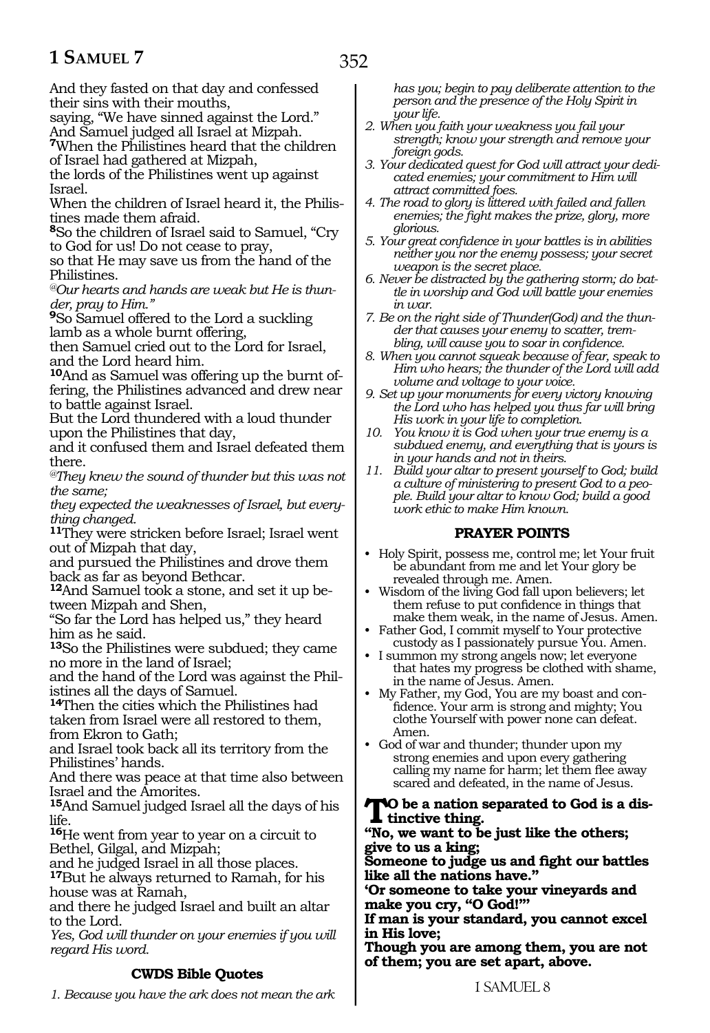And they fasted on that day and confessed their sins with their mouths,
saying, "We have sinned against the Lord."
And Samuel judged all Israel at Mizpah.
**7**When the Philistines heard that the children of Israel had gathered at Mizpah,
the lords of the Philistines went up against Israel.
When the children of Israel heard it, the Philistines made them afraid.
**8**So the children of Israel said to Samuel, "Cry to God for us! Do not cease to pray,
so that He may save us from the hand of the Philistines.
*@Our hearts and hands are weak but He is thunder, pray to Him."*
**9**So Samuel offered to the Lord a suckling lamb as a whole burnt offering,
then Samuel cried out to the Lord for Israel, and the Lord heard him.
**10**And as Samuel was offering up the burnt offering, the Philistines advanced and drew near to battle against Israel.
But the Lord thundered with a loud thunder upon the Philistines that day,
and it confused them and Israel defeated them there.
*@They knew the sound of thunder but this was not the same;*
*they expected the weaknesses of Israel, but everything changed.*
**11**They were stricken before Israel; Israel went out of Mizpah that day,
and pursued the Philistines and drove them back as far as beyond Bethcar.
**12**And Samuel took a stone, and set it up between Mizpah and Shen,
"So far the Lord has helped us," they heard him as he said.
**13**So the Philistines were subdued; they came no more in the land of Israel;
and the hand of the Lord was against the Philistines all the days of Samuel.
**14**Then the cities which the Philistines had taken from Israel were all restored to them, from Ekron to Gath;
and Israel took back all its territory from the Philistines' hands.
And there was peace at that time also between Israel and the Amorites.
**15**And Samuel judged Israel all the days of his life.
**16**He went from year to year on a circuit to Bethel, Gilgal, and Mizpah;
and he judged Israel in all those places.
**17**But he always returned to Ramah, for his house was at Ramah,
and there he judged Israel and built an altar to the Lord.
*Yes, God will thunder on your enemies if you will regard His word.*

### CWDS Bible Quotes

1. *Because you have the ark does not mean the ark has you; begin to pay deliberate attention to the person and the presence of the Holy Spirit in your life.*
2. *When you faith your weakness you fail your strength; know your strength and remove your foreign gods.*
3. *Your dedicated quest for God will attract your dedicated enemies; your commitment to Him will attract committed foes.*
4. *The road to glory is littered with failed and fallen enemies; the fight makes the prize, glory, more glorious.*
5. *Your great confidence in your battles is in abilities neither you nor the enemy possess; your secret weapon is the secret place.*
6. *Never be distracted by the gathering storm; do battle in worship and God will battle your enemies in war.*
7. *Be on the right side of Thunder(God) and the thunder that causes your enemy to scatter, trembling, will cause you to soar in confidence.*
8. *When you cannot squeak because of fear, speak to Him who hears; the thunder of the Lord will add volume and voltage to your voice.*
9. *Set up your monuments for every victory knowing the Lord who has helped you thus far will bring His work in your life to completion.*
10. *You know it is God when your true enemy is a subdued enemy, and everything that is yours is in your hands and not in theirs.*
11. *Build your altar to present yourself to God; build a culture of ministering to present God to a people. Build your altar to know God; build a good work ethic to make Him known.*

### PRAYER POINTS

- Holy Spirit, possess me, control me; let Your fruit be abundant from me and let Your glory be revealed through me. Amen.
- Wisdom of the living God fall upon believers; let them refuse to put confidence in things that make them weak, in the name of Jesus. Amen.
- Father God, I commit myself to Your protective custody as I passionately pursue You. Amen.
- I summon my strong angels now; let everyone that hates my progress be clothed with shame, in the name of Jesus. Amen.
- My Father, my God, You are my boast and confidence. Your arm is strong and mighty; You clothe Yourself with power none can defeat. Amen.
- God of war and thunder; thunder upon my strong enemies and upon every gathering calling my name for harm; let them flee away scared and defeated, in the name of Jesus.

**TO be a nation separated to God is a distinctive thing.**
**"No, we want to be just like the others; give to us a king;**
**Someone to judge us and fight our battles like all the nations have."**
**'Or someone to take your vineyards and make you cry, "O God!"'**
**If man is your standard, you cannot excel in His love;**
**Though you are among them, you are not of them; you are set apart, above.**

I SAMUEL 8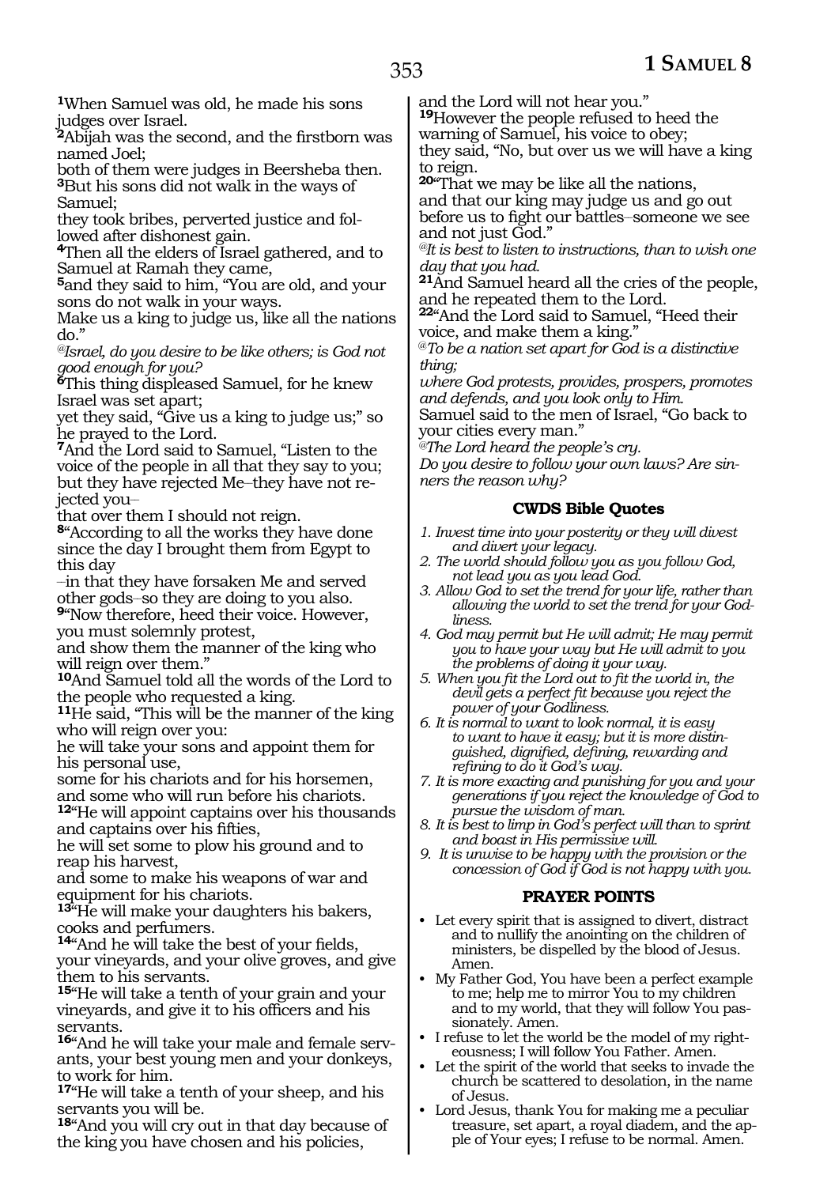**1**When Samuel was old, he made his sons judges over Israel.
**2**Abijah was the second, and the firstborn was named Joel;
both of them were judges in Beersheba then.
**3**But his sons did not walk in the ways of Samuel;
they took bribes, perverted justice and followed after dishonest gain.
**4**Then all the elders of Israel gathered, and to Samuel at Ramah they came,
**5**and they said to him, "You are old, and your sons do not walk in your ways.
Make us a king to judge us, like all the nations do."
*@Israel, do you desire to be like others; is God not good enough for you?*
**6**This thing displeased Samuel, for he knew Israel was set apart;
yet they said, "Give us a king to judge us;" so he prayed to the Lord.
**7**And the Lord said to Samuel, "Listen to the voice of the people in all that they say to you; but they have rejected Me–they have not rejected you–
that over them I should not reign.
**8**"According to all the works they have done since the day I brought them from Egypt to this day
–in that they have forsaken Me and served other gods–so they are doing to you also.
**9**"Now therefore, heed their voice. However, you must solemnly protest,
and show them the manner of the king who will reign over them."
**10**And Samuel told all the words of the Lord to the people who requested a king.
**11**He said, "This will be the manner of the king who will reign over you:
he will take your sons and appoint them for his personal use,
some for his chariots and for his horsemen, and some who will run before his chariots.
**12**"He will appoint captains over his thousands and captains over his fifties,
he will set some to plow his ground and to reap his harvest,
and some to make his weapons of war and equipment for his chariots.
**13**"He will make your daughters his bakers, cooks and perfumers.
**14**"And he will take the best of your fields, your vineyards, and your olive groves, and give them to his servants.
**15**"He will take a tenth of your grain and your vineyards, and give it to his officers and his servants.
**16**"And he will take your male and female servants, your best young men and your donkeys, to work for him.
**17**"He will take a tenth of your sheep, and his servants you will be.
**18**"And you will cry out in that day because of the king you have chosen and his policies,
and the Lord will not hear you."
**19**However the people refused to heed the warning of Samuel, his voice to obey;
they said, "No, but over us we will have a king to reign.
**20**"That we may be like all the nations,
and that our king may judge us and go out before us to fight our battles–someone we see and not just God."
*@It is best to listen to instructions, than to wish one day that you had.*
**21**And Samuel heard all the cries of the people, and he repeated them to the Lord.
**22**"And the Lord said to Samuel, "Heed their voice, and make them a king."
*@To be a nation set apart for God is a distinctive thing;*
*where God protests, provides, prospers, promotes and defends, and you look only to Him.*
Samuel said to the men of Israel, "Go back to your cities every man."
*@The Lord heard the people's cry.*
*Do you desire to follow your own laws? Are sinners the reason why?*

### CWDS Bible Quotes

1. *Invest time into your posterity or they will divest and divert your legacy.*
2. *The world should follow you as you follow God, not lead you as you lead God.*
3. *Allow God to set the trend for your life, rather than allowing the world to set the trend for your Godliness.*
4. *God may permit but He will admit; He may permit you to have your way but He will admit to you the problems of doing it your way.*
5. *When you fit the Lord out to fit the world in, the devil gets a perfect fit because you reject the power of your Godliness.*
6. *It is normal to want to look normal, it is easy to want to have it easy; but it is more distinguished, dignified, defining, rewarding and refining to do it God's way.*
7. *It is more exacting and punishing for you and your generations if you reject the knowledge of God to pursue the wisdom of man.*
8. *It is best to limp in God's perfect will than to sprint and boast in His permissive will.*
9. *It is unwise to be happy with the provision or the concession of God if God is not happy with you.*

### PRAYER POINTS

- Let every spirit that is assigned to divert, distract and to nullify the anointing on the children of ministers, be dispelled by the blood of Jesus. Amen.
- My Father God, You have been a perfect example to me; help me to mirror You to my children and to my world, that they will follow You passionately. Amen.
- I refuse to let the world be the model of my righteousness; I will follow You Father. Amen.
- Let the spirit of the world that seeks to invade the church be scattered to desolation, in the name of Jesus.
- Lord Jesus, thank You for making me a peculiar treasure, set apart, a royal diadem, and the apple of Your eyes; I refuse to be normal. Amen.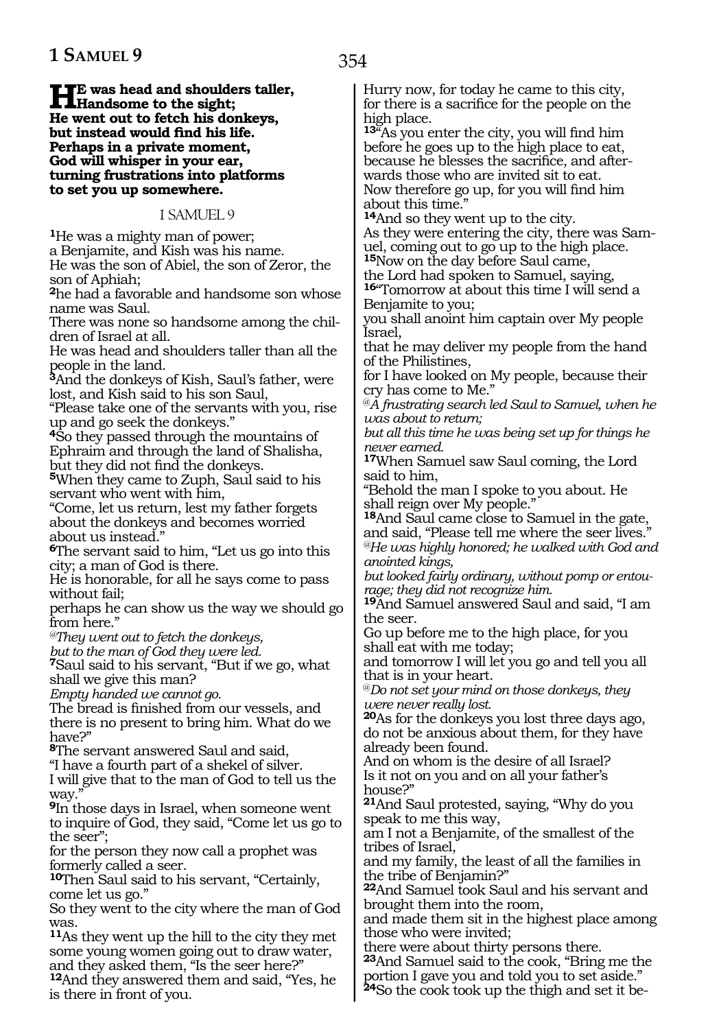**He was head and shoulders taller,**
**Handsome to the sight;**
**He went out to fetch his donkeys,**
**but instead would find his life.**
**Perhaps in a private moment,**
**God will whisper in your ear,**
**turning frustrations into platforms**
**to set you up somewhere.**

I SAMUEL 9

**1**He was a mighty man of power;
a Benjamite, and Kish was his name.
He was the son of Abiel, the son of Zeror, the son of Aphiah;
**2**he had a favorable and handsome son whose name was Saul.
There was none so handsome among the children of Israel at all.
He was head and shoulders taller than all the people in the land.
**3**And the donkeys of Kish, Saul's father, were lost, and Kish said to his son Saul,
"Please take one of the servants with you, rise up and go seek the donkeys."
**4**So they passed through the mountains of Ephraim and through the land of Shalisha, but they did not find the donkeys.
**5**When they came to Zuph, Saul said to his servant who went with him,
"Come, let us return, lest my father forgets about the donkeys and becomes worried about us instead."
**6**The servant said to him, "Let us go into this city; a man of God is there.
He is honorable, for all he says come to pass without fail;
perhaps he can show us the way we should go from here."
*@They went out to fetch the donkeys,*
*but to the man of God they were led.*
**7**Saul said to his servant, "But if we go, what shall we give this man?
*Empty handed we cannot go.*
The bread is finished from our vessels, and there is no present to bring him. What do we have?"
**8**The servant answered Saul and said,
"I have a fourth part of a shekel of silver.
I will give that to the man of God to tell us the way."
**9**In those days in Israel, when someone went to inquire of God, they said, "Come let us go to the seer";
for the person they now call a prophet was formerly called a seer.
**10**Then Saul said to his servant, "Certainly, come let us go."
So they went to the city where the man of God was.
**11**As they went up the hill to the city they met some young women going out to draw water, and they asked them, "Is the seer here?"
**12**And they answered them and said, "Yes, he is there in front of you.
Hurry now, for today he came to this city, for there is a sacrifice for the people on the high place.
**13**"As you enter the city, you will find him before he goes up to the high place to eat, because he blesses the sacrifice, and afterwards those who are invited sit to eat.
Now therefore go up, for you will find him about this time."
**14**And so they went up to the city.
As they were entering the city, there was Samuel, coming out to go up to the high place.
**15**Now on the day before Saul came,
the Lord had spoken to Samuel, saying,
**16**"Tomorrow at about this time I will send a Benjamite to you;
you shall anoint him captain over My people Israel,
that he may deliver my people from the hand of the Philistines,
for I have looked on My people, because their cry has come to Me."
*@A frustrating search led Saul to Samuel, when he was about to return;*
*but all this time he was being set up for things he never earned.*
**17**When Samuel saw Saul coming, the Lord said to him,
"Behold the man I spoke to you about. He shall reign over My people."
**18**And Saul came close to Samuel in the gate, and said, "Please tell me where the seer lives."
*@He was highly honored; he walked with God and anointed kings,*
*but looked fairly ordinary, without pomp or entourage; they did not recognize him.*
**19**And Samuel answered Saul and said, "I am the seer.
Go up before me to the high place, for you shall eat with me today;
and tomorrow I will let you go and tell you all that is in your heart.
*@Do not set your mind on those donkeys, they were never really lost.*
**20**As for the donkeys you lost three days ago, do not be anxious about them, for they have already been found.
And on whom is the desire of all Israel?
Is it not on you and on all your father's house?"
**21**And Saul protested, saying, "Why do you speak to me this way,
am I not a Benjamite, of the smallest of the tribes of Israel,
and my family, the least of all the families in the tribe of Benjamin?"
**22**And Samuel took Saul and his servant and brought them into the room,
and made them sit in the highest place among those who were invited;
there were about thirty persons there.
**23**And Samuel said to the cook, "Bring me the portion I gave you and told you to set aside."
**24**So the cook took up the thigh and set it be-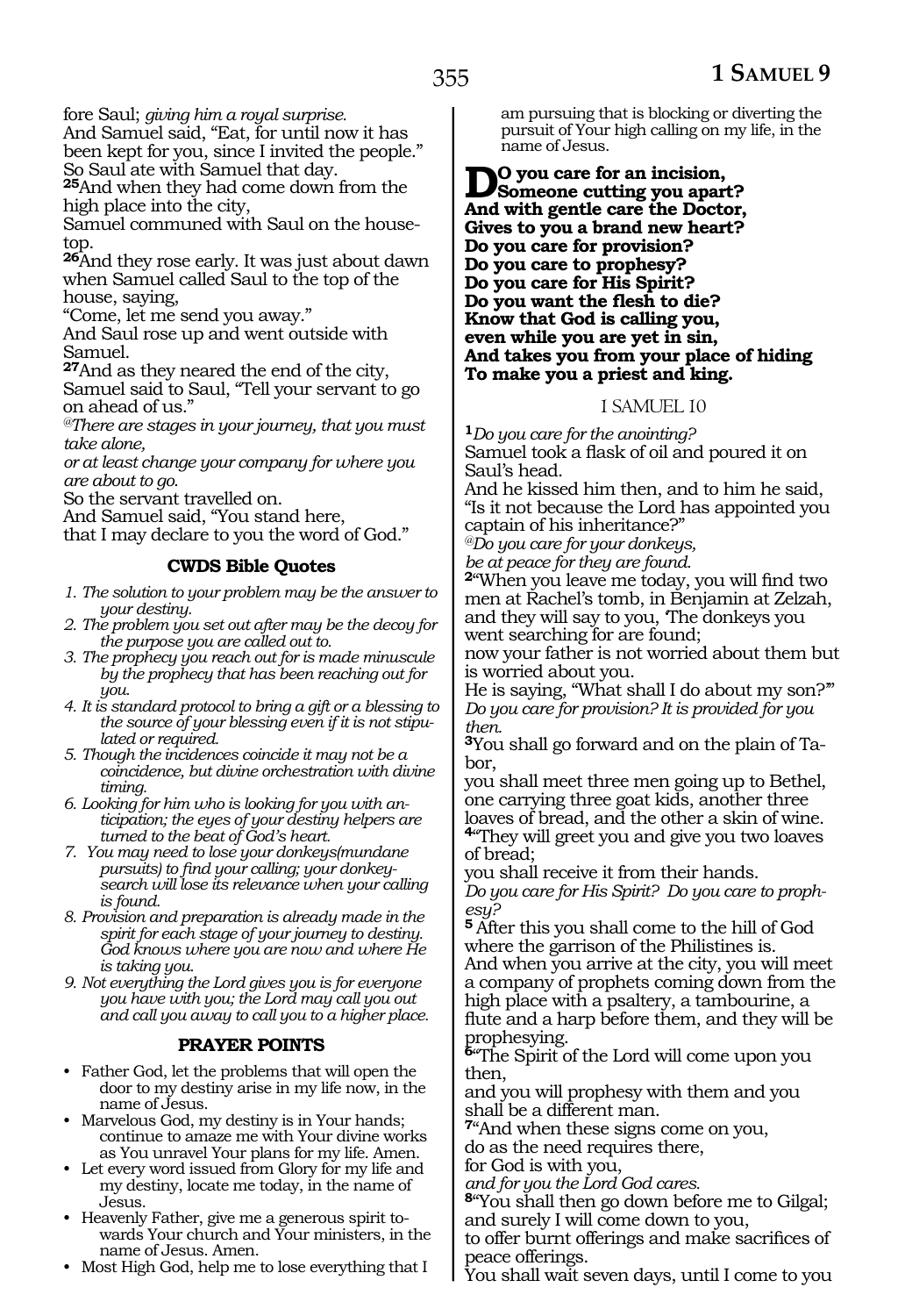fore Saul; *giving him a royal surprise.*
And Samuel said, "Eat, for until now it has been kept for you, since I invited the people."
So Saul ate with Samuel that day.
**25**And when they had come down from the high place into the city,
Samuel communed with Saul on the housetop.
**26**And they rose early. It was just about dawn when Samuel called Saul to the top of the house, saying,
"Come, let me send you away."
And Saul rose up and went outside with Samuel.
**27**And as they neared the end of the city, Samuel said to Saul, "Tell your servant to go on ahead of us."
*@There are stages in your journey, that you must take alone,*
*or at least change your company for where you are about to go.*
So the servant travelled on.
And Samuel said, "You stand here,
that I may declare to you the word of God."

### CWDS Bible Quotes

1. *The solution to your problem may be the answer to your destiny.*
2. *The problem you set out after may be the decoy for the purpose you are called out to.*
3. *The prophecy you reach out for is made minuscule by the prophecy that has been reaching out for you.*
4. *It is standard protocol to bring a gift or a blessing to the source of your blessing even if it is not stipulated or required.*
5. *Though the incidences coincide it may not be a coincidence, but divine orchestration with divine timing.*
6. *Looking for him who is looking for you with anticipation; the eyes of your destiny helpers are turned to the beat of God's heart.*
7. *You may need to lose your donkeys(mundane pursuits) to find your calling; your donkey-search will lose its relevance when your calling is found.*
8. *Provision and preparation is already made in the spirit for each stage of your journey to destiny. God knows where you are now and where He is taking you.*
9. *Not everything the Lord gives you is for everyone you have with you; the Lord may call you out and call you away to call you to a higher place.*

### PRAYER POINTS

- Father God, let the problems that will open the door to my destiny arise in my life now, in the name of Jesus.
- Marvelous God, my destiny is in Your hands; continue to amaze me with Your divine works as You unravel Your plans for my life. Amen.
- Let every word issued from Glory for my life and my destiny, locate me today, in the name of Jesus.
- Heavenly Father, give me a generous spirit towards Your church and Your ministers, in the name of Jesus. Amen.
- Most High God, help me to lose everything that I am pursuing that is blocking or diverting the pursuit of Your high calling on my life, in the name of Jesus.

**Do you care for an incision,**
**Someone cutting you apart?**
**And with gentle care the Doctor,**
**Gives to you a brand new heart?**
**Do you care for provision?**
**Do you care to prophesy?**
**Do you care for His Spirit?**
**Do you want the flesh to die?**
**Know that God is calling you,**
**even while you are yet in sin,**
**And takes you from your place of hiding**
**To make you a priest and king.**

## I SAMUEL 10

**1***Do you care for the anointing?*
Samuel took a flask of oil and poured it on Saul's head.
And he kissed him then, and to him he said, "Is it not because the Lord has appointed you captain of his inheritance?"
*@Do you care for your donkeys,*
*be at peace for they are found.*
**2**"When you leave me today, you will find two men at Rachel's tomb, in Benjamin at Zelzah, and they will say to you, 'The donkeys you went searching for are found;
now your father is not worried about them but is worried about you.
He is saying, "What shall I do about my son?"'
*Do you care for provision? It is provided for you then.*
**3**You shall go forward and on the plain of Tabor,
you shall meet three men going up to Bethel, one carrying three goat kids, another three loaves of bread, and the other a skin of wine.
**4**"They will greet you and give you two loaves of bread;
you shall receive it from their hands.
*Do you care for His Spirit? Do you care to prophesy?*
**5** After this you shall come to the hill of God where the garrison of the Philistines is.
And when you arrive at the city, you will meet a company of prophets coming down from the high place with a psaltery, a tambourine, a flute and a harp before them, and they will be prophesying.
**6**"The Spirit of the Lord will come upon you then,
and you will prophesy with them and you shall be a different man.
**7**"And when these signs come on you,
do as the need requires there,
for God is with you,
*and for you the Lord God cares.*
**8**"You shall then go down before me to Gilgal;
and surely I will come down to you,
to offer burnt offerings and make sacrifices of peace offerings.
You shall wait seven days, until I come to you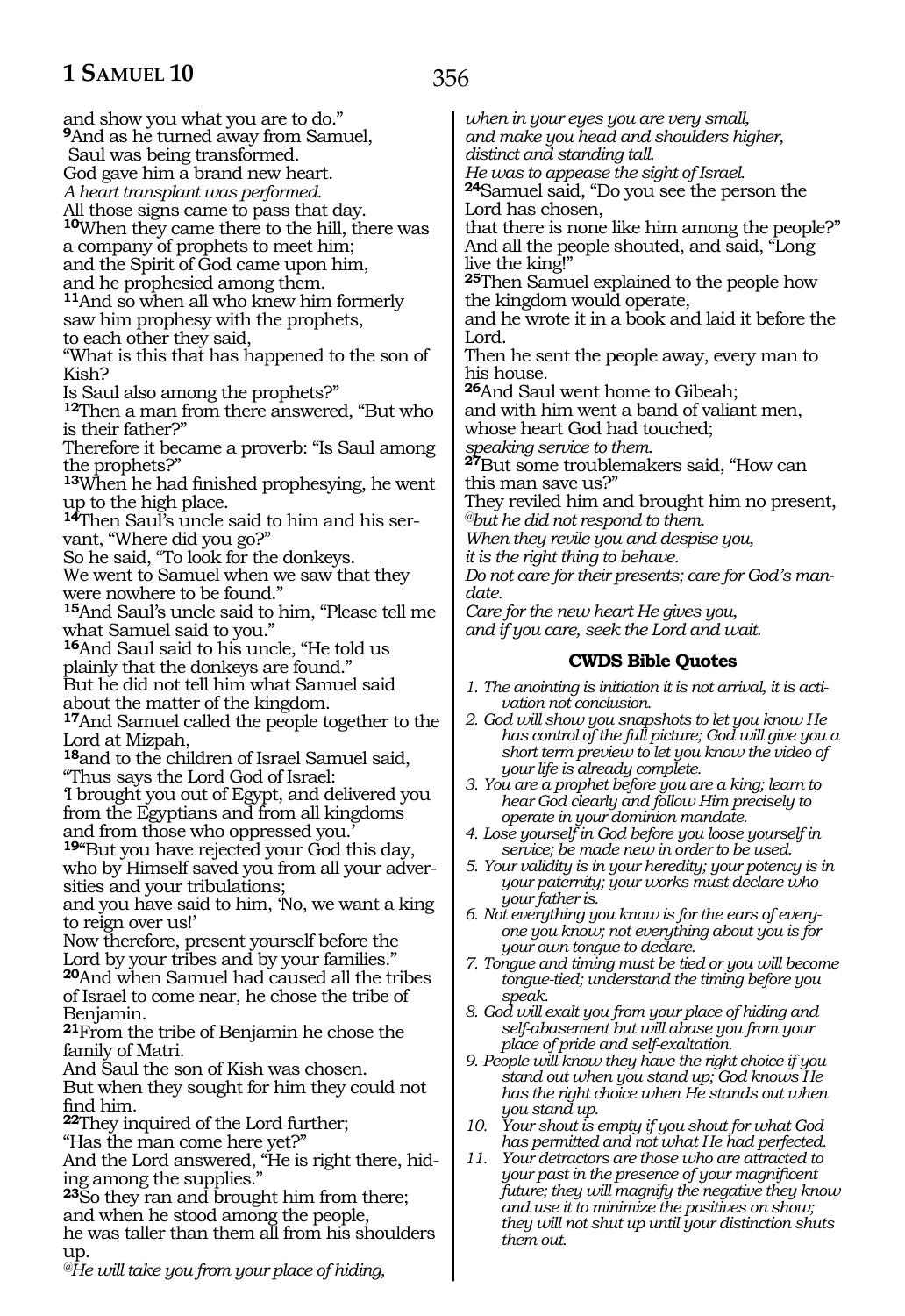and show you what you are to do."

**9**And as he turned away from Samuel,
Saul was being transformed.
God gave him a brand new heart.
*A heart transplant was performed.*
All those signs came to pass that day.

**10**When they came there to the hill, there was a company of prophets to meet him;
and the Spirit of God came upon him,
and he prophesied among them.

**11**And so when all who knew him formerly saw him prophesy with the prophets,
to each other they said,
"What is this that has happened to the son of Kish?
Is Saul also among the prophets?"

**12**Then a man from there answered, "But who is their father?"
Therefore it became a proverb: "Is Saul among the prophets?"

**13**When he had finished prophesying, he went up to the high place.

**14**Then Saul's uncle said to him and his servant, "Where did you go?"
So he said, "To look for the donkeys.
We went to Samuel when we saw that they were nowhere to be found."

**15**And Saul's uncle said to him, "Please tell me what Samuel said to you."

**16**And Saul said to his uncle, "He told us plainly that the donkeys are found."
But he did not tell him what Samuel said about the matter of the kingdom.

**17**And Samuel called the people together to the Lord at Mizpah,

**18**and to the children of Israel Samuel said, "Thus says the Lord God of Israel:
'I brought you out of Egypt, and delivered you from the Egyptians and from all kingdoms and from those who oppressed you.'

**19**"But you have rejected your God this day, who by Himself saved you from all your adversities and your tribulations;
and you have said to him, 'No, we want a king to reign over us!'
Now therefore, present yourself before the Lord by your tribes and by your families."

**20**And when Samuel had caused all the tribes of Israel to come near, he chose the tribe of Benjamin.

**21**From the tribe of Benjamin he chose the family of Matri.
And Saul the son of Kish was chosen.
But when they sought for him they could not find him.

**22**They inquired of the Lord further;
"Has the man come here yet?"
And the Lord answered, "He is right there, hiding among the supplies."

**23**So they ran and brought him from there;
and when he stood among the people,
he was taller than them all from his shoulders up.
*@He will take you from your place of hiding,*
*when in your eyes you are very small,*
*and make you head and shoulders higher,*
*distinct and standing tall.*
*He was to appease the sight of Israel.*

**24**Samuel said, "Do you see the person the Lord has chosen,
that there is none like him among the people?"
And all the people shouted, and said, "Long live the king!"

**25**Then Samuel explained to the people how the kingdom would operate,
and he wrote it in a book and laid it before the Lord.
Then he sent the people away, every man to his house.

**26**And Saul went home to Gibeah;
and with him went a band of valiant men,
whose heart God had touched;
*speaking service to them.*

**27**But some troublemakers said, "How can this man save us?"
They reviled him and brought him no present,
*@but he did not respond to them.*
*When they revile you and despise you,*
*it is the right thing to behave.*
*Do not care for their presents; care for God's mandate.*
*Care for the new heart He gives you,*
*and if you care, seek the Lord and wait.*

### CWDS Bible Quotes

1. *The anointing is initiation it is not arrival, it is activation not conclusion.*
2. *God will show you snapshots to let you know He has control of the full picture; God will give you a short term preview to let you know the video of your life is already complete.*
3. *You are a prophet before you are a king; learn to hear God clearly and follow Him precisely to operate in your dominion mandate.*
4. *Lose yourself in God before you loose yourself in service; be made new in order to be used.*
5. *Your validity is in your heredity; your potency is in your paternity; your works must declare who your father is.*
6. *Not everything you know is for the ears of everyone you know; not everything about you is for your own tongue to declare.*
7. *Tongue and timing must be tied or you will become tongue-tied; understand the timing before you speak.*
8. *God will exalt you from your place of hiding and self-abasement but will abase you from your place of pride and self-exaltation.*
9. *People will know they have the right choice if you stand out when you stand up; God knows He has the right choice when He stands out when you stand up.*
10. *Your shout is empty if you shout for what God has permitted and not what He had perfected.*
11. *Your detractors are those who are attracted to your past in the presence of your magnificent future; they will magnify the negative they know and use it to minimize the positives on show; they will not shut up until your distinction shuts them out.*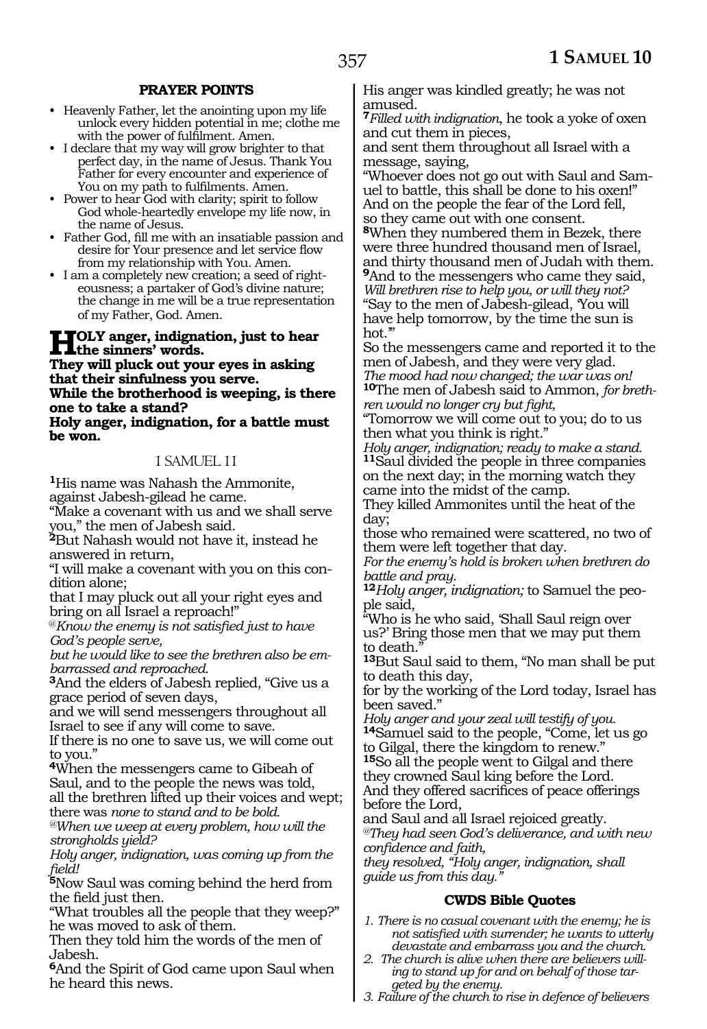## PRAYER POINTS

- Heavenly Father, let the anointing upon my life unlock every hidden potential in me; clothe me with the power of fulfilment. Amen.
- I declare that my way will grow brighter to that perfect day, in the name of Jesus. Thank You Father for every encounter and experience of You on my path to fulfilments. Amen.
- Power to hear God with clarity; spirit to follow God whole-heartedly envelope my life now, in the name of Jesus.
- Father God, fill me with an insatiable passion and desire for Your presence and let service flow from my relationship with You. Amen.
- I am a completely new creation; a seed of righteousness; a partaker of God's divine nature; the change in me will be a true representation of my Father, God. Amen.

**HOLY anger, indignation, just to hear the sinners' words.**
**They will pluck out your eyes in asking that their sinfulness you serve.**
**While the brotherhood is weeping, is there one to take a stand?**
**Holy anger, indignation, for a battle must be won.**

### I SAMUEL 11

**1**His name was Nahash the Ammonite, against Jabesh-gilead he came.
"Make a covenant with us and we shall serve you," the men of Jabesh said.
**2**But Nahash would not have it, instead he answered in return,
"I will make a covenant with you on this condition alone;
that I may pluck out all your right eyes and bring on all Israel a reproach!"
*@Know the enemy is not satisfied just to have God's people serve,*
*but he would like to see the brethren also be embarrassed and reproached.*
**3**And the elders of Jabesh replied, "Give us a grace period of seven days,
and we will send messengers throughout all Israel to see if any will come to save.
If there is no one to save us, we will come out to you."
**4**When the messengers came to Gibeah of Saul, and to the people the news was told,
all the brethren lifted up their voices and wept; there was *none to stand and to be bold.*
*@When we weep at every problem, how will the strongholds yield?*
*Holy anger, indignation, was coming up from the field!*
**5**Now Saul was coming behind the herd from the field just then.
"What troubles all the people that they weep?" he was moved to ask of them.
Then they told him the words of the men of Jabesh.
**6**And the Spirit of God came upon Saul when he heard this news.
His anger was kindled greatly; he was not amused.
**7***Filled with indignation*, he took a yoke of oxen and cut them in pieces,
and sent them throughout all Israel with a message, saying,
"Whoever does not go out with Saul and Samuel to battle, this shall be done to his oxen!"
And on the people the fear of the Lord fell, so they came out with one consent.
**8**When they numbered them in Bezek, there were three hundred thousand men of Israel, and thirty thousand men of Judah with them.
**9**And to the messengers who came they said,
*Will brethren rise to help you, or will they not?*
"Say to the men of Jabesh-gilead, 'You will have help tomorrow, by the time the sun is hot.'"
So the messengers came and reported it to the men of Jabesh, and they were very glad.
*The mood had now changed; the war was on!*
**10**The men of Jabesh said to Ammon, *for brethren would no longer cry but fight,*
"Tomorrow we will come out to you; do to us then what you think is right."
*Holy anger, indignation; ready to make a stand.*
**11**Saul divided the people in three companies on the next day; in the morning watch they came into the midst of the camp.
They killed Ammonites until the heat of the day;
those who remained were scattered, no two of them were left together that day.
*For the enemy's hold is broken when brethren do battle and pray.*
**12***Holy anger, indignation;* to Samuel the people said,
"Who is he who said, 'Shall Saul reign over us?' Bring those men that we may put them to death."
**13**But Saul said to them, "No man shall be put to death this day,
for by the working of the Lord today, Israel has been saved."
*Holy anger and your zeal will testify of you.*
**14**Samuel said to the people, "Come, let us go to Gilgal, there the kingdom to renew."
**15**So all the people went to Gilgal and there they crowned Saul king before the Lord.
And they offered sacrifices of peace offerings before the Lord,
and Saul and all Israel rejoiced greatly.
*@They had seen God's deliverance, and with new confidence and faith,*
*they resolved, "Holy anger, indignation, shall guide us from this day."*

## CWDS Bible Quotes

1. *There is no casual covenant with the enemy; he is not satisfied with surrender; he wants to utterly devastate and embarrass you and the church.*
2. *The church is alive when there are believers willing to stand up for and on behalf of those targeted by the enemy.*
3. *Failure of the church to rise in defence of believers*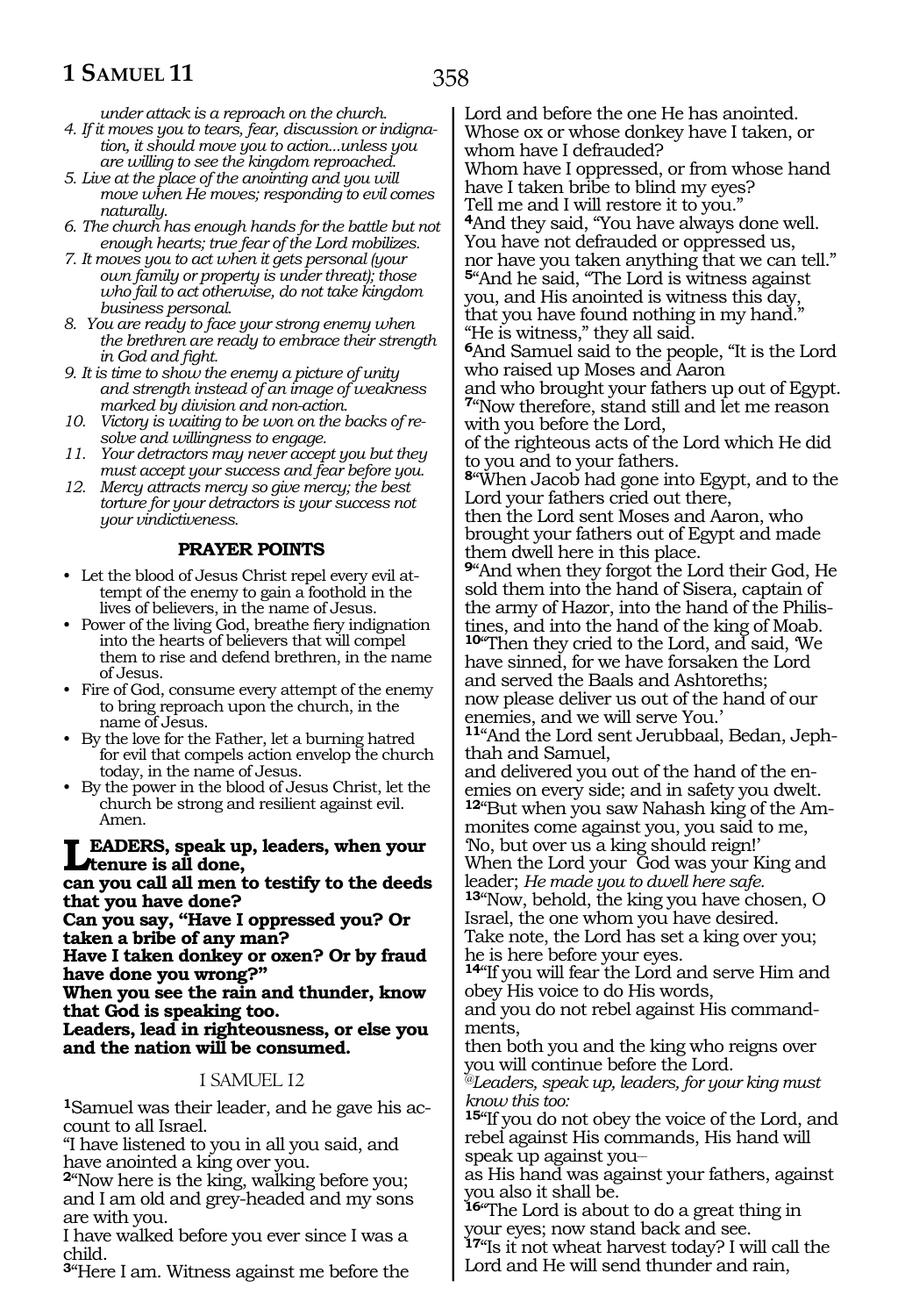*under attack is a reproach on the church.*

4. *If it moves you to tears, fear, discussion or indignation, it should move you to action...unless you are willing to see the kingdom reproached.*
5. *Live at the place of the anointing and you will move when He moves; responding to evil comes naturally.*
6. *The church has enough hands for the battle but not enough hearts; true fear of the Lord mobilizes.*
7. *It moves you to act when it gets personal (your own family or property is under threat); those who fail to act otherwise, do not take kingdom business personal.*
8. *You are ready to face your strong enemy when the brethren are ready to embrace their strength in God and fight.*
9. *It is time to show the enemy a picture of unity and strength instead of an image of weakness marked by division and non-action.*
10. *Victory is waiting to be won on the backs of resolve and willingness to engage.*
11. *Your detractors may never accept you but they must accept your success and fear before you.*
12. *Mercy attracts mercy so give mercy; the best torture for your detractors is your success not your vindictiveness.*

**PRAYER POINTS**

- Let the blood of Jesus Christ repel every evil attempt of the enemy to gain a foothold in the lives of believers, in the name of Jesus.
- Power of the living God, breathe fiery indignation into the hearts of believers that will compel them to rise and defend brethren, in the name of Jesus.
- Fire of God, consume every attempt of the enemy to bring reproach upon the church, in the name of Jesus.
- By the love for the Father, let a burning hatred for evil that compels action envelop the church today, in the name of Jesus.
- By the power in the blood of Jesus Christ, let the church be strong and resilient against evil. Amen.

**LEADERS, speak up, leaders, when your tenure is all done,**
**can you call all men to testify to the deeds that you have done?**
**Can you say, "Have I oppressed you? Or taken a bribe of any man?**
**Have I taken donkey or oxen? Or by fraud have done you wrong?"**
**When you see the rain and thunder, know that God is speaking too.**
**Leaders, lead in righteousness, or else you and the nation will be consumed.**

## I SAMUEL 12

**1**Samuel was their leader, and he gave his account to all Israel.
"I have listened to you in all you said, and have anointed a king over you.
**2**"Now here is the king, walking before you; and I am old and grey-headed and my sons are with you.
I have walked before you ever since I was a child.
**3**"Here I am. Witness against me before the Lord and before the one He has anointed.
Whose ox or whose donkey have I taken, or whom have I defrauded?
Whom have I oppressed, or from whose hand have I taken bribe to blind my eyes?
Tell me and I will restore it to you."
**4**And they said, "You have always done well.
You have not defrauded or oppressed us, nor have you taken anything that we can tell."
**5**"And he said, "The Lord is witness against you, and His anointed is witness this day, that you have found nothing in my hand."
"He is witness," they all said.
**6**And Samuel said to the people, "It is the Lord who raised up Moses and Aaron and who brought your fathers up out of Egypt.
**7**"Now therefore, stand still and let me reason with you before the Lord,
of the righteous acts of the Lord which He did to you and to your fathers.
**8**"When Jacob had gone into Egypt, and to the Lord your fathers cried out there,
then the Lord sent Moses and Aaron, who brought your fathers out of Egypt and made them dwell here in this place.
**9**"And when they forgot the Lord their God, He sold them into the hand of Sisera, captain of the army of Hazor, into the hand of the Philistines, and into the hand of the king of Moab.
**10**"Then they cried to the Lord, and said, 'We have sinned, for we have forsaken the Lord and served the Baals and Ashtoreths;
now please deliver us out of the hand of our enemies, and we will serve You.'
**11**"And the Lord sent Jerubbaal, Bedan, Jephthah and Samuel,
and delivered you out of the hand of the enemies on every side; and in safety you dwelt.
**12**"But when you saw Nahash king of the Ammonites come against you, you said to me,
'No, but over us a king should reign!'
When the Lord your God was your King and leader; *He made you to dwell here safe.*
**13**"Now, behold, the king you have chosen, O Israel, the one whom you have desired.
Take note, the Lord has set a king over you; he is here before your eyes.
**14**"If you will fear the Lord and serve Him and obey His voice to do His words,
and you do not rebel against His commandments,
then both you and the king who reigns over you will continue before the Lord.
*@Leaders, speak up, leaders, for your king must know this too:*
**15**"If you do not obey the voice of the Lord, and rebel against His commands, His hand will speak up against you–
as His hand was against your fathers, against you also it shall be.
**16**"The Lord is about to do a great thing in your eyes; now stand back and see.
**17**"Is it not wheat harvest today? I will call the Lord and He will send thunder and rain,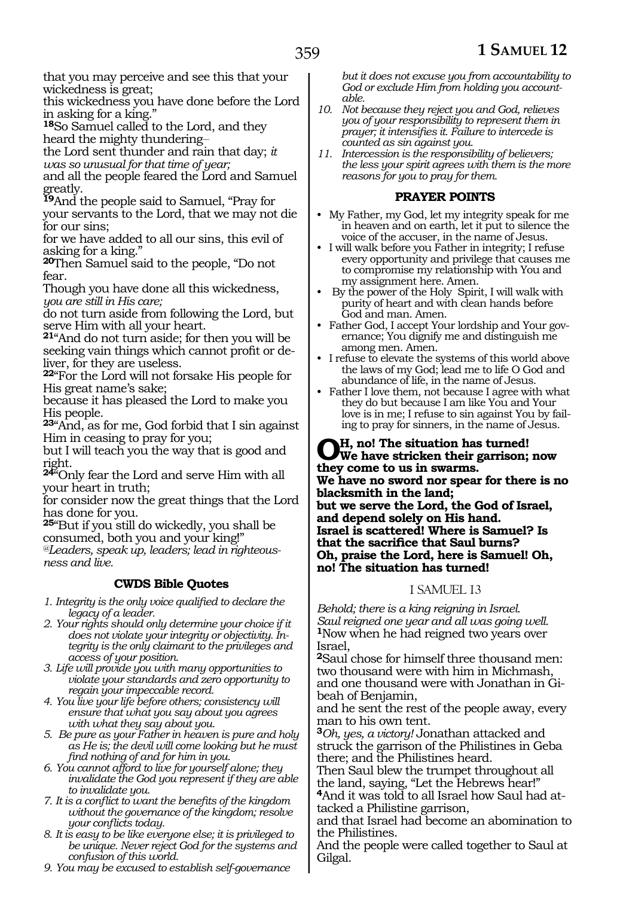that you may perceive and see this that your wickedness is great;
this wickedness you have done before the Lord in asking for a king."

**18**So Samuel called to the Lord, and they heard the mighty thundering–
the Lord sent thunder and rain that day; *it was so unusual for that time of year;*
and all the people feared the Lord and Samuel greatly.

**19**And the people said to Samuel, "Pray for your servants to the Lord, that we may not die for our sins;
for we have added to all our sins, this evil of asking for a king."

**20**Then Samuel said to the people, "Do not fear.
Though you have done all this wickedness, *you are still in His care;*
do not turn aside from following the Lord, but serve Him with all your heart.

**21**"And do not turn aside; for then you will be seeking vain things which cannot profit or deliver, for they are useless.

**22**"For the Lord will not forsake His people for His great name's sake;
because it has pleased the Lord to make you His people.

**23**"And, as for me, God forbid that I sin against Him in ceasing to pray for you;
but I will teach you the way that is good and right.

**24**"Only fear the Lord and serve Him with all your heart in truth;
for consider now the great things that the Lord has done for you.

**25**"But if you still do wickedly, you shall be consumed, both you and your king!"
*@Leaders, speak up, leaders; lead in righteousness and live.*

### CWDS Bible Quotes

1. *Integrity is the only voice qualified to declare the legacy of a leader.*
2. *Your rights should only determine your choice if it does not violate your integrity or objectivity. Integrity is the only claimant to the privileges and access of your position.*
3. *Life will provide you with many opportunities to violate your standards and zero opportunity to regain your impeccable record.*
4. *You live your life before others; consistency will ensure that what you say about you agrees with what they say about you.*
5. *Be pure as your Father in heaven is pure and holy as He is; the devil will come looking but he must find nothing of and for him in you.*
6. *You cannot afford to live for yourself alone; they invalidate the God you represent if they are able to invalidate you.*
7. *It is a conflict to want the benefits of the kingdom without the governance of the kingdom; resolve your conflicts today.*
8. *It is easy to be like everyone else; it is privileged to be unique. Never reject God for the systems and confusion of this world.*
9. *You may be excused to establish self-governance but it does not excuse you from accountability to God or exclude Him from holding you accountable.*
10. *Not because they reject you and God, relieves you of your responsibility to represent them in prayer; it intensifies it. Failure to intercede is counted as sin against you.*
11. *Intercession is the responsibility of believers; the less your spirit agrees with them is the more reasons for you to pray for them.*

### PRAYER POINTS

- My Father, my God, let my integrity speak for me in heaven and on earth, let it put to silence the voice of the accuser, in the name of Jesus.
- I will walk before you Father in integrity; I refuse every opportunity and privilege that causes me to compromise my relationship with You and my assignment here. Amen.
- By the power of the Holy Spirit, I will walk with purity of heart and with clean hands before God and man. Amen.
- Father God, I accept Your lordship and Your governance; You dignify me and distinguish me among men. Amen.
- I refuse to elevate the systems of this world above the laws of my God; lead me to life O God and abundance of life, in the name of Jesus.
- Father I love them, not because I agree with what they do but because I am like You and Your love is in me; I refuse to sin against You by failing to pray for sinners, in the name of Jesus.

**OH, no! The situation has turned!
We have stricken their garrison; now they come to us in swarms.
We have no sword nor spear for there is no blacksmith in the land;
but we serve the Lord, the God of Israel, and depend solely on His hand.
Israel is scattered! Where is Samuel? Is that the sacrifice that Saul burns?
Oh, praise the Lord, here is Samuel! Oh, no! The situation has turned!**

## I SAMUEL 13

*Behold; there is a king reigning in Israel.
Saul reigned one year and all was going well.*

**1**Now when he had reigned two years over Israel,

**2**Saul chose for himself three thousand men: two thousand were with him in Michmash, and one thousand were with Jonathan in Gibeah of Benjamin,
and he sent the rest of the people away, every man to his own tent.

**3***Oh, yes, a victory!* Jonathan attacked and struck the garrison of the Philistines in Geba there; and the Philistines heard.
Then Saul blew the trumpet throughout all the land, saying, "Let the Hebrews hear!"

**4**And it was told to all Israel how Saul had attacked a Philistine garrison,
and that Israel had become an abomination to the Philistines.
And the people were called together to Saul at Gilgal.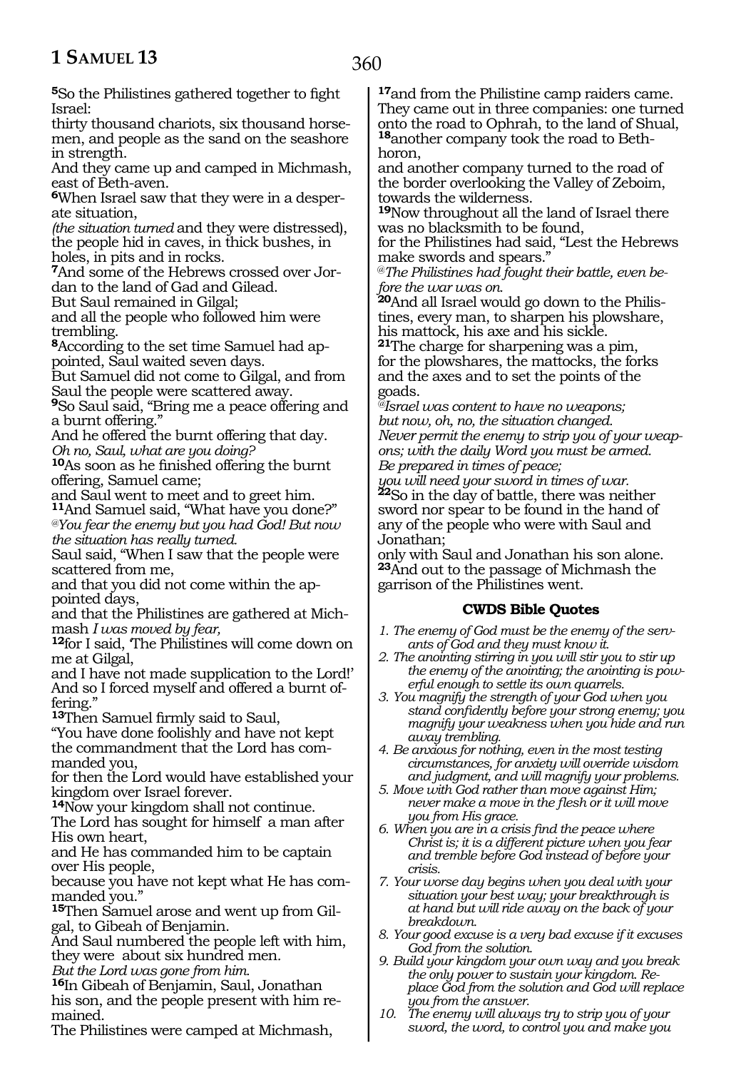**5**So the Philistines gathered together to fight Israel:
thirty thousand chariots, six thousand horsemen, and people as the sand on the seashore in strength.
And they came up and camped in Michmash, east of Beth-aven.
**6**When Israel saw that they were in a desperate situation,
*(the situation turned* and they were distressed), the people hid in caves, in thick bushes, in holes, in pits and in rocks.
**7**And some of the Hebrews crossed over Jordan to the land of Gad and Gilead.
But Saul remained in Gilgal;
and all the people who followed him were trembling.
**8**According to the set time Samuel had appointed, Saul waited seven days.
But Samuel did not come to Gilgal, and from Saul the people were scattered away.
**9**So Saul said, "Bring me a peace offering and a burnt offering."
And he offered the burnt offering that day.
*Oh no, Saul, what are you doing?*
**10**As soon as he finished offering the burnt offering, Samuel came;
and Saul went to meet and to greet him.
**11**And Samuel said, "What have you done?"
*@You fear the enemy but you had God! But now the situation has really turned.*
Saul said, "When I saw that the people were scattered from me,
and that you did not come within the appointed days,
and that the Philistines are gathered at Michmash *I was moved by fear,*
**12**for I said, 'The Philistines will come down on me at Gilgal,
and I have not made supplication to the Lord!'
And so I forced myself and offered a burnt offering."
**13**Then Samuel firmly said to Saul,
"You have done foolishly and have not kept the commandment that the Lord has commanded you,
for then the Lord would have established your kingdom over Israel forever.
**14**Now your kingdom shall not continue.
The Lord has sought for himself a man after His own heart,
and He has commanded him to be captain over His people,
because you have not kept what He has commanded you."
**15**Then Samuel arose and went up from Gilgal, to Gibeah of Benjamin.
And Saul numbered the people left with him, they were about six hundred men.
*But the Lord was gone from him.*
**16**In Gibeah of Benjamin, Saul, Jonathan his son, and the people present with him remained.
The Philistines were camped at Michmash,
**17**and from the Philistine camp raiders came.
They came out in three companies: one turned onto the road to Ophrah, to the land of Shual,
**18**another company took the road to Beth-horon,
and another company turned to the road of the border overlooking the Valley of Zeboim, towards the wilderness.
**19**Now throughout all the land of Israel there was no blacksmith to be found,
for the Philistines had said, "Lest the Hebrews make swords and spears."
*@The Philistines had fought their battle, even before the war was on.*
**20**And all Israel would go down to the Philistines, every man, to sharpen his plowshare, his mattock, his axe and his sickle.
**21**The charge for sharpening was a pim,
for the plowshares, the mattocks, the forks and the axes and to set the points of the goads.
*@Israel was content to have no weapons;*
*but now, oh, no, the situation changed.*
*Never permit the enemy to strip you of your weapons; with the daily Word you must be armed.*
*Be prepared in times of peace;*
*you will need your sword in times of war.*
**22**So in the day of battle, there was neither sword nor spear to be found in the hand of any of the people who were with Saul and Jonathan;
only with Saul and Jonathan his son alone.
**23**And out to the passage of Michmash the garrison of the Philistines went.

### CWDS Bible Quotes

1. *The enemy of God must be the enemy of the servants of God and they must know it.*
2. *The anointing stirring in you will stir you to stir up the enemy of the anointing; the anointing is powerful enough to settle its own quarrels.*
3. *You magnify the strength of your God when you stand confidently before your strong enemy; you magnify your weakness when you hide and run away trembling.*
4. *Be anxious for nothing, even in the most testing circumstances, for anxiety will override wisdom and judgment, and will magnify your problems.*
5. *Move with God rather than move against Him; never make a move in the flesh or it will move you from His grace.*
6. *When you are in a crisis find the peace where Christ is; it is a different picture when you fear and tremble before God instead of before your crisis.*
7. *Your worse day begins when you deal with your situation your best way; your breakthrough is at hand but will ride away on the back of your breakdown.*
8. *Your good excuse is a very bad excuse if it excuses God from the solution.*
9. *Build your kingdom your own way and you break the only power to sustain your kingdom. Replace God from the solution and God will replace you from the answer.*
10. *The enemy will always try to strip you of your sword, the word, to control you and make you*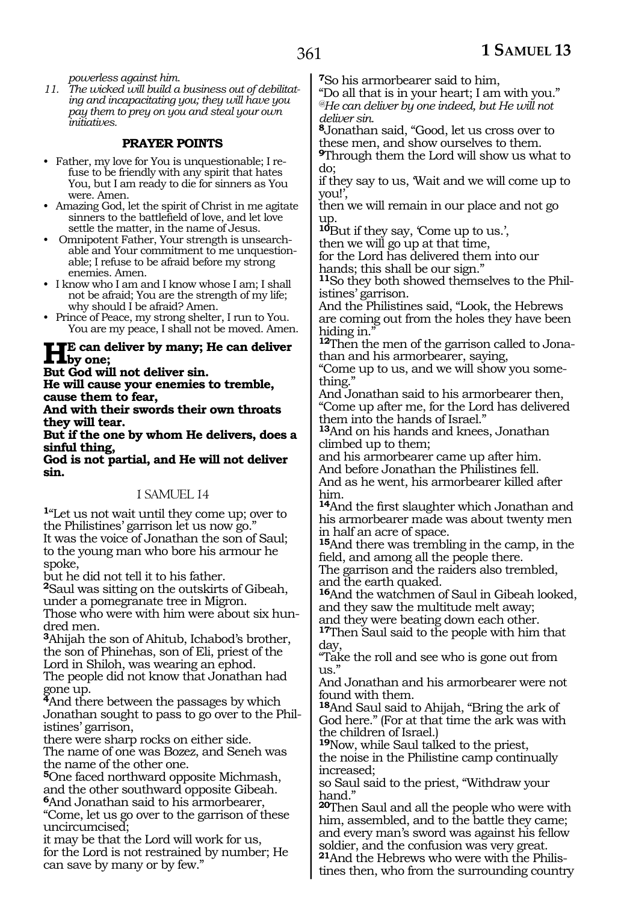*powerless against him.*

*11. The wicked will build a business out of debilitating and incapacitating you; they will have you pay them to prey on you and steal your own initiatives.*

**PRAYER POINTS**

- Father, my love for You is unquestionable; I refuse to be friendly with any spirit that hates You, but I am ready to die for sinners as You were. Amen.
- Amazing God, let the spirit of Christ in me agitate sinners to the battlefield of love, and let love settle the matter, in the name of Jesus.
- Omnipotent Father, Your strength is unsearchable and Your commitment to me unquestionable; I refuse to be afraid before my strong enemies. Amen.
- I know who I am and I know whose I am; I shall not be afraid; You are the strength of my life; why should I be afraid? Amen.
- Prince of Peace, my strong shelter, I run to You. You are my peace, I shall not be moved. Amen.

**HE can deliver by many; He can deliver by one;**
**But God will not deliver sin.**
**He will cause your enemies to tremble, cause them to fear,**
**And with their swords their own throats they will tear.**
**But if the one by whom He delivers, does a sinful thing,**
**God is not partial, and He will not deliver sin.**

## I SAMUEL 14

[1]"Let us not wait until they come up; over to the Philistines' garrison let us now go."
It was the voice of Jonathan the son of Saul; to the young man who bore his armour he spoke,
but he did not tell it to his father.
[2]Saul was sitting on the outskirts of Gibeah, under a pomegranate tree in Migron.
Those who were with him were about six hundred men.
[3]Ahijah the son of Ahitub, Ichabod's brother, the son of Phinehas, son of Eli, priest of the Lord in Shiloh, was wearing an ephod.
The people did not know that Jonathan had gone up.
[4]And there between the passages by which Jonathan sought to pass to go over to the Philistines' garrison,
there were sharp rocks on either side.
The name of one was Bozez, and Seneh was the name of the other one.
[5]One faced northward opposite Michmash, and the other southward opposite Gibeah.
[6]And Jonathan said to his armorbearer,
"Come, let us go over to the garrison of these uncircumcised;
it may be that the Lord will work for us,
for the Lord is not restrained by number; He can save by many or by few."
[7]So his armorbearer said to him,
"Do all that is in your heart; I am with you."
*@He can deliver by one indeed, but He will not deliver sin.*
[8]Jonathan said, "Good, let us cross over to these men, and show ourselves to them.
[9]Through them the Lord will show us what to do;
if they say to us, 'Wait and we will come up to you!',
then we will remain in our place and not go up.
[10]But if they say, 'Come up to us.',
then we will go up at that time,
for the Lord has delivered them into our hands; this shall be our sign."
[11]So they both showed themselves to the Philistines' garrison.
And the Philistines said, "Look, the Hebrews are coming out from the holes they have been hiding in."
[12]Then the men of the garrison called to Jonathan and his armorbearer, saying,
"Come up to us, and we will show you something."
And Jonathan said to his armorbearer then,
"Come up after me, for the Lord has delivered them into the hands of Israel."
[13]And on his hands and knees, Jonathan climbed up to them;
and his armorbearer came up after him.
And before Jonathan the Philistines fell.
And as he went, his armorbearer killed after him.
[14]And the first slaughter which Jonathan and his armorbearer made was about twenty men in half an acre of space.
[15]And there was trembling in the camp, in the field, and among all the people there.
The garrison and the raiders also trembled, and the earth quaked.
[16]And the watchmen of Saul in Gibeah looked, and they saw the multitude melt away;
and they were beating down each other.
[17]Then Saul said to the people with him that day,
"Take the roll and see who is gone out from us."
And Jonathan and his armorbearer were not found with them.
[18]And Saul said to Ahijah, "Bring the ark of God here." (For at that time the ark was with the children of Israel.)
[19]Now, while Saul talked to the priest,
the noise in the Philistine camp continually increased;
so Saul said to the priest, "Withdraw your hand."
[20]Then Saul and all the people who were with him, assembled, and to the battle they came;
and every man's sword was against his fellow soldier, and the confusion was very great.
[21]And the Hebrews who were with the Philistines then, who from the surrounding country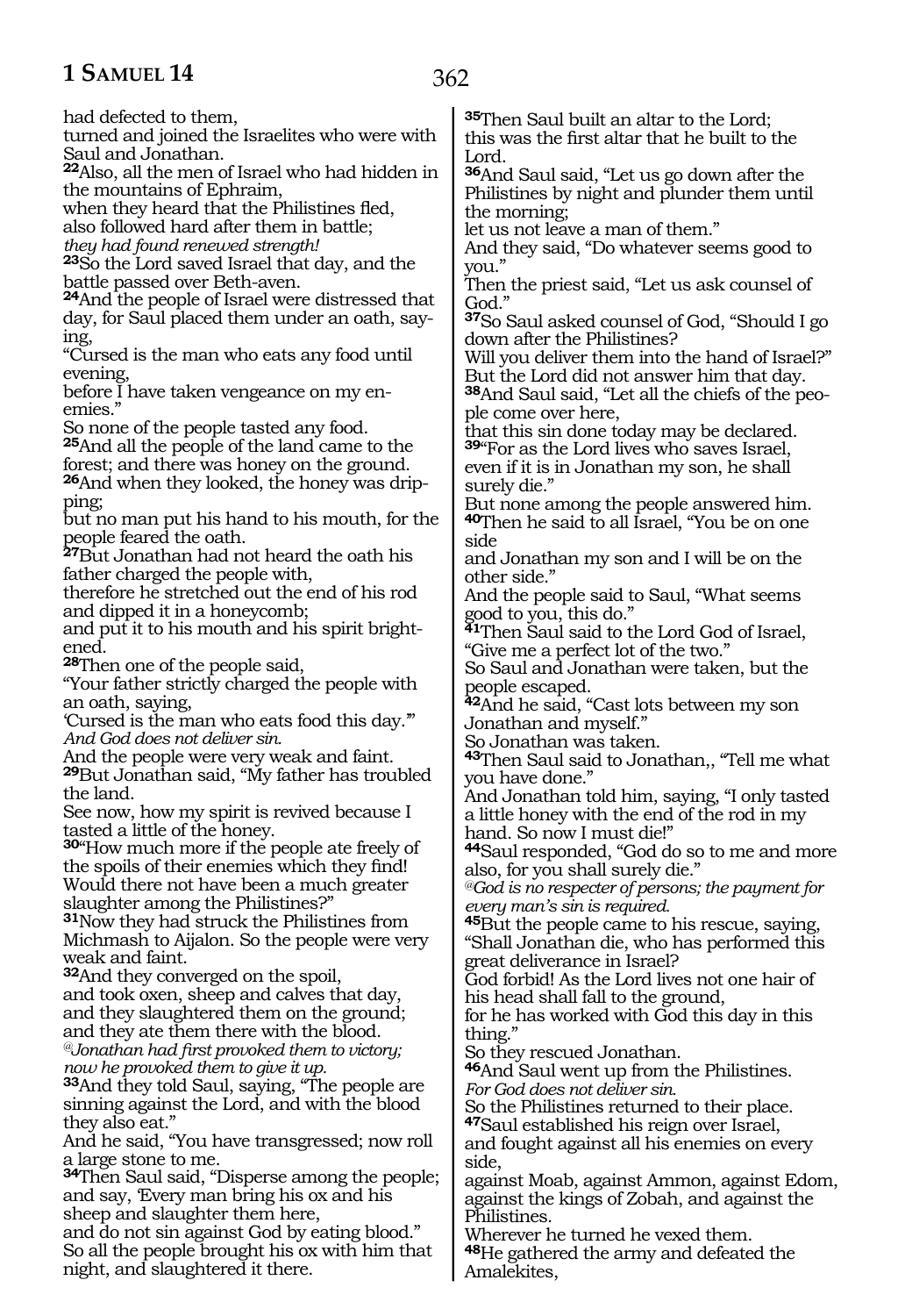had defected to them,
turned and joined the Israelites who were with Saul and Jonathan.
**22**Also, all the men of Israel who had hidden in the mountains of Ephraim,
when they heard that the Philistines fled,
also followed hard after them in battle;
*they had found renewed strength!*
**23**So the Lord saved Israel that day, and the battle passed over Beth-aven.
**24**And the people of Israel were distressed that day, for Saul placed them under an oath, saying,
"Cursed is the man who eats any food until evening,
before I have taken vengeance on my enemies."
So none of the people tasted any food.
**25**And all the people of the land came to the forest; and there was honey on the ground.
**26**And when they looked, the honey was dripping;
but no man put his hand to his mouth, for the people feared the oath.
**27**But Jonathan had not heard the oath his father charged the people with,
therefore he stretched out the end of his rod and dipped it in a honeycomb;
and put it to his mouth and his spirit brightened.
**28**Then one of the people said,
"Your father strictly charged the people with an oath, saying,
'Cursed is the man who eats food this day.'"
*And God does not deliver sin.*
And the people were very weak and faint.
**29**But Jonathan said, "My father has troubled the land.
See now, how my spirit is revived because I tasted a little of the honey.
**30**"How much more if the people ate freely of the spoils of their enemies which they find!
Would there not have been a much greater slaughter among the Philistines?"
**31**Now they had struck the Philistines from Michmash to Aijalon. So the people were very weak and faint.
**32**And they converged on the spoil,
and took oxen, sheep and calves that day,
and they slaughtered them on the ground;
and they ate them there with the blood.
*@Jonathan had first provoked them to victory; now he provoked them to give it up.*
**33**And they told Saul, saying, "The people are sinning against the Lord, and with the blood they also eat."
And he said, "You have transgressed; now roll a large stone to me.
**34**Then Saul said, "Disperse among the people; and say, 'Every man bring his ox and his sheep and slaughter them here,
and do not sin against God by eating blood."
So all the people brought his ox with him that night, and slaughtered it there.
**35**Then Saul built an altar to the Lord;
this was the first altar that he built to the Lord.
**36**And Saul said, "Let us go down after the Philistines by night and plunder them until the morning;
let us not leave a man of them."
And they said, "Do whatever seems good to you."
Then the priest said, "Let us ask counsel of God."
**37**So Saul asked counsel of God, "Should I go down after the Philistines?
Will you deliver them into the hand of Israel?"
But the Lord did not answer him that day.
**38**And Saul said, "Let all the chiefs of the people come over here,
that this sin done today may be declared.
**39**"For as the Lord lives who saves Israel,
even if it is in Jonathan my son, he shall surely die."
But none among the people answered him.
**40**Then he said to all Israel, "You be on one side
and Jonathan my son and I will be on the other side."
And the people said to Saul, "What seems good to you, this do."
**41**Then Saul said to the Lord God of Israel,
"Give me a perfect lot of the two."
So Saul and Jonathan were taken, but the people escaped.
**42**And he said, "Cast lots between my son Jonathan and myself."
So Jonathan was taken.
**43**Then Saul said to Jonathan,, "Tell me what you have done."
And Jonathan told him, saying, "I only tasted a little honey with the end of the rod in my hand. So now I must die!"
**44**Saul responded, "God do so to me and more also, for you shall surely die."
*@God is no respecter of persons; the payment for every man's sin is required.*
**45**But the people came to his rescue, saying,
"Shall Jonathan die, who has performed this great deliverance in Israel?
God forbid! As the Lord lives not one hair of his head shall fall to the ground,
for he has worked with God this day in this thing."
So they rescued Jonathan.
**46**And Saul went up from the Philistines.
*For God does not deliver sin.*
So the Philistines returned to their place.
**47**Saul established his reign over Israel,
and fought against all his enemies on every side,
against Moab, against Ammon, against Edom, against the kings of Zobah, and against the Philistines.
Wherever he turned he vexed them.
**48**He gathered the army and defeated the Amalekites,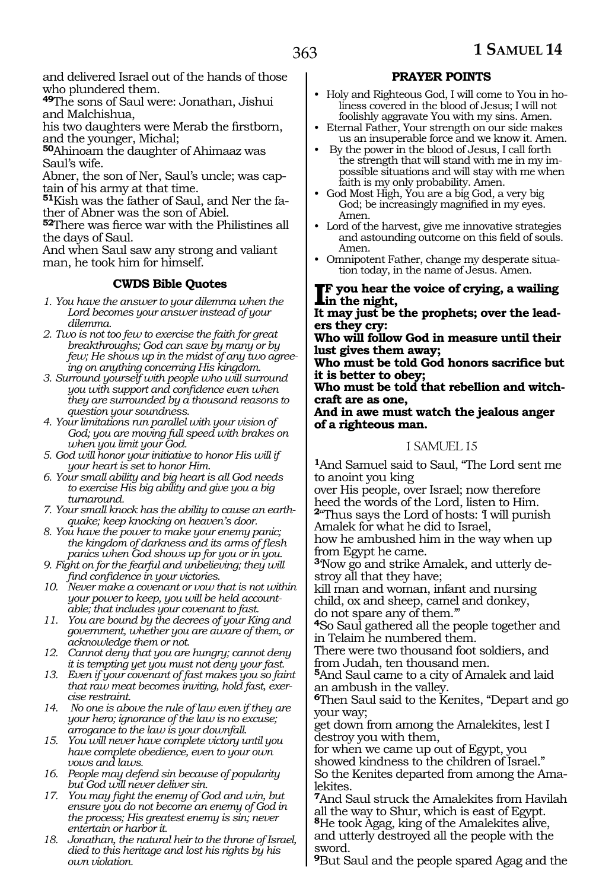and delivered Israel out of the hands of those who plundered them.

**49**The sons of Saul were: Jonathan, Jishui and Malchishua,
his two daughters were Merab the firstborn, and the younger, Michal;

**50**Ahinoam the daughter of Ahimaaz was Saul's wife.
Abner, the son of Ner, Saul's uncle; was captain of his army at that time.

**51**Kish was the father of Saul, and Ner the father of Abner was the son of Abiel.

**52**There was fierce war with the Philistines all the days of Saul.
And when Saul saw any strong and valiant man, he took him for himself.

### CWDS Bible Quotes

1. *You have the answer to your dilemma when the Lord becomes your answer instead of your dilemma.*
2. *Two is not too few to exercise the faith for great breakthroughs; God can save by many or by few; He shows up in the midst of any two agreeing on anything concerning His kingdom.*
3. *Surround yourself with people who will surround you with support and confidence even when they are surrounded by a thousand reasons to question your soundness.*
4. *Your limitations run parallel with your vision of God; you are moving full speed with brakes on when you limit your God.*
5. *God will honor your initiative to honor His will if your heart is set to honor Him.*
6. *Your small ability and big heart is all God needs to exercise His big ability and give you a big turnaround.*
7. *Your small knock has the ability to cause an earthquake; keep knocking on heaven's door.*
8. *You have the power to make your enemy panic; the kingdom of darkness and its arms of flesh panics when God shows up for you or in you.*
9. *Fight on for the fearful and unbelieving; they will find confidence in your victories.*
10. *Never make a covenant or vow that is not within your power to keep, you will be held accountable; that includes your covenant to fast.*
11. *You are bound by the decrees of your King and government, whether you are aware of them, or acknowledge them or not.*
12. *Cannot deny that you are hungry; cannot deny it is tempting yet you must not deny your fast.*
13. *Even if your covenant of fast makes you so faint that raw meat becomes inviting, hold fast, exercise restraint.*
14. *No one is above the rule of law even if they are your hero; ignorance of the law is no excuse; arrogance to the law is your downfall.*
15. *You will never have complete victory until you have complete obedience, even to your own vows and laws.*
16. *People may defend sin because of popularity but God will never deliver sin.*
17. *You may fight the enemy of God and win, but ensure you do not become an enemy of God in the process; His greatest enemy is sin; never entertain or harbor it.*
18. *Jonathan, the natural heir to the throne of Israel, died to this heritage and lost his rights by his own violation.*

### PRAYER POINTS

- Holy and Righteous God, I will come to You in holiness covered in the blood of Jesus; I will not foolishly aggravate You with my sins. Amen.
- Eternal Father, Your strength on our side makes us an insuperable force and we know it. Amen.
- By the power in the blood of Jesus, I call forth the strength that will stand with me in my impossible situations and will stay with me when faith is my only probability. Amen.
- God Most High, You are a big God, a very big God; be increasingly magnified in my eyes. Amen.
- Lord of the harvest, give me innovative strategies and astounding outcome on this field of souls. Amen.
- Omnipotent Father, change my desperate situation today, in the name of Jesus. Amen.

**IF you hear the voice of crying, a wailing in the night,**
**It may just be the prophets; over the leaders they cry:**
**Who will follow God in measure until their lust gives them away;**
**Who must be told God honors sacrifice but it is better to obey;**
**Who must be told that rebellion and witchcraft are as one,**
**And in awe must watch the jealous anger of a righteous man.**

## I SAMUEL 15

**1**And Samuel said to Saul, "The Lord sent me to anoint you king
over His people, over Israel; now therefore heed the words of the Lord, listen to Him.

**2**"Thus says the Lord of hosts: 'I will punish Amalek for what he did to Israel,
how he ambushed him in the way when up from Egypt he came.

**3**'Now go and strike Amalek, and utterly destroy all that they have;
kill man and woman, infant and nursing child, ox and sheep, camel and donkey,
do not spare any of them.'"

**4**So Saul gathered all the people together and in Telaim he numbered them.
There were two thousand foot soldiers, and from Judah, ten thousand men.

**5**And Saul came to a city of Amalek and laid an ambush in the valley.

**6**Then Saul said to the Kenites, "Depart and go your way;
get down from among the Amalekites, lest I destroy you with them,
for when we came up out of Egypt, you showed kindness to the children of Israel."
So the Kenites departed from among the Amalekites.

**7**And Saul struck the Amalekites from Havilah all the way to Shur, which is east of Egypt.

**8**He took Agag, king of the Amalekites alive, and utterly destroyed all the people with the sword.

**9**But Saul and the people spared Agag and the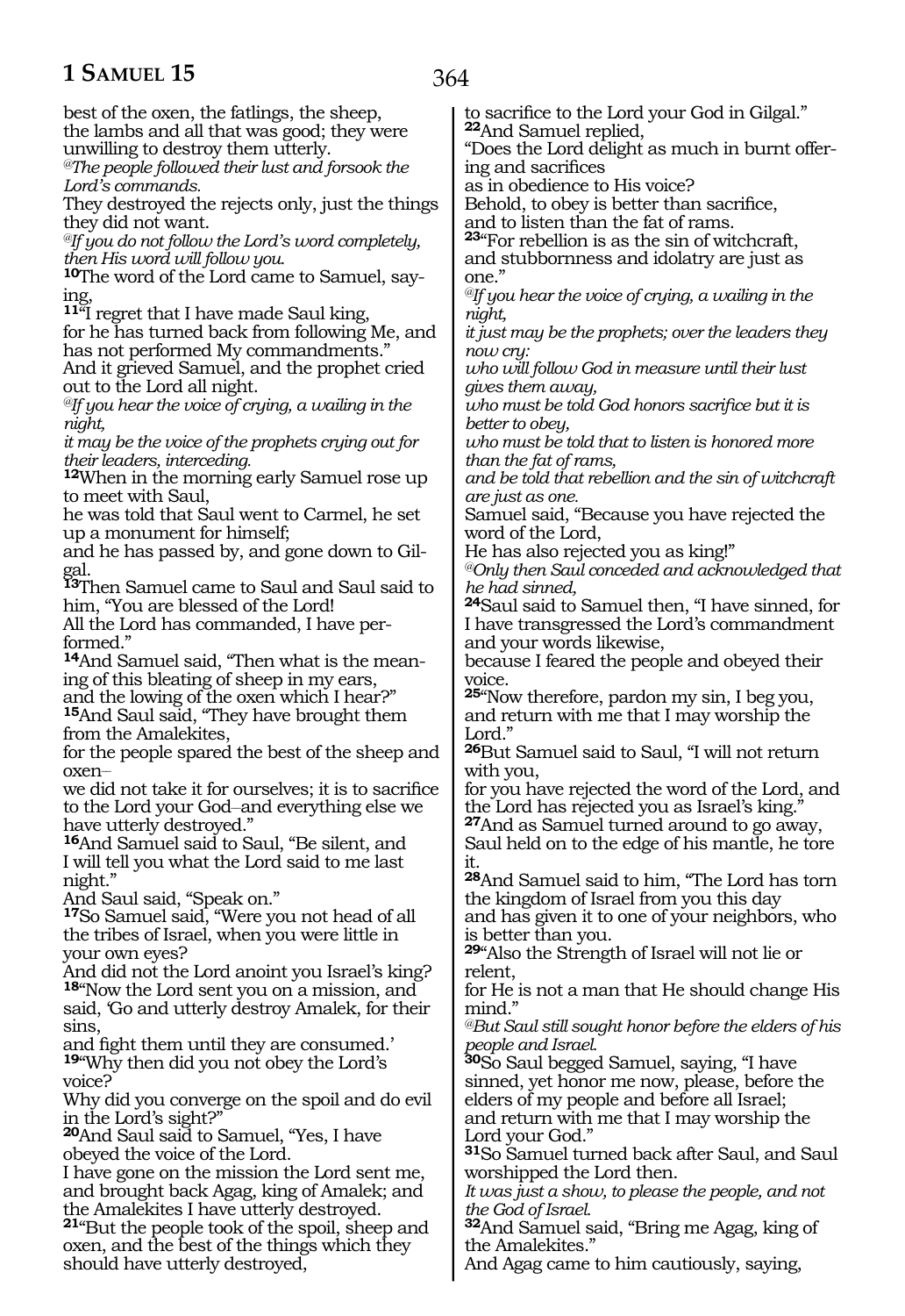best of the oxen, the fatlings, the sheep,
the lambs and all that was good; they were unwilling to destroy them utterly.

*@The people followed their lust and forsook the Lord's commands.*

They destroyed the rejects only, just the things they did not want.

*@If you do not follow the Lord's word completely, then His word will follow you.*

**10**The word of the Lord came to Samuel, saying,

**11**"I regret that I have made Saul king,
for he has turned back from following Me, and has not performed My commandments."
And it grieved Samuel, and the prophet cried out to the Lord all night.

*@If you hear the voice of crying, a wailing in the night,*
*it may be the voice of the prophets crying out for their leaders, interceding.*

**12**When in the morning early Samuel rose up to meet with Saul,
he was told that Saul went to Carmel, he set up a monument for himself;
and he has passed by, and gone down to Gilgal.

**13**Then Samuel came to Saul and Saul said to him, "You are blessed of the Lord!
All the Lord has commanded, I have performed."

**14**And Samuel said, "Then what is the meaning of this bleating of sheep in my ears,
and the lowing of the oxen which I hear?"

**15**And Saul said, "They have brought them from the Amalekites,
for the people spared the best of the sheep and oxen–
we did not take it for ourselves; it is to sacrifice to the Lord your God–and everything else we have utterly destroyed."

**16**And Samuel said to Saul, "Be silent, and I will tell you what the Lord said to me last night."
And Saul said, "Speak on."

**17**So Samuel said, "Were you not head of all the tribes of Israel, when you were little in your own eyes?
And did not the Lord anoint you Israel's king?

**18**"Now the Lord sent you on a mission, and said, 'Go and utterly destroy Amalek, for their sins,
and fight them until they are consumed.'

**19**"Why then did you not obey the Lord's voice?
Why did you converge on the spoil and do evil in the Lord's sight?"

**20**And Saul said to Samuel, "Yes, I have obeyed the voice of the Lord.
I have gone on the mission the Lord sent me, and brought back Agag, king of Amalek; and the Amalekites I have utterly destroyed.

**21**"But the people took of the spoil, sheep and oxen, and the best of the things which they should have utterly destroyed,
to sacrifice to the Lord your God in Gilgal."

**22**And Samuel replied,
"Does the Lord delight as much in burnt offering and sacrifices
as in obedience to His voice?
Behold, to obey is better than sacrifice,
and to listen than the fat of rams.

**23**"For rebellion is as the sin of witchcraft,
and stubbornness and idolatry are just as one."

*@If you hear the voice of crying, a wailing in the night,*
*it just may be the prophets; over the leaders they now cry:*
*who will follow God in measure until their lust gives them away,*
*who must be told God honors sacrifice but it is better to obey,*
*who must be told that to listen is honored more than the fat of rams,*
*and be told that rebellion and the sin of witchcraft are just as one.*

Samuel said, "Because you have rejected the word of the Lord,
He has also rejected you as king!"

*@Only then Saul conceded and acknowledged that he had sinned,*

**24**Saul said to Samuel then, "I have sinned, for I have transgressed the Lord's commandment and your words likewise,
because I feared the people and obeyed their voice.

**25**"Now therefore, pardon my sin, I beg you,
and return with me that I may worship the Lord."

**26**But Samuel said to Saul, "I will not return with you,
for you have rejected the word of the Lord, and the Lord has rejected you as Israel's king."

**27**And as Samuel turned around to go away, Saul held on to the edge of his mantle, he tore it.

**28**And Samuel said to him, "The Lord has torn the kingdom of Israel from you this day
and has given it to one of your neighbors, who is better than you.

**29**"Also the Strength of Israel will not lie or relent,
for He is not a man that He should change His mind."

*@But Saul still sought honor before the elders of his people and Israel.*

**30**So Saul begged Samuel, saying, "I have sinned, yet honor me now, please, before the elders of my people and before all Israel;
and return with me that I may worship the Lord your God."

**31**So Samuel turned back after Saul, and Saul worshipped the Lord then.

*It was just a show, to please the people, and not the God of Israel.*

**32**And Samuel said, "Bring me Agag, king of the Amalekites."
And Agag came to him cautiously, saying,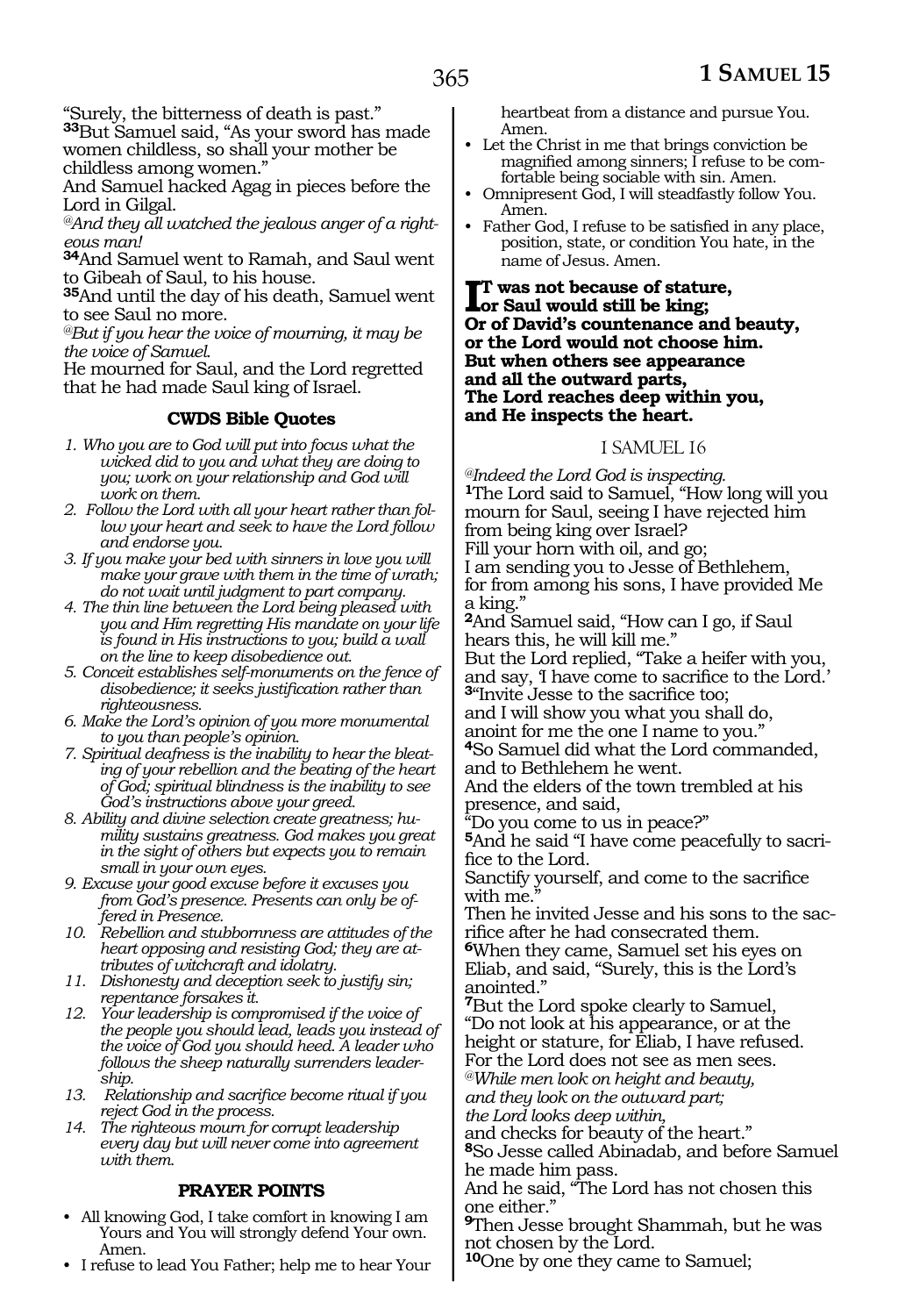"Surely, the bitterness of death is past."
**33**But Samuel said, "As your sword has made women childless, so shall your mother be childless among women."
And Samuel hacked Agag in pieces before the Lord in Gilgal.
*@And they all watched the jealous anger of a righteous man!*
**34**And Samuel went to Ramah, and Saul went to Gibeah of Saul, to his house.
**35**And until the day of his death, Samuel went to see Saul no more.
*@But if you hear the voice of mourning, it may be the voice of Samuel.*
He mourned for Saul, and the Lord regretted that he had made Saul king of Israel.

### CWDS Bible Quotes

1. *Who you are to God will put into focus what the wicked did to you and what they are doing to you; work on your relationship and God will work on them.*
2. *Follow the Lord with all your heart rather than follow your heart and seek to have the Lord follow and endorse you.*
3. *If you make your bed with sinners in love you will make your grave with them in the time of wrath; do not wait until judgment to part company.*
4. *The thin line between the Lord being pleased with you and Him regretting His mandate on your life is found in His instructions to you; build a wall on the line to keep disobedience out.*
5. *Conceit establishes self-monuments on the fence of disobedience; it seeks justification rather than righteousness.*
6. *Make the Lord's opinion of you more monumental to you than people's opinion.*
7. *Spiritual deafness is the inability to hear the bleating of your rebellion and the beating of the heart of God; spiritual blindness is the inability to see God's instructions above your greed.*
8. *Ability and divine selection create greatness; humility sustains greatness. God makes you great in the sight of others but expects you to remain small in your own eyes.*
9. *Excuse your good excuse before it excuses you from God's presence. Presents can only be offered in Presence.*
10. *Rebellion and stubbornness are attitudes of the heart opposing and resisting God; they are attributes of witchcraft and idolatry.*
11. *Dishonesty and deception seek to justify sin; repentance forsakes it.*
12. *Your leadership is compromised if the voice of the people you should lead, leads you instead of the voice of God you should heed. A leader who follows the sheep naturally surrenders leadership.*
13. *Relationship and sacrifice become ritual if you reject God in the process.*
14. *The righteous mourn for corrupt leadership every day but will never come into agreement with them.*

### PRAYER POINTS

- All knowing God, I take comfort in knowing I am Yours and You will strongly defend Your own. Amen.
- I refuse to lead You Father; help me to hear Your heartbeat from a distance and pursue You. Amen.
- Let the Christ in me that brings conviction be magnified among sinners; I refuse to be comfortable being sociable with sin. Amen.
- Omnipresent God, I will steadfastly follow You. Amen.
- Father God, I refuse to be satisfied in any place, position, state, or condition You hate, in the name of Jesus. Amen.

**It was not because of stature,**
**or Saul would still be king;**
**Or of David's countenance and beauty,**
**or the Lord would not choose him.**
**But when others see appearance**
**and all the outward parts,**
**The Lord reaches deep within you,**
**and He inspects the heart.**

## I SAMUEL 16

*@Indeed the Lord God is inspecting.*
**1**The Lord said to Samuel, "How long will you mourn for Saul, seeing I have rejected him from being king over Israel?
Fill your horn with oil, and go;
I am sending you to Jesse of Bethlehem,
for from among his sons, I have provided Me a king."
**2**And Samuel said, "How can I go, if Saul hears this, he will kill me."
But the Lord replied, "Take a heifer with you, and say, 'I have come to sacrifice to the Lord.'
**3**"Invite Jesse to the sacrifice too;
and I will show you what you shall do,
anoint for me the one I name to you."
**4**So Samuel did what the Lord commanded, and to Bethlehem he went.
And the elders of the town trembled at his presence, and said,
"Do you come to us in peace?"
**5**And he said "I have come peacefully to sacrifice to the Lord.
Sanctify yourself, and come to the sacrifice with me."
Then he invited Jesse and his sons to the sacrifice after he had consecrated them.
**6**When they came, Samuel set his eyes on Eliab, and said, "Surely, this is the Lord's anointed."
**7**But the Lord spoke clearly to Samuel,
"Do not look at his appearance, or at the height or stature, for Eliab, I have refused.
For the Lord does not see as men sees.
*@While men look on height and beauty,*
*and they look on the outward part;*
*the Lord looks deep within,*
and checks for beauty of the heart."
**8**So Jesse called Abinadab, and before Samuel he made him pass.
And he said, "The Lord has not chosen this one either."
**9**Then Jesse brought Shammah, but he was not chosen by the Lord.
**10**One by one they came to Samuel;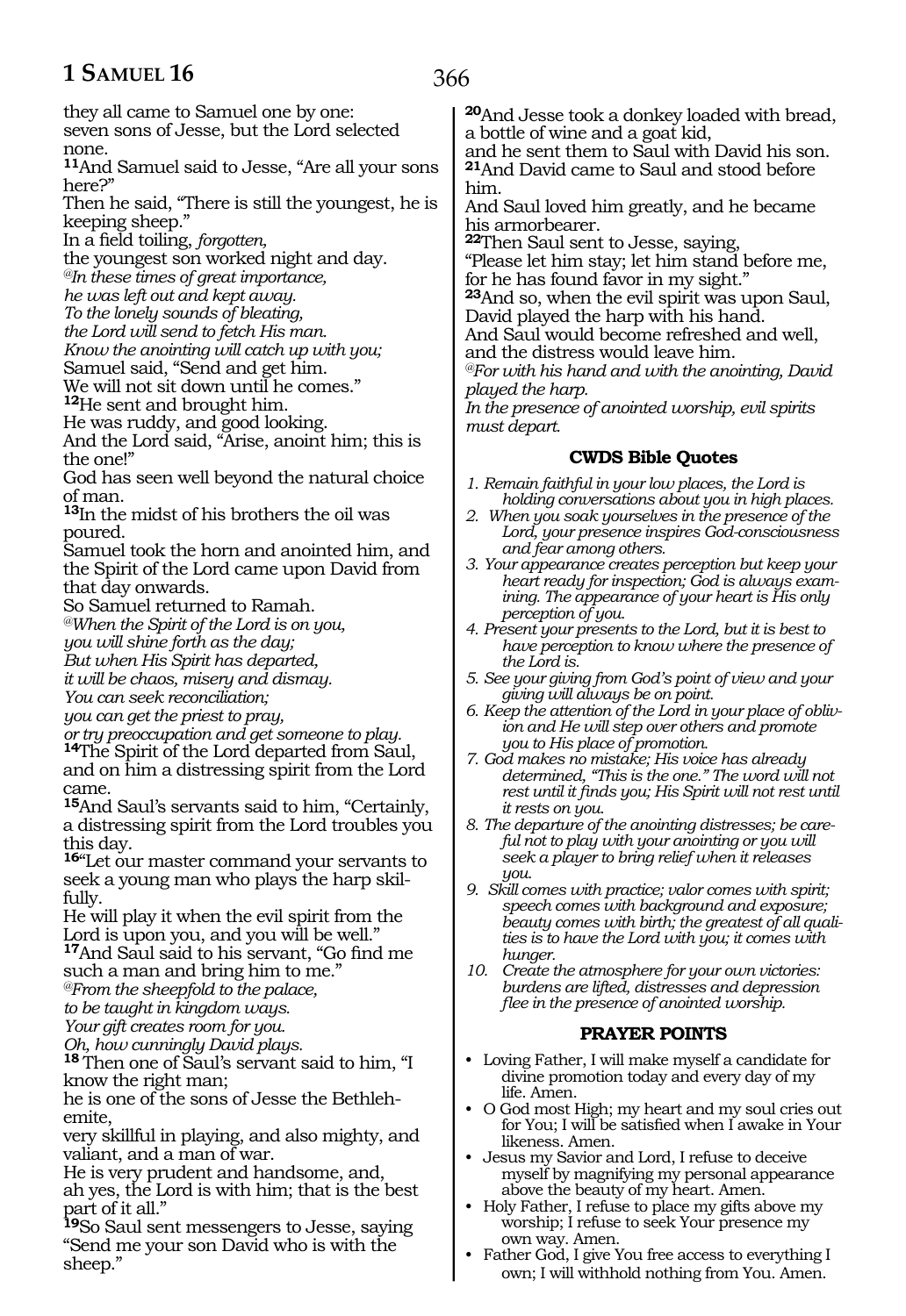they all came to Samuel one by one:
seven sons of Jesse, but the Lord selected none.

**11**And Samuel said to Jesse, "Are all your sons here?"
Then he said, "There is still the youngest, he is keeping sheep."
In a field toiling, *forgotten,*
the youngest son worked night and day.
*@In these times of great importance,*
*he was left out and kept away.*
*To the lonely sounds of bleating,*
*the Lord will send to fetch His man.*
*Know the anointing will catch up with you;*
Samuel said, "Send and get him.
We will not sit down until he comes."

**12**He sent and brought him.
He was ruddy, and good looking.
And the Lord said, "Arise, anoint him; this is the one!"
God has seen well beyond the natural choice of man.

**13**In the midst of his brothers the oil was poured.
Samuel took the horn and anointed him, and the Spirit of the Lord came upon David from that day onwards.
So Samuel returned to Ramah.
*@When the Spirit of the Lord is on you,*
*you will shine forth as the day;*
*But when His Spirit has departed,*
*it will be chaos, misery and dismay.*
*You can seek reconciliation;*
*you can get the priest to pray,*
*or try preoccupation and get someone to play.*

**14**The Spirit of the Lord departed from Saul, and on him a distressing spirit from the Lord came.

**15**And Saul's servants said to him, "Certainly, a distressing spirit from the Lord troubles you this day.

**16**"Let our master command your servants to seek a young man who plays the harp skillfully.
He will play it when the evil spirit from the Lord is upon you, and you will be well."

**17**And Saul said to his servant, "Go find me such a man and bring him to me."
*@From the sheepfold to the palace,*
*to be taught in kingdom ways.*
*Your gift creates room for you.*
*Oh, how cunningly David plays.*

**18** Then one of Saul's servant said to him, "I know the right man;
he is one of the sons of Jesse the Bethlehemite,
very skillful in playing, and also mighty, and valiant, and a man of war.
He is very prudent and handsome, and,
ah yes, the Lord is with him; that is the best part of it all."

**19**So Saul sent messengers to Jesse, saying "Send me your son David who is with the sheep."

**20**And Jesse took a donkey loaded with bread, a bottle of wine and a goat kid,
and he sent them to Saul with David his son.

**21**And David came to Saul and stood before him.
And Saul loved him greatly, and he became his armorbearer.

**22**Then Saul sent to Jesse, saying,
"Please let him stay; let him stand before me, for he has found favor in my sight."

**23**And so, when the evil spirit was upon Saul, David played the harp with his hand.
And Saul would become refreshed and well, and the distress would leave him.
*@For with his hand and with the anointing, David played the harp.*
*In the presence of anointed worship, evil spirits must depart.*

### CWDS Bible Quotes

1. *Remain faithful in your low places, the Lord is holding conversations about you in high places.*
2. *When you soak yourselves in the presence of the Lord, your presence inspires God-consciousness and fear among others.*
3. *Your appearance creates perception but keep your heart ready for inspection; God is always examining. The appearance of your heart is His only perception of you.*
4. *Present your presents to the Lord, but it is best to have perception to know where the presence of the Lord is.*
5. *See your giving from God's point of view and your giving will always be on point.*
6. *Keep the attention of the Lord in your place of oblivion and He will step over others and promote you to His place of promotion.*
7. *God makes no mistake; His voice has already determined, "This is the one." The word will not rest until it finds you; His Spirit will not rest until it rests on you.*
8. *The departure of the anointing distresses; be careful not to play with your anointing or you will seek a player to bring relief when it releases you.*
9. *Skill comes with practice; valor comes with spirit; speech comes with background and exposure; beauty comes with birth; the greatest of all qualities is to have the Lord with you; it comes with hunger.*
10. *Create the atmosphere for your own victories: burdens are lifted, distresses and depression flee in the presence of anointed worship.*

### PRAYER POINTS

- Loving Father, I will make myself a candidate for divine promotion today and every day of my life. Amen.
- O God most High; my heart and my soul cries out for You; I will be satisfied when I awake in Your likeness. Amen.
- Jesus my Savior and Lord, I refuse to deceive myself by magnifying my personal appearance above the beauty of my heart. Amen.
- Holy Father, I refuse to place my gifts above my worship; I refuse to seek Your presence my own way. Amen.
- Father God, I give You free access to everything I own; I will withhold nothing from You. Amen.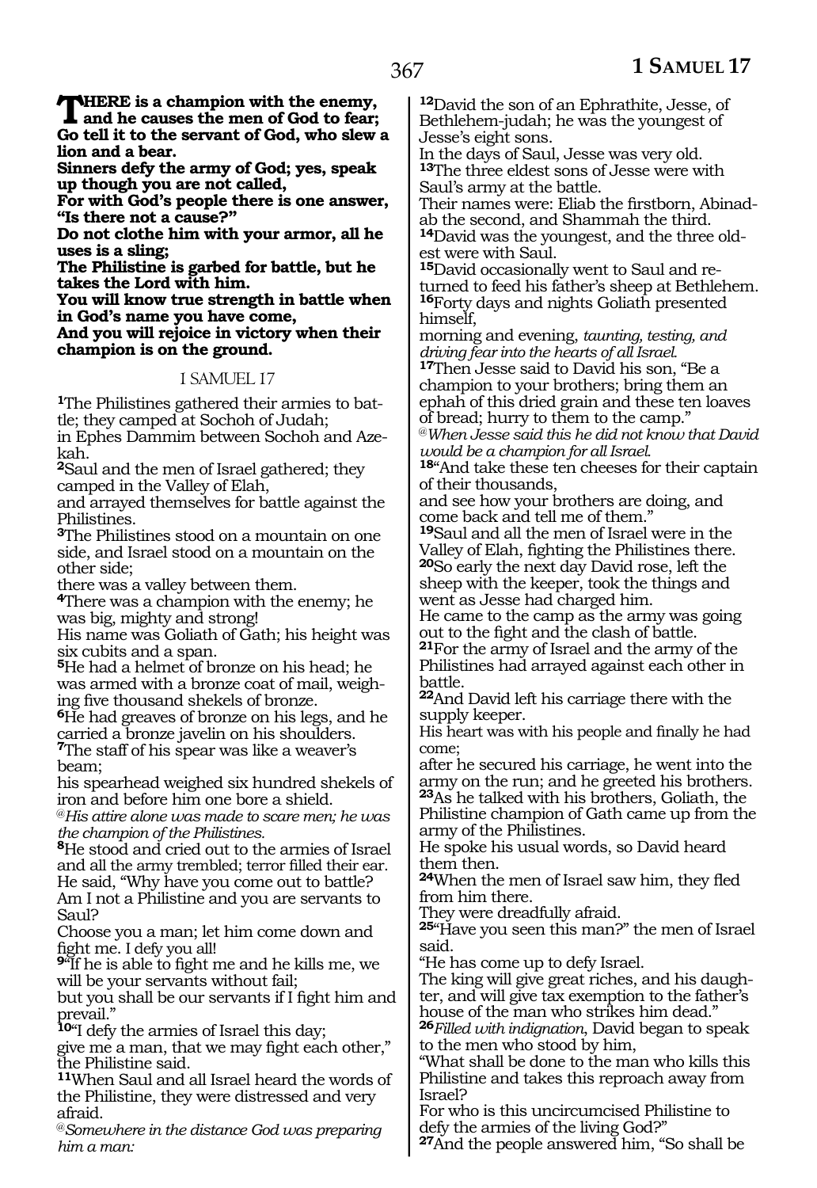**THERE is a champion with the enemy, and he causes the men of God to fear;**
**Go tell it to the servant of God, who slew a lion and a bear.**
**Sinners defy the army of God; yes, speak up though you are not called,**
**For with God's people there is one answer, "Is there not a cause?"**
**Do not clothe him with your armor, all he uses is a sling;**
**The Philistine is garbed for battle, but he takes the Lord with him.**
**You will know true strength in battle when in God's name you have come,**
**And you will rejoice in victory when their champion is on the ground.**

## I SAMUEL 17

**1**The Philistines gathered their armies to battle; they camped at Sochoh of Judah;
in Ephes Dammim between Sochoh and Azekah.
**2**Saul and the men of Israel gathered; they camped in the Valley of Elah,
and arrayed themselves for battle against the Philistines.
**3**The Philistines stood on a mountain on one side, and Israel stood on a mountain on the other side;
there was a valley between them.
**4**There was a champion with the enemy; he was big, mighty and strong!
His name was Goliath of Gath; his height was six cubits and a span.
**5**He had a helmet of bronze on his head; he was armed with a bronze coat of mail, weighing five thousand shekels of bronze.
**6**He had greaves of bronze on his legs, and he carried a bronze javelin on his shoulders.
**7**The staff of his spear was like a weaver's beam;
his spearhead weighed six hundred shekels of iron and before him one bore a shield.
@*His attire alone was made to scare men; he was the champion of the Philistines.*
**8**He stood and cried out to the armies of Israel and all the army trembled; terror filled their ear.
He said, "Why have you come out to battle? Am I not a Philistine and you are servants to Saul?
Choose you a man; let him come down and fight me. I defy you all!
**9**"If he is able to fight me and he kills me, we will be your servants without fail;
but you shall be our servants if I fight him and prevail."
**10**"I defy the armies of Israel this day;
give me a man, that we may fight each other," the Philistine said.
**11**When Saul and all Israel heard the words of the Philistine, they were distressed and very afraid.
@*Somewhere in the distance God was preparing him a man:*

**12**David the son of an Ephrathite, Jesse, of Bethlehem-judah; he was the youngest of Jesse's eight sons.
In the days of Saul, Jesse was very old.
**13**The three eldest sons of Jesse were with Saul's army at the battle.
Their names were: Eliab the firstborn, Abinadab the second, and Shammah the third.
**14**David was the youngest, and the three oldest were with Saul.
**15**David occasionally went to Saul and returned to feed his father's sheep at Bethlehem.
**16**Forty days and nights Goliath presented himself,
morning and evening, *taunting, testing, and driving fear into the hearts of all Israel.*
**17**Then Jesse said to David his son, "Be a champion to your brothers; bring them an ephah of this dried grain and these ten loaves of bread; hurry to them to the camp."
@*When Jesse said this he did not know that David would be a champion for all Israel.*
**18**"And take these ten cheeses for their captain of their thousands,
and see how your brothers are doing, and come back and tell me of them."
**19**Saul and all the men of Israel were in the Valley of Elah, fighting the Philistines there.
**20**So early the next day David rose, left the sheep with the keeper, took the things and went as Jesse had charged him.
He came to the camp as the army was going out to the fight and the clash of battle.
**21**For the army of Israel and the army of the Philistines had arrayed against each other in battle.
**22**And David left his carriage there with the supply keeper.
His heart was with his people and finally he had come;
after he secured his carriage, he went into the army on the run; and he greeted his brothers.
**23**As he talked with his brothers, Goliath, the Philistine champion of Gath came up from the army of the Philistines.
He spoke his usual words, so David heard them then.
**24**When the men of Israel saw him, they fled from him there.
They were dreadfully afraid.
**25**"Have you seen this man?" the men of Israel said.
"He has come up to defy Israel.
The king will give great riches, and his daughter, and will give tax exemption to the father's house of the man who strikes him dead."
**26***Filled with indignation,* David began to speak to the men who stood by him,
"What shall be done to the man who kills this Philistine and takes this reproach away from Israel?
For who is this uncircumcised Philistine to defy the armies of the living God?"
**27**And the people answered him, "So shall be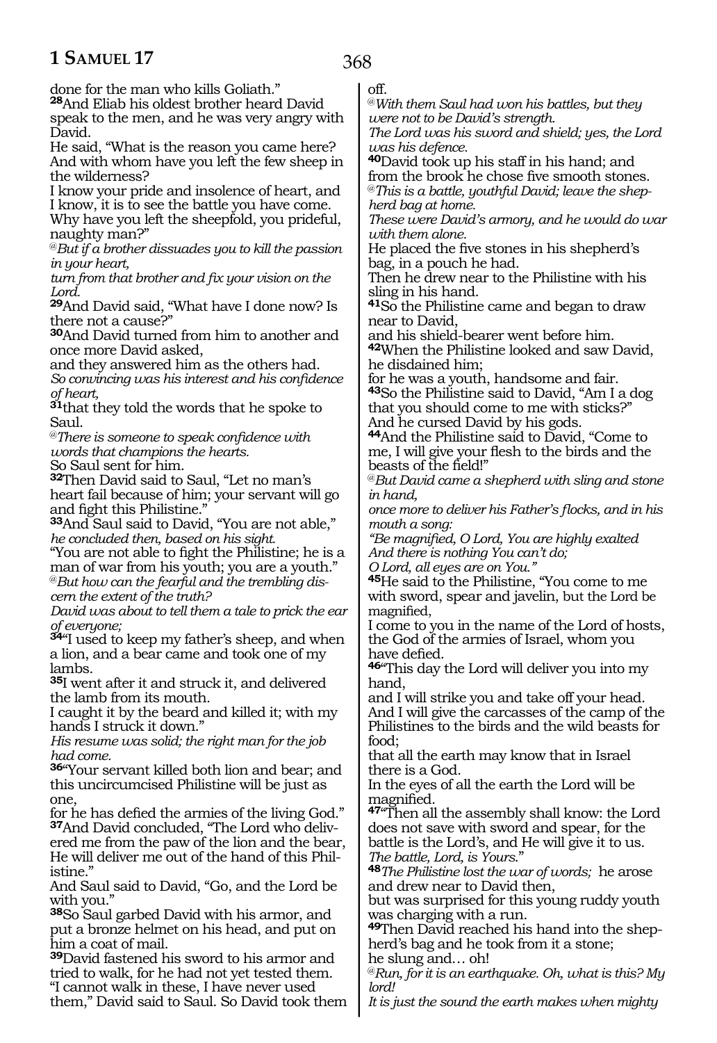done for the man who kills Goliath."

**28**And Eliab his oldest brother heard David speak to the men, and he was very angry with David.
He said, "What is the reason you came here? And with whom have you left the few sheep in the wilderness?
I know your pride and insolence of heart, and I know, it is to see the battle you have come.
Why have you left the sheepfold, you prideful, naughty man?"

@*But if a brother dissuades you to kill the passion in your heart,*
*turn from that brother and fix your vision on the Lord.*

**29**And David said, "What have I done now? Is there not a cause?"

**30**And David turned from him to another and once more David asked,
and they answered him as the others had.
*So convincing was his interest and his confidence of heart,*

**31**that they told the words that he spoke to Saul.

@*There is someone to speak confidence with words that champions the hearts.*
So Saul sent for him.

**32**Then David said to Saul, "Let no man's heart fail because of him; your servant will go and fight this Philistine."

**33**And Saul said to David, "You are not able," *he concluded then, based on his sight.*
"You are not able to fight the Philistine; he is a man of war from his youth; you are a youth."

@*But how can the fearful and the trembling discern the extent of the truth?*
*David was about to tell them a tale to prick the ear of everyone;*

**34**"I used to keep my father's sheep, and when a lion, and a bear came and took one of my lambs.

**35**I went after it and struck it, and delivered the lamb from its mouth.
I caught it by the beard and killed it; with my hands I struck it down."
*His resume was solid; the right man for the job had come.*

**36**"Your servant killed both lion and bear; and this uncircumcised Philistine will be just as one,
for he has defied the armies of the living God."

**37**And David concluded, "The Lord who delivered me from the paw of the lion and the bear, He will deliver me out of the hand of this Philistine."
And Saul said to David, "Go, and the Lord be with you."

**38**So Saul garbed David with his armor, and put a bronze helmet on his head, and put on him a coat of mail.

**39**David fastened his sword to his armor and tried to walk, for he had not yet tested them.
"I cannot walk in these, I have never used them," David said to Saul. So David took them off.

@*With them Saul had won his battles, but they were not to be David's strength.*
*The Lord was his sword and shield; yes, the Lord was his defence.*

**40**David took up his staff in his hand; and from the brook he chose five smooth stones.

@*This is a battle, youthful David; leave the shepherd bag at home.*
*These were David's armory, and he would do war with them alone.*
He placed the five stones in his shepherd's bag, in a pouch he had.
Then he drew near to the Philistine with his sling in his hand.

**41**So the Philistine came and began to draw near to David,
and his shield-bearer went before him.

**42**When the Philistine looked and saw David, he disdained him;
for he was a youth, handsome and fair.

**43**So the Philistine said to David, "Am I a dog that you should come to me with sticks?"
And he cursed David by his gods.

**44**And the Philistine said to David, "Come to me, I will give your flesh to the birds and the beasts of the field!"

@*But David came a shepherd with sling and stone in hand,*
*once more to deliver his Father's flocks, and in his mouth a song:*
*"Be magnified, O Lord, You are highly exalted*
*And there is nothing You can't do;*
*O Lord, all eyes are on You."*

**45**He said to the Philistine, "You come to me with sword, spear and javelin, but the Lord be magnified,
I come to you in the name of the Lord of hosts, the God of the armies of Israel, whom you have defied.

**46**"This day the Lord will deliver you into my hand,
and I will strike you and take off your head.
And I will give the carcasses of the camp of the Philistines to the birds and the wild beasts for food;
that all the earth may know that in Israel there is a God.
In the eyes of all the earth the Lord will be magnified.

**47**"Then all the assembly shall know: the Lord does not save with sword and spear, for the battle is the Lord's, and He will give it to us.
*The battle, Lord, is Yours.*"

**48***The Philistine lost the war of words;* he arose and drew near to David then,
but was surprised for this young ruddy youth was charging with a run.

**49**Then David reached his hand into the shepherd's bag and he took from it a stone;
he slung and… oh!

@*Run, for it is an earthquake. Oh, what is this? My lord!*
*It is just the sound the earth makes when mighty*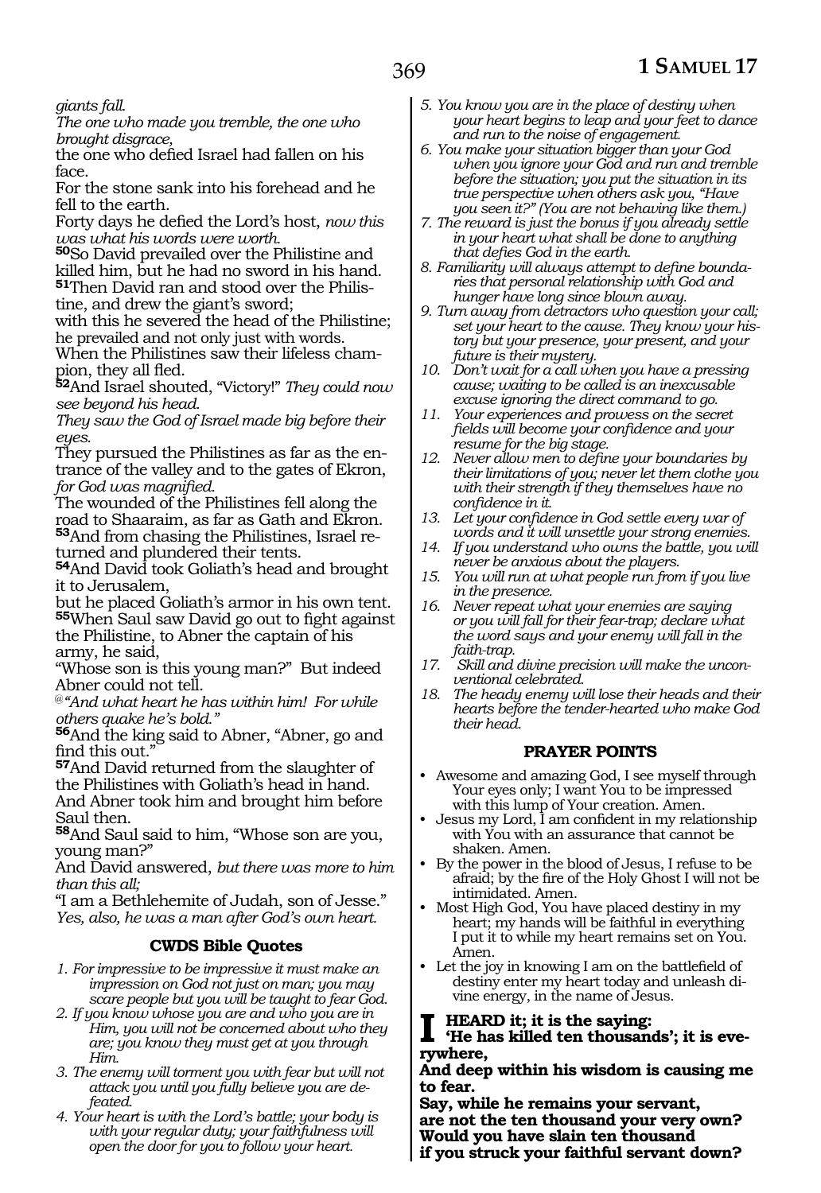*giants fall.*
*The one who made you tremble, the one who brought disgrace,*
the one who defied Israel had fallen on his face.
For the stone sank into his forehead and he fell to the earth.
Forty days he defied the Lord's host, *now this was what his words were worth.*
**50**So David prevailed over the Philistine and killed him, but he had no sword in his hand.
**51**Then David ran and stood over the Philistine, and drew the giant's sword;
with this he severed the head of the Philistine; he prevailed and not only just with words.
When the Philistines saw their lifeless champion, they all fled.
**52**And Israel shouted, "Victory!" *They could now see beyond his head.*
*They saw the God of Israel made big before their eyes.*
They pursued the Philistines as far as the entrance of the valley and to the gates of Ekron, *for God was magnified.*
The wounded of the Philistines fell along the road to Shaaraim, as far as Gath and Ekron.
**53**And from chasing the Philistines, Israel returned and plundered their tents.
**54**And David took Goliath's head and brought it to Jerusalem,
but he placed Goliath's armor in his own tent.
**55**When Saul saw David go out to fight against the Philistine, to Abner the captain of his army, he said,
"Whose son is this young man?" But indeed Abner could not tell.
@*"And what heart he has within him! For while others quake he's bold."*
**56**And the king said to Abner, "Abner, go and find this out."
**57**And David returned from the slaughter of the Philistines with Goliath's head in hand.
And Abner took him and brought him before Saul then.
**58**And Saul said to him, "Whose son are you, young man?"
And David answered, *but there was more to him than this all;*
"I am a Bethlehemite of Judah, son of Jesse."
*Yes, also, he was a man after God's own heart.*

### CWDS Bible Quotes

1. *For impressive to be impressive it must make an impression on God not just on man; you may scare people but you will be taught to fear God.*
2. *If you know whose you are and who you are in Him, you will not be concerned about who they are; you know they must get at you through Him.*
3. *The enemy will torment you with fear but will not attack you until you fully believe you are defeated.*
4. *Your heart is with the Lord's battle; your body is with your regular duty; your faithfulness will open the door for you to follow your heart.*
5. *You know you are in the place of destiny when your heart begins to leap and your feet to dance and run to the noise of engagement.*
6. *You make your situation bigger than your God when you ignore your God and run and tremble before the situation; you put the situation in its true perspective when others ask you, "Have you seen it?" (You are not behaving like them.)*
7. *The reward is just the bonus if you already settle in your heart what shall be done to anything that defies God in the earth.*
8. *Familiarity will always attempt to define boundaries that personal relationship with God and hunger have long since blown away.*
9. *Turn away from detractors who question your call; set your heart to the cause. They know your history but your presence, your present, and your future is their mystery.*
10. *Don't wait for a call when you have a pressing cause; waiting to be called is an inexcusable excuse ignoring the direct command to go.*
11. *Your experiences and prowess on the secret fields will become your confidence and your resume for the big stage.*
12. *Never allow men to define your boundaries by their limitations of you; never let them clothe you with their strength if they themselves have no confidence in it.*
13. *Let your confidence in God settle every war of words and it will unsettle your strong enemies.*
14. *If you understand who owns the battle, you will never be anxious about the players.*
15. *You will run at what people run from if you live in the presence.*
16. *Never repeat what your enemies are saying or you will fall for their fear-trap; declare what the word says and your enemy will fall in the faith-trap.*
17. *Skill and divine precision will make the unconventional celebrated.*
18. *The heady enemy will lose their heads and their hearts before the tender-hearted who make God their head.*

### PRAYER POINTS

- Awesome and amazing God, I see myself through Your eyes only; I want You to be impressed with this lump of Your creation. Amen.
- Jesus my Lord, I am confident in my relationship with You with an assurance that cannot be shaken. Amen.
- By the power in the blood of Jesus, I refuse to be afraid; by the fire of the Holy Ghost I will not be intimidated. Amen.
- Most High God, You have placed destiny in my heart; my hands will be faithful in everything I put it to while my heart remains set on You. Amen.
- Let the joy in knowing I am on the battlefield of destiny enter my heart today and unleash divine energy, in the name of Jesus.

**I HEARD it; it is the saying:**
**'He has killed ten thousands'; it is everywhere,**
**And deep within his wisdom is causing me to fear.**
**Say, while he remains your servant,**
**are not the ten thousand your very own?**
**Would you have slain ten thousand**
**if you struck your faithful servant down?**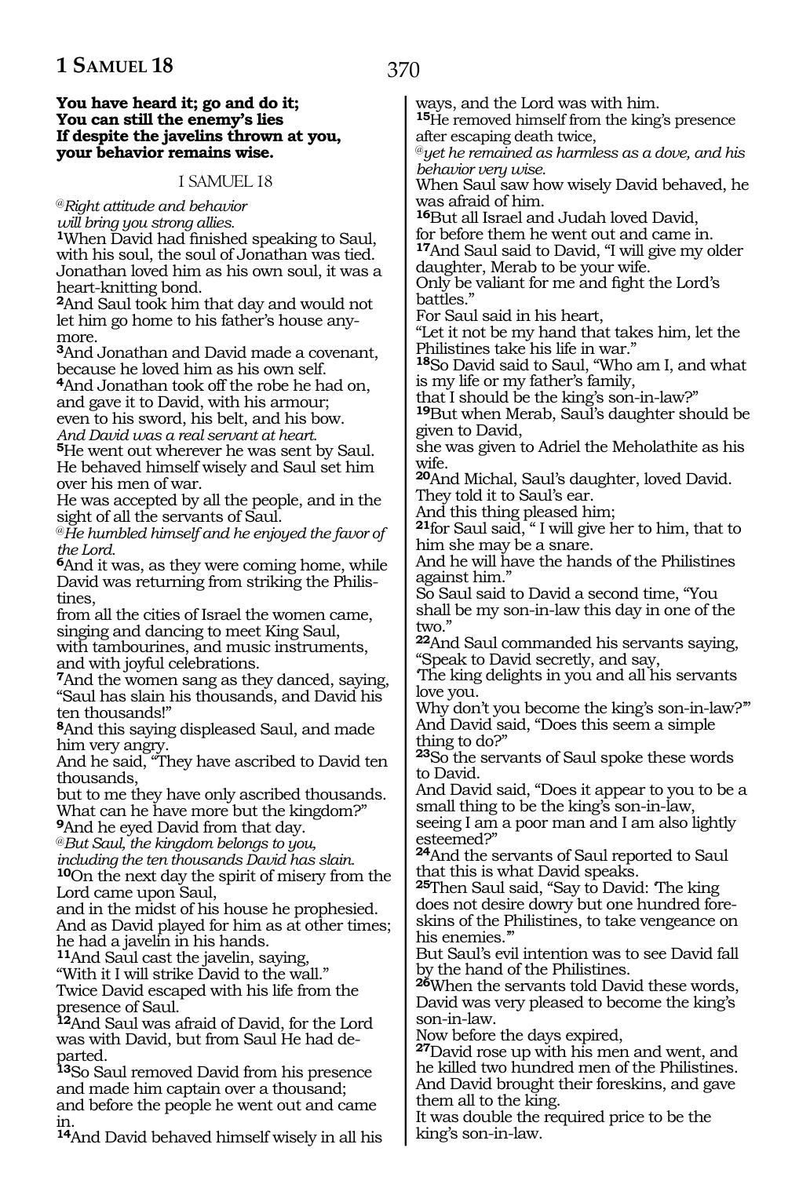**You have heard it; go and do it;**
**You can still the enemy's lies**
**If despite the javelins thrown at you,**
**your behavior remains wise.**

## I SAMUEL 18

*@Right attitude and behavior*
*will bring you strong allies.*

**1**When David had finished speaking to Saul, with his soul, the soul of Jonathan was tied. Jonathan loved him as his own soul, it was a heart-knitting bond.

**2**And Saul took him that day and would not let him go home to his father's house anymore.

**3**And Jonathan and David made a covenant, because he loved him as his own self.

**4**And Jonathan took off the robe he had on, and gave it to David, with his armour; even to his sword, his belt, and his bow.
*And David was a real servant at heart.*

**5**He went out wherever he was sent by Saul. He behaved himself wisely and Saul set him over his men of war.
He was accepted by all the people, and in the sight of all the servants of Saul.
*@He humbled himself and he enjoyed the favor of the Lord.*

**6**And it was, as they were coming home, while David was returning from striking the Philistines,
from all the cities of Israel the women came, singing and dancing to meet King Saul, with tambourines, and music instruments, and with joyful celebrations.

**7**And the women sang as they danced, saying, "Saul has slain his thousands, and David his ten thousands!"

**8**And this saying displeased Saul, and made him very angry.
And he said, "They have ascribed to David ten thousands,
but to me they have only ascribed thousands. What can he have more but the kingdom?"

**9**And he eyed David from that day.
*@But Saul, the kingdom belongs to you,*
*including the ten thousands David has slain.*

**10**On the next day the spirit of misery from the Lord came upon Saul,
and in the midst of his house he prophesied. And as David played for him as at other times; he had a javelin in his hands.

**11**And Saul cast the javelin, saying,
"With it I will strike David to the wall."
Twice David escaped with his life from the presence of Saul.

**12**And Saul was afraid of David, for the Lord was with David, but from Saul He had departed.

**13**So Saul removed David from his presence and made him captain over a thousand;
and before the people he went out and came in.

**14**And David behaved himself wisely in all his ways, and the Lord was with him.

**15**He removed himself from the king's presence after escaping death twice,
*@yet he remained as harmless as a dove, and his behavior very wise.*
When Saul saw how wisely David behaved, he was afraid of him.

**16**But all Israel and Judah loved David,
for before them he went out and came in.

**17**And Saul said to David, "I will give my older daughter, Merab to be your wife.
Only be valiant for me and fight the Lord's battles."
For Saul said in his heart,
"Let it not be my hand that takes him, let the Philistines take his life in war."

**18**So David said to Saul, "Who am I, and what is my life or my father's family,
that I should be the king's son-in-law?"

**19**But when Merab, Saul's daughter should be given to David,
she was given to Adriel the Meholathite as his wife.

**20**And Michal, Saul's daughter, loved David. They told it to Saul's ear.
And this thing pleased him;

**21**for Saul said, " I will give her to him, that to him she may be a snare.
And he will have the hands of the Philistines against him."
So Saul said to David a second time, "You shall be my son-in-law this day in one of the two."

**22**And Saul commanded his servants saying, "Speak to David secretly, and say,
'The king delights in you and all his servants love you.
Why don't you become the king's son-in-law?'"
And David said, "Does this seem a simple thing to do?"

**23**So the servants of Saul spoke these words to David.
And David said, "Does it appear to you to be a small thing to be the king's son-in-law,
seeing I am a poor man and I am also lightly esteemed?"

**24**And the servants of Saul reported to Saul that this is what David speaks.

**25**Then Saul said, "Say to David: 'The king does not desire dowry but one hundred foreskins of the Philistines, to take vengeance on his enemies.'"
But Saul's evil intention was to see David fall by the hand of the Philistines.

**26**When the servants told David these words, David was very pleased to become the king's son-in-law.
Now before the days expired,

**27**David rose up with his men and went, and he killed two hundred men of the Philistines.
And David brought their foreskins, and gave them all to the king.
It was double the required price to be the king's son-in-law.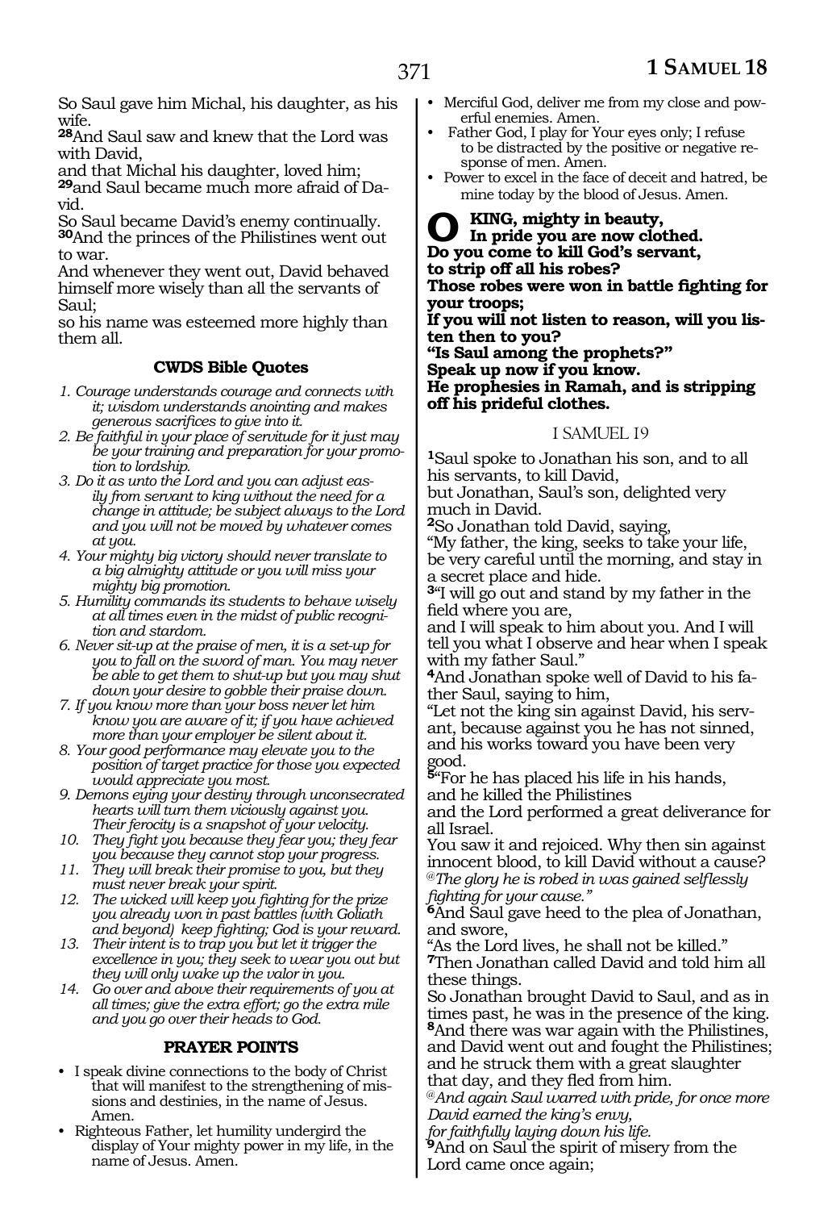So Saul gave him Michal, his daughter, as his wife.
**28**And Saul saw and knew that the Lord was with David,
and that Michal his daughter, loved him;
**29**and Saul became much more afraid of David.
So Saul became David's enemy continually.
**30**And the princes of the Philistines went out to war.
And whenever they went out, David behaved himself more wisely than all the servants of Saul;
so his name was esteemed more highly than them all.

### CWDS Bible Quotes

1. *Courage understands courage and connects with it; wisdom understands anointing and makes generous sacrifices to give into it.*
2. *Be faithful in your place of servitude for it just may be your training and preparation for your promotion to lordship.*
3. *Do it as unto the Lord and you can adjust easily from servant to king without the need for a change in attitude; be subject always to the Lord and you will not be moved by whatever comes at you.*
4. *Your mighty big victory should never translate to a big almighty attitude or you will miss your mighty big promotion.*
5. *Humility commands its students to behave wisely at all times even in the midst of public recognition and stardom.*
6. *Never sit-up at the praise of men, it is a set-up for you to fall on the sword of man. You may never be able to get them to shut-up but you may shut down your desire to gobble their praise down.*
7. *If you know more than your boss never let him know you are aware of it; if you have achieved more than your employer be silent about it.*
8. *Your good performance may elevate you to the position of target practice for those you expected would appreciate you most.*
9. *Demons eying your destiny through unconsecrated hearts will turn them viciously against you. Their ferocity is a snapshot of your velocity.*
10. *They fight you because they fear you; they fear you because they cannot stop your progress.*
11. *They will break their promise to you, but they must never break your spirit.*
12. *The wicked will keep you fighting for the prize you already won in past battles (with Goliath and beyond) keep fighting; God is your reward.*
13. *Their intent is to trap you but let it trigger the excellence in you; they seek to wear you out but they will only wake up the valor in you.*
14. *Go over and above their requirements of you at all times; give the extra effort; go the extra mile and you go over their heads to God.*

### PRAYER POINTS

- I speak divine connections to the body of Christ that will manifest to the strengthening of missions and destinies, in the name of Jesus. Amen.
- Righteous Father, let humility undergird the display of Your mighty power in my life, in the name of Jesus. Amen.
- Merciful God, deliver me from my close and powerful enemies. Amen.
- Father God, I play for Your eyes only; I refuse to be distracted by the positive or negative response of men. Amen.
- Power to excel in the face of deceit and hatred, be mine today by the blood of Jesus. Amen.

**O KING, mighty in beauty,**
**In pride you are now clothed.**
**Do you come to kill God's servant,**
**to strip off all his robes?**
**Those robes were won in battle fighting for your troops;**
**If you will not listen to reason, will you listen then to you?**
**"Is Saul among the prophets?"**
**Speak up now if you know.**
**He prophesies in Ramah, and is stripping off his prideful clothes.**

## I SAMUEL 19

**1**Saul spoke to Jonathan his son, and to all his servants, to kill David,
but Jonathan, Saul's son, delighted very much in David.
**2**So Jonathan told David, saying,
"My father, the king, seeks to take your life, be very careful until the morning, and stay in a secret place and hide.
**3**"I will go out and stand by my father in the field where you are,
and I will speak to him about you. And I will tell you what I observe and hear when I speak with my father Saul."
**4**And Jonathan spoke well of David to his father Saul, saying to him,
"Let not the king sin against David, his servant, because against you he has not sinned, and his works toward you have been very good.
**5**"For he has placed his life in his hands,
and he killed the Philistines
and the Lord performed a great deliverance for all Israel.
You saw it and rejoiced. Why then sin against innocent blood, to kill David without a cause?
@*The glory he is robed in was gained selflessly fighting for your cause."*
**6**And Saul gave heed to the plea of Jonathan, and swore,
"As the Lord lives, he shall not be killed."
**7**Then Jonathan called David and told him all these things.
So Jonathan brought David to Saul, and as in times past, he was in the presence of the king.
**8**And there was war again with the Philistines, and David went out and fought the Philistines; and he struck them with a great slaughter that day, and they fled from him.
@*And again Saul warred with pride, for once more David earned the king's envy,*
*for faithfully laying down his life.*
**9**And on Saul the spirit of misery from the Lord came once again;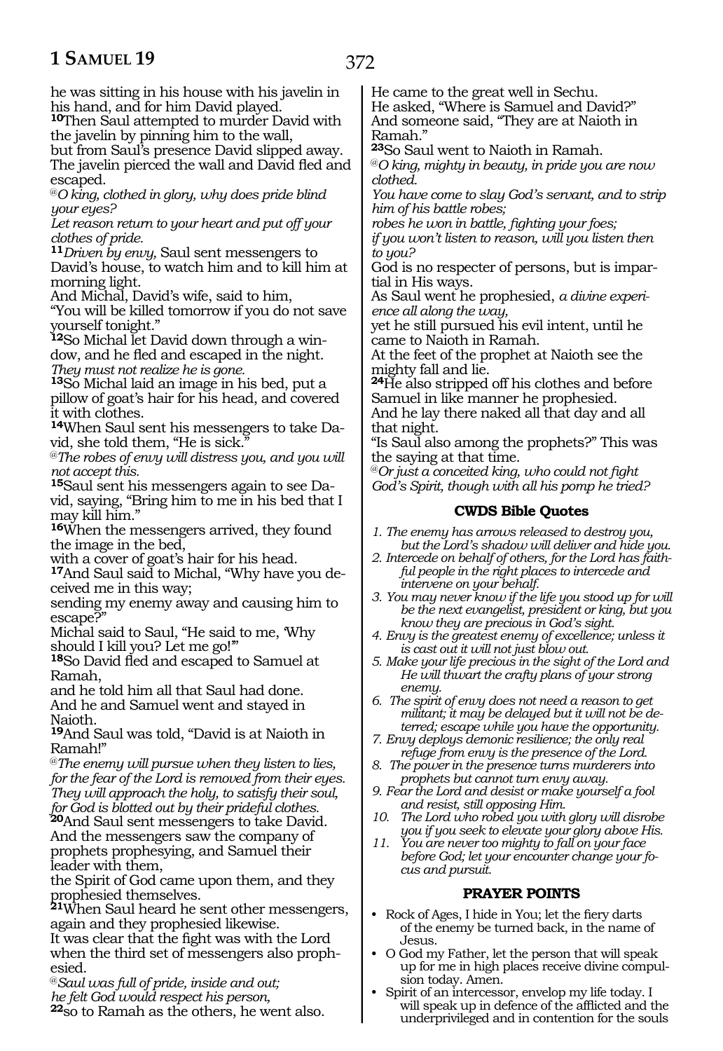he was sitting in his house with his javelin in his hand, and for him David played.

**10**Then Saul attempted to murder David with the javelin by pinning him to the wall,
but from Saul's presence David slipped away.
The javelin pierced the wall and David fled and escaped.

*@O king, clothed in glory, why does pride blind your eyes?*
*Let reason return to your heart and put off your clothes of pride.*

**11***Driven by envy,* Saul sent messengers to David's house, to watch him and to kill him at morning light.
And Michal, David's wife, said to him,
"You will be killed tomorrow if you do not save yourself tonight."

**12**So Michal let David down through a window, and he fled and escaped in the night.
*They must not realize he is gone.*

**13**So Michal laid an image in his bed, put a pillow of goat's hair for his head, and covered it with clothes.

**14**When Saul sent his messengers to take David, she told them, "He is sick."

*@The robes of envy will distress you, and you will not accept this.*

**15**Saul sent his messengers again to see David, saying, "Bring him to me in his bed that I may kill him."

**16**When the messengers arrived, they found the image in the bed,
with a cover of goat's hair for his head.

**17**And Saul said to Michal, "Why have you deceived me in this way;
sending my enemy away and causing him to escape?"
Michal said to Saul, "He said to me, 'Why should I kill you? Let me go!'"

**18**So David fled and escaped to Samuel at Ramah,
and he told him all that Saul had done.
And he and Samuel went and stayed in Naioth.

**19**And Saul was told, "David is at Naioth in Ramah!"

*@The enemy will pursue when they listen to lies,*
*for the fear of the Lord is removed from their eyes.*
*They will approach the holy, to satisfy their soul,*
*for God is blotted out by their prideful clothes.*

**20**And Saul sent messengers to take David.
And the messengers saw the company of prophets prophesying, and Samuel their leader with them,
the Spirit of God came upon them, and they prophesied themselves.

**21**When Saul heard he sent other messengers, again and they prophesied likewise.
It was clear that the fight was with the Lord when the third set of messengers also prophesied.

*@Saul was full of pride, inside and out;*
*he felt God would respect his person,*

**22**so to Ramah as the others, he went also.
He came to the great well in Sechu.
He asked, "Where is Samuel and David?"
And someone said, "They are at Naioth in Ramah."

**23**So Saul went to Naioth in Ramah.

*@O king, mighty in beauty, in pride you are now clothed.*
*You have come to slay God's servant, and to strip him of his battle robes;*
*robes he won in battle, fighting your foes;*
*if you won't listen to reason, will you listen then to you?*

God is no respecter of persons, but is impartial in His ways.
As Saul went he prophesied, *a divine experience all along the way,*
yet he still pursued his evil intent, until he came to Naioth in Ramah.
At the feet of the prophet at Naioth see the mighty fall and lie.

**24**He also stripped off his clothes and before Samuel in like manner he prophesied.
And he lay there naked all that day and all that night.
"Is Saul also among the prophets?" This was the saying at that time.

*@Or just a conceited king, who could not fight God's Spirit, though with all his pomp he tried?*

## CWDS Bible Quotes

1. *The enemy has arrows released to destroy you, but the Lord's shadow will deliver and hide you.*
2. *Intercede on behalf of others, for the Lord has faithful people in the right places to intercede and intervene on your behalf.*
3. *You may never know if the life you stood up for will be the next evangelist, president or king, but you know they are precious in God's sight.*
4. *Envy is the greatest enemy of excellence; unless it is cast out it will not just blow out.*
5. *Make your life precious in the sight of the Lord and He will thwart the crafty plans of your strong enemy.*
6. *The spirit of envy does not need a reason to get militant; it may be delayed but it will not be deterred; escape while you have the opportunity.*
7. *Envy deploys demonic resilience; the only real refuge from envy is the presence of the Lord.*
8. *The power in the presence turns murderers into prophets but cannot turn envy away.*
9. *Fear the Lord and desist or make yourself a fool and resist, still opposing Him.*
10. *The Lord who robed you with glory will disrobe you if you seek to elevate your glory above His.*
11. *You are never too mighty to fall on your face before God; let your encounter change your focus and pursuit.*

## PRAYER POINTS

- Rock of Ages, I hide in You; let the fiery darts of the enemy be turned back, in the name of Jesus.
- O God my Father, let the person that will speak up for me in high places receive divine compulsion today. Amen.
- Spirit of an intercessor, envelop my life today. I will speak up in defence of the afflicted and the underprivileged and in contention for the souls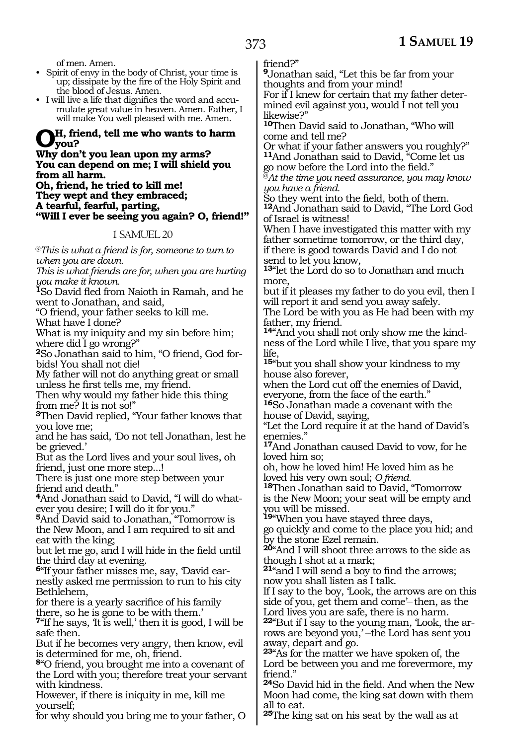of men. Amen.

- Spirit of envy in the body of Christ, your time is up; dissipate by the fire of the Holy Spirit and the blood of Jesus. Amen.
- I will live a life that dignifies the word and accumulate great value in heaven. Amen. Father, I will make You well pleased with me. Amen.

**OH, friend, tell me who wants to harm you?**
**Why don't you lean upon my arms?**
**You can depend on me; I will shield you from all harm.**
**Oh, friend, he tried to kill me!**
**They wept and they embraced;**
**A tearful, fearful, parting,**
**"Will I ever be seeing you again? O, friend!"**

I SAMUEL 20

@*This is what a friend is for, someone to turn to when you are down.*
*This is what friends are for, when you are hurting you make it known.*

**1**So David fled from Naioth in Ramah, and he went to Jonathan, and said,
"O friend, your father seeks to kill me.
What have I done?
What is my iniquity and my sin before him; where did I go wrong?"

**2**So Jonathan said to him, "O friend, God forbids! You shall not die!
My father will not do anything great or small unless he first tells me, my friend.
Then why would my father hide this thing from me? It is not so!"

**3**Then David replied, "Your father knows that you love me;
and he has said, 'Do not tell Jonathan, lest he be grieved.'
But as the Lord lives and your soul lives, oh friend, just one more step...!
There is just one more step between your friend and death."

**4**And Jonathan said to David, "I will do whatever you desire; I will do it for you."

**5**And David said to Jonathan, "Tomorrow is the New Moon, and I am required to sit and eat with the king;
but let me go, and I will hide in the field until the third day at evening.

**6**"If your father misses me, say, 'David earnestly asked me permission to run to his city Bethlehem,
for there is a yearly sacrifice of his family there, so he is gone to be with them.'

**7**"If he says, 'It is well,' then it is good, I will be safe then.
But if he becomes very angry, then know, evil is determined for me, oh, friend.

**8**"O friend, you brought me into a covenant of the Lord with you; therefore treat your servant with kindness.
However, if there is iniquity in me, kill me yourself;
for why should you bring me to your father, O friend?"

**9**Jonathan said, "Let this be far from your thoughts and from your mind!
For if I knew for certain that my father determined evil against you, would I not tell you likewise?"

**10**Then David said to Jonathan, "Who will come and tell me?
Or what if your father answers you roughly?"

**11**And Jonathan said to David, "Come let us go now before the Lord into the field."
@*At the time you need assurance, you may know you have a friend.*
So they went into the field, both of them.

**12**And Jonathan said to David, "The Lord God of Israel is witness!
When I have investigated this matter with my father sometime tomorrow, or the third day, if there is good towards David and I do not send to let you know,

**13**"let the Lord do so to Jonathan and much more,
but if it pleases my father to do you evil, then I will report it and send you away safely.
The Lord be with you as He had been with my father, my friend.

**14**"And you shall not only show me the kindness of the Lord while I live, that you spare my life,

**15**"but you shall show your kindness to my house also forever,
when the Lord cut off the enemies of David, everyone, from the face of the earth."

**16**So Jonathan made a covenant with the house of David, saying,
"Let the Lord require it at the hand of David's enemies."

**17**And Jonathan caused David to vow, for he loved him so;
oh, how he loved him! He loved him as he loved his very own soul; *O friend.*

**18**Then Jonathan said to David, "Tomorrow is the New Moon; your seat will be empty and you will be missed.

**19**"When you have stayed three days,
go quickly and come to the place you hid; and by the stone Ezel remain.

**20**"And I will shoot three arrows to the side as though I shot at a mark;

**21**"and I will send a boy to find the arrows; now you shall listen as I talk.
If I say to the boy, 'Look, the arrows are on this side of you, get them and come'– then, as the Lord lives you are safe, there is no harm.

**22**"But if I say to the young man, 'Look, the arrows are beyond you,' –the Lord has sent you away, depart and go.

**23**"As for the matter we have spoken of, the Lord be between you and me forevermore, my friend."

**24**So David hid in the field. And when the New Moon had come, the king sat down with them all to eat.

**25**The king sat on his seat by the wall as at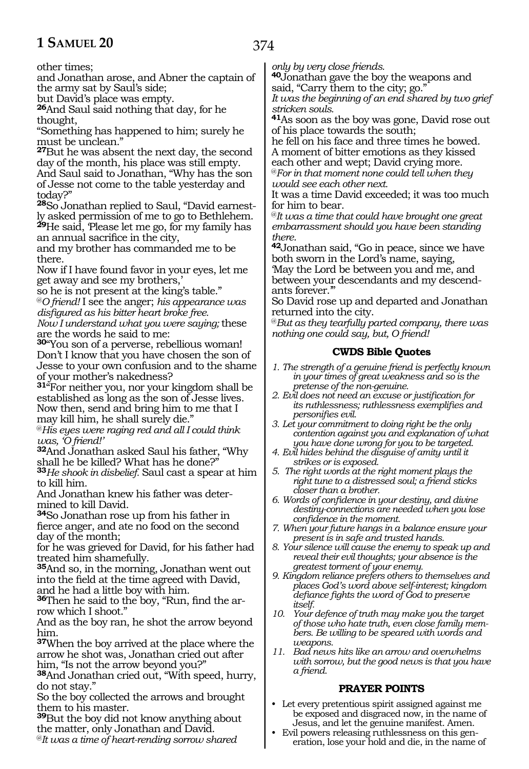other times;
and Jonathan arose, and Abner the captain of the army sat by Saul's side;
but David's place was empty.
**26**And Saul said nothing that day, for he thought,
"Something has happened to him; surely he must be unclean."
**27**But he was absent the next day, the second day of the month, his place was still empty.
And Saul said to Jonathan, "Why has the son of Jesse not come to the table yesterday and today?"
**28**So Jonathan replied to Saul, "David earnestly asked permission of me to go to Bethlehem.
**29**He said, 'Please let me go, for my family has an annual sacrifice in the city,
and my brother has commanded me to be there.
Now if I have found favor in your eyes, let me get away and see my brothers,'
so he is not present at the king's table."
*@O friend!* I see the anger; *his appearance was disfigured as his bitter heart broke free.*
*Now I understand what you were saying;* these are the words he said to me:
**30**"You son of a perverse, rebellious woman! Don't I know that you have chosen the son of Jesse to your own confusion and to the shame of your mother's nakedness?
**31**"For neither you, nor your kingdom shall be established as long as the son of Jesse lives.
Now then, send and bring him to me that I may kill him, he shall surely die."
*@His eyes were raging red and all I could think was, 'O friend!'*
**32**And Jonathan asked Saul his father, "Why shall he be killed? What has he done?"
**33***He shook in disbelief.* Saul cast a spear at him to kill him.
And Jonathan knew his father was determined to kill David.
**34**So Jonathan rose up from his father in fierce anger, and ate no food on the second day of the month;
for he was grieved for David, for his father had treated him shamefully.
**35**And so, in the morning, Jonathan went out into the field at the time agreed with David, and he had a little boy with him.
**36**Then he said to the boy, "Run, find the arrow which I shoot."
And as the boy ran, he shot the arrow beyond him.
**37**When the boy arrived at the place where the arrow he shot was, Jonathan cried out after him, "Is not the arrow beyond you?"
**38**And Jonathan cried out, "With speed, hurry, do not stay."
So the boy collected the arrows and brought them to his master.
**39**But the boy did not know anything about the matter, only Jonathan and David.
*@It was a time of heart-rending sorrow shared only by very close friends.*
**40**Jonathan gave the boy the weapons and said, "Carry them to the city; go."
*It was the beginning of an end shared by two grief stricken souls.*
**41**As soon as the boy was gone, David rose out of his place towards the south;
he fell on his face and three times he bowed.
A moment of bitter emotions as they kissed each other and wept; David crying more.
*@For in that moment none could tell when they would see each other next.*
It was a time David exceeded; it was too much for him to bear.
*@It was a time that could have brought one great embarrassment should you have been standing there.*
**42**Jonathan said, "Go in peace, since we have both sworn in the Lord's name, saying,
'May the Lord be between you and me, and between your descendants and my descendants forever.'"
So David rose up and departed and Jonathan returned into the city.
*@But as they tearfully parted company, there was nothing one could say, but, O friend!*

### CWDS Bible Quotes

1. *The strength of a genuine friend is perfectly known in your times of great weakness and so is the pretense of the non-genuine.*
2. *Evil does not need an excuse or justification for its ruthlessness; ruthlessness exemplifies and personifies evil.*
3. *Let your commitment to doing right be the only contention against you and explanation of what you have done wrong for you to be targeted.*
4. *Evil hides behind the disguise of amity until it strikes or is exposed.*
5. *The right words at the right moment plays the right tune to a distressed soul; a friend sticks closer than a brother.*
6. *Words of confidence in your destiny, and divine destiny-connections are needed when you lose confidence in the moment.*
7. *When your future hangs in a balance ensure your present is in safe and trusted hands.*
8. *Your silence will cause the enemy to speak up and reveal their evil thoughts; your absence is the greatest torment of your enemy.*
9. *Kingdom reliance prefers others to themselves and places God's word above self-interest; kingdom defiance fights the word of God to preserve itself.*
10. *Your defence of truth may make you the target of those who hate truth, even close family members. Be willing to be speared with words and weapons.*
11. *Bad news hits like an arrow and overwhelms with sorrow, but the good news is that you have a friend.*

### PRAYER POINTS

- Let every pretentious spirit assigned against me be exposed and disgraced now, in the name of Jesus, and let the genuine manifest. Amen.
- Evil powers releasing ruthlessness on this generation, lose your hold and die, in the name of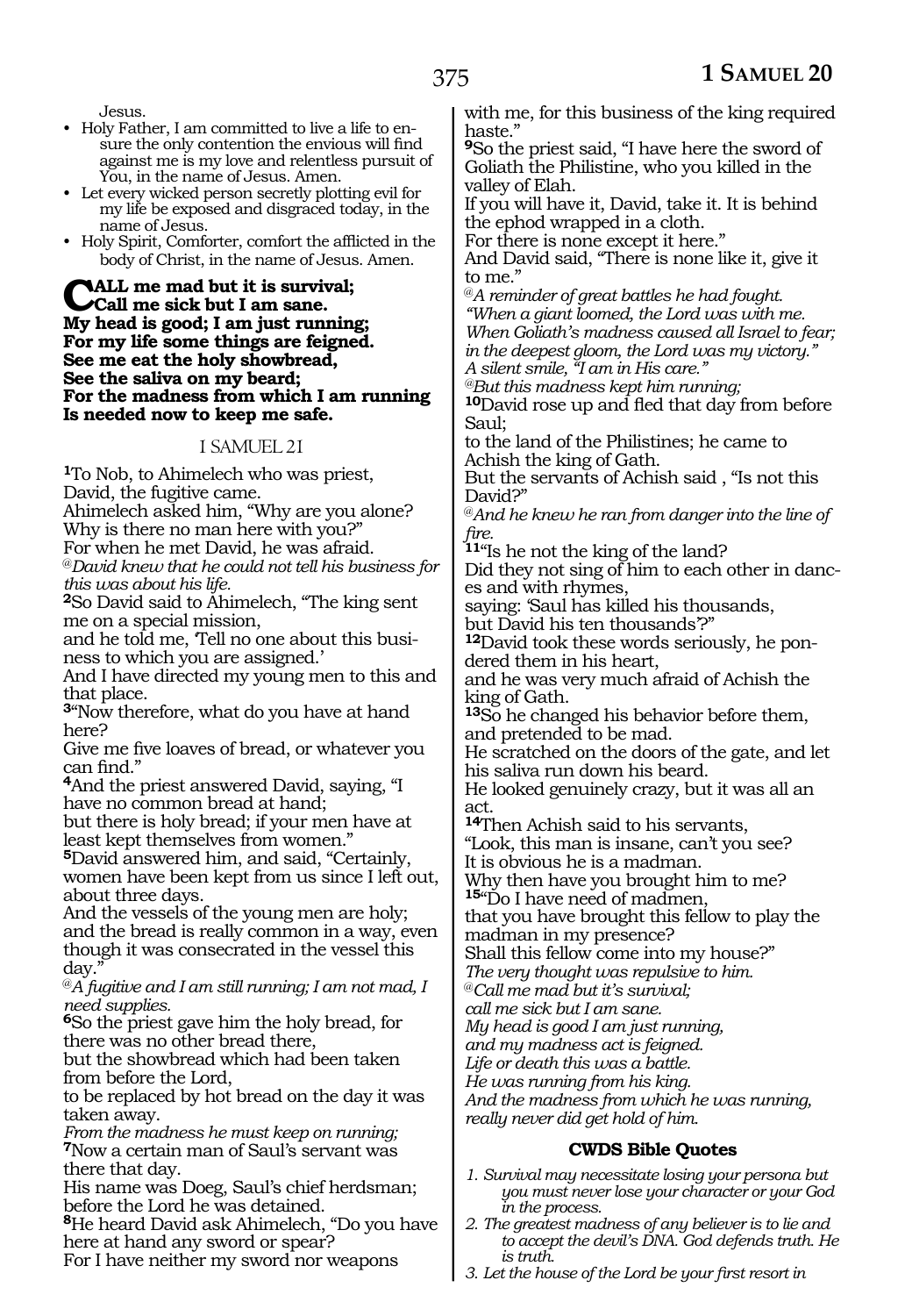Jesus.

- Holy Father, I am committed to live a life to ensure the only contention the envious will find against me is my love and relentless pursuit of You, in the name of Jesus. Amen.
- Let every wicked person secretly plotting evil for my life be exposed and disgraced today, in the name of Jesus.
- Holy Spirit, Comforter, comfort the afflicted in the body of Christ, in the name of Jesus. Amen.

**CALL me mad but it is survival;**
**Call me sick but I am sane.**
**My head is good; I am just running;**
**For my life some things are feigned.**
**See me eat the holy showbread,**
**See the saliva on my beard;**
**For the madness from which I am running**
**Is needed now to keep me safe.**

I SAMUEL 21

**1**To Nob, to Ahimelech who was priest,
David, the fugitive came.
Ahimelech asked him, "Why are you alone?
Why is there no man here with you?"
For when he met David, he was afraid.
*@David knew that he could not tell his business for this was about his life.*
**2**So David said to Ahimelech, "The king sent me on a special mission,
and he told me, 'Tell no one about this business to which you are assigned.'
And I have directed my young men to this and that place.
**3**"Now therefore, what do you have at hand here?
Give me five loaves of bread, or whatever you can find."
**4**And the priest answered David, saying, "I have no common bread at hand;
but there is holy bread; if your men have at least kept themselves from women."
**5**David answered him, and said, "Certainly, women have been kept from us since I left out, about three days.
And the vessels of the young men are holy;
and the bread is really common in a way, even though it was consecrated in the vessel this day."
*@A fugitive and I am still running; I am not mad, I need supplies.*
**6**So the priest gave him the holy bread, for there was no other bread there,
but the showbread which had been taken from before the Lord,
to be replaced by hot bread on the day it was taken away.
*From the madness he must keep on running;*
**7**Now a certain man of Saul's servant was there that day.
His name was Doeg, Saul's chief herdsman;
before the Lord he was detained.
**8**He heard David ask Ahimelech, "Do you have here at hand any sword or spear?
For I have neither my sword nor weapons
with me, for this business of the king required haste."
**9**So the priest said, "I have here the sword of Goliath the Philistine, who you killed in the valley of Elah.
If you will have it, David, take it. It is behind the ephod wrapped in a cloth.
For there is none except it here."
And David said, "There is none like it, give it to me."
*@A reminder of great battles he had fought.*
*"When a giant loomed, the Lord was with me.*
*When Goliath's madness caused all Israel to fear;*
*in the deepest gloom, the Lord was my victory."*
*A silent smile, "I am in His care."*
*@But this madness kept him running;*
**10**David rose up and fled that day from before Saul;
to the land of the Philistines; he came to Achish the king of Gath.
But the servants of Achish said , "Is not this David?"
*@And he knew he ran from danger into the line of fire.*
**11**"Is he not the king of the land?
Did they not sing of him to each other in dances and with rhymes,
saying: 'Saul has killed his thousands,
but David his ten thousands'?"
**12**David took these words seriously, he pondered them in his heart,
and he was very much afraid of Achish the king of Gath.
**13**So he changed his behavior before them,
and pretended to be mad.
He scratched on the doors of the gate, and let his saliva run down his beard.
He looked genuinely crazy, but it was all an act.
**14**Then Achish said to his servants,
"Look, this man is insane, can't you see?
It is obvious he is a madman.
Why then have you brought him to me?
**15**"Do I have need of madmen,
that you have brought this fellow to play the madman in my presence?
Shall this fellow come into my house?"
*The very thought was repulsive to him.*
*@Call me mad but it's survival;*
*call me sick but I am sane.*
*My head is good I am just running,*
*and my madness act is feigned.*
*Life or death this was a battle.*
*He was running from his king.*
*And the madness from which he was running,*
*really never did get hold of him.*

### CWDS Bible Quotes

1. *Survival may necessitate losing your persona but you must never lose your character or your God in the process.*
2. *The greatest madness of any believer is to lie and to accept the devil's DNA. God defends truth. He is truth.*
3. *Let the house of the Lord be your first resort in*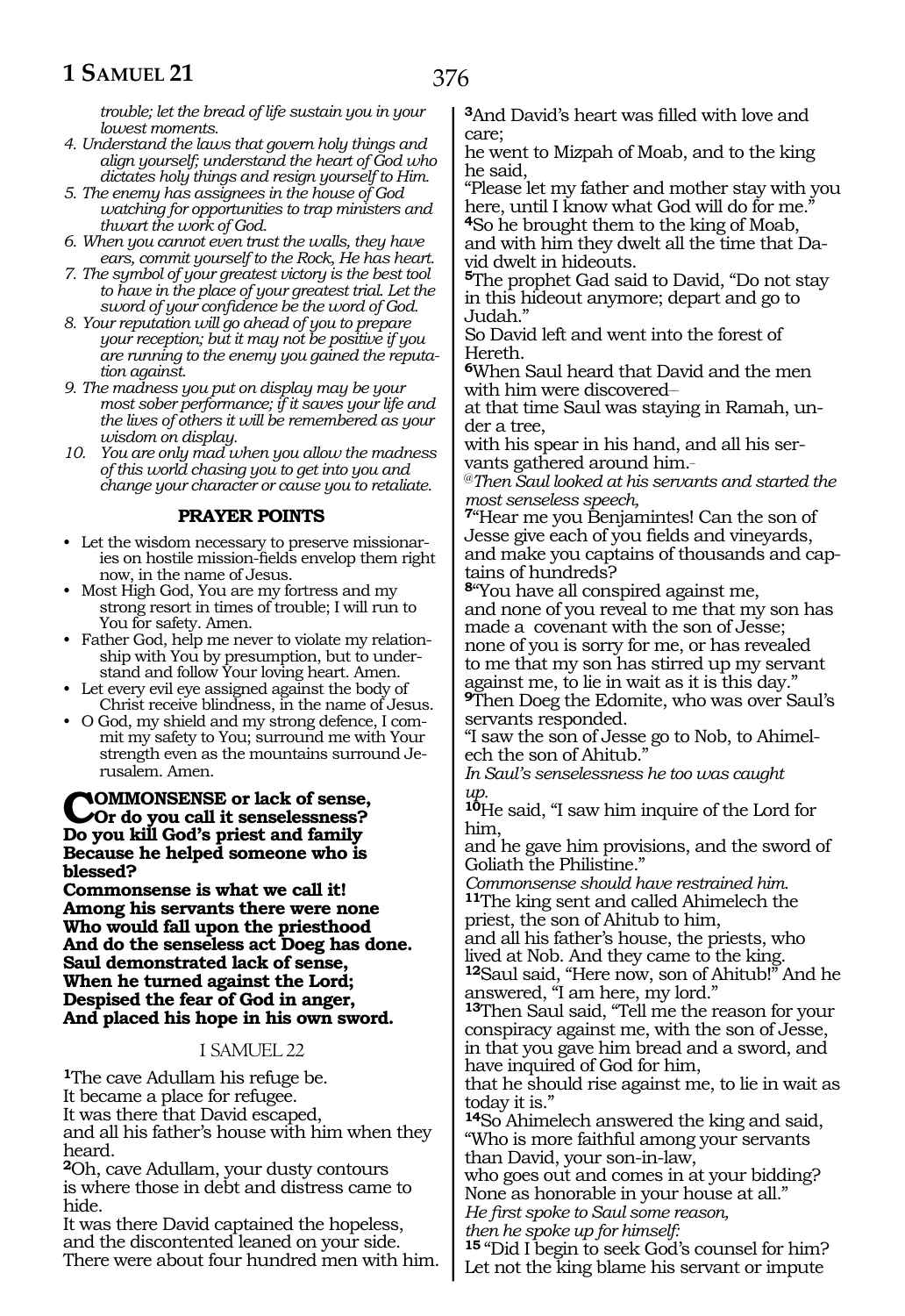*trouble; let the bread of life sustain you in your lowest moments.*

4. *Understand the laws that govern holy things and align yourself; understand the heart of God who dictates holy things and resign yourself to Him.*
5. *The enemy has assignees in the house of God watching for opportunities to trap ministers and thwart the work of God.*
6. *When you cannot even trust the walls, they have ears, commit yourself to the Rock, He has heart.*
7. *The symbol of your greatest victory is the best tool to have in the place of your greatest trial. Let the sword of your confidence be the word of God.*
8. *Your reputation will go ahead of you to prepare your reception; but it may not be positive if you are running to the enemy you gained the reputation against.*
9. *The madness you put on display may be your most sober performance; if it saves your life and the lives of others it will be remembered as your wisdom on display.*
10. *You are only mad when you allow the madness of this world chasing you to get into you and change your character or cause you to retaliate.*

### PRAYER POINTS

- Let the wisdom necessary to preserve missionaries on hostile mission-fields envelop them right now, in the name of Jesus.
- Most High God, You are my fortress and my strong resort in times of trouble; I will run to You for safety. Amen.
- Father God, help me never to violate my relationship with You by presumption, but to understand and follow Your loving heart. Amen.
- Let every evil eye assigned against the body of Christ receive blindness, in the name of Jesus.
- O God, my shield and my strong defence, I commit my safety to You; surround me with Your strength even as the mountains surround Jerusalem. Amen.

**COMMONSENSE or lack of sense,**
**Or do you call it senselessness?**
**Do you kill God's priest and family**
**Because he helped someone who is blessed?**
**Commonsense is what we call it!**
**Among his servants there were none**
**Who would fall upon the priesthood**
**And do the senseless act Doeg has done.**
**Saul demonstrated lack of sense,**
**When he turned against the Lord;**
**Despised the fear of God in anger,**
**And placed his hope in his own sword.**

## I SAMUEL 22

**1**The cave Adullam his refuge be.
It became a place for refugee.
It was there that David escaped,
and all his father's house with him when they heard.
**2**Oh, cave Adullam, your dusty contours
is where those in debt and distress came to hide.
It was there David captained the hopeless,
and the discontented leaned on your side.
There were about four hundred men with him.
**3**And David's heart was filled with love and care;
he went to Mizpah of Moab, and to the king he said,
"Please let my father and mother stay with you here, until I know what God will do for me."
**4**So he brought them to the king of Moab, and with him they dwelt all the time that David dwelt in hideouts.
**5**The prophet Gad said to David, "Do not stay in this hideout anymore; depart and go to Judah."
So David left and went into the forest of Hereth.
**6**When Saul heard that David and the men with him were discovered–
at that time Saul was staying in Ramah, under a tree,
with his spear in his hand, and all his servants gathered around him.–
*@Then Saul looked at his servants and started the most senseless speech,*
**7**"Hear me you Benjamintes! Can the son of Jesse give each of you fields and vineyards, and make you captains of thousands and captains of hundreds?
**8**"You have all conspired against me,
and none of you reveal to me that my son has made a covenant with the son of Jesse;
none of you is sorry for me, or has revealed to me that my son has stirred up my servant against me, to lie in wait as it is this day."
**9**Then Doeg the Edomite, who was over Saul's servants responded.
"I saw the son of Jesse go to Nob, to Ahimelech the son of Ahitub."
*In Saul's senselessness he too was caught up.*
**10**He said, "I saw him inquire of the Lord for him,
and he gave him provisions, and the sword of Goliath the Philistine."
*Commonsense should have restrained him.*
**11**The king sent and called Ahimelech the priest, the son of Ahitub to him,
and all his father's house, the priests, who lived at Nob. And they came to the king.
**12**Saul said, "Here now, son of Ahitub!" And he answered, "I am here, my lord."
**13**Then Saul said, "Tell me the reason for your conspiracy against me, with the son of Jesse, in that you gave him bread and a sword, and have inquired of God for him,
that he should rise against me, to lie in wait as today it is."
**14**So Ahimelech answered the king and said, "Who is more faithful among your servants than David, your son-in-law,
who goes out and comes in at your bidding?
None as honorable in your house at all."
*He first spoke to Saul some reason,*
*then he spoke up for himself:*
**15** "Did I begin to seek God's counsel for him?
Let not the king blame his servant or impute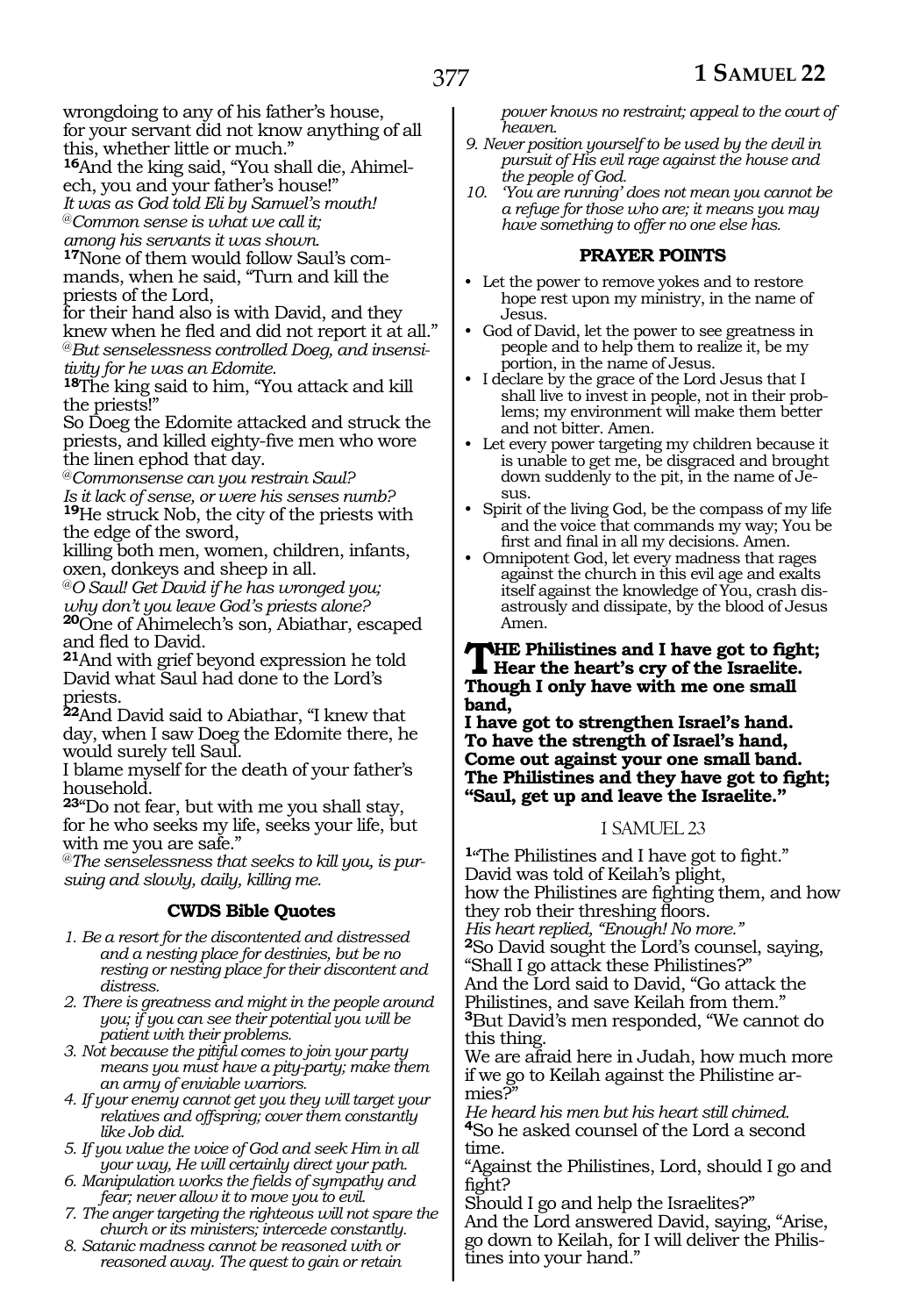wrongdoing to any of his father's house, for your servant did not know anything of all this, whether little or much."

**16**And the king said, "You shall die, Ahimelech, you and your father's house!"
*It was as God told Eli by Samuel's mouth!*
*@Common sense is what we call it;*
*among his servants it was shown.*

**17**None of them would follow Saul's commands, when he said, "Turn and kill the priests of the Lord,
for their hand also is with David, and they knew when he fled and did not report it at all."
*@But senselessness controlled Doeg, and insensitivity for he was an Edomite.*

**18**The king said to him, "You attack and kill the priests!"
So Doeg the Edomite attacked and struck the priests, and killed eighty-five men who wore the linen ephod that day.
*@Commonsense can you restrain Saul?*
*Is it lack of sense, or were his senses numb?*

**19**He struck Nob, the city of the priests with the edge of the sword,
killing both men, women, children, infants, oxen, donkeys and sheep in all.
*@O Saul! Get David if he has wronged you;*
*why don't you leave God's priests alone?*

**20**One of Ahimelech's son, Abiathar, escaped and fled to David.

**21**And with grief beyond expression he told David what Saul had done to the Lord's priests.

**22**And David said to Abiathar, "I knew that day, when I saw Doeg the Edomite there, he would surely tell Saul.
I blame myself for the death of your father's household.

**23**"Do not fear, but with me you shall stay, for he who seeks my life, seeks your life, but with me you are safe."
*@The senselessness that seeks to kill you, is pursuing and slowly, daily, killing me.*

### CWDS Bible Quotes

1. *Be a resort for the discontented and distressed and a nesting place for destinies, but be no resting or nesting place for their discontent and distress.*
2. *There is greatness and might in the people around you; if you can see their potential you will be patient with their problems.*
3. *Not because the pitiful comes to join your party means you must have a pity-party; make them an army of enviable warriors.*
4. *If your enemy cannot get you they will target your relatives and offspring; cover them constantly like Job did.*
5. *If you value the voice of God and seek Him in all your way, He will certainly direct your path.*
6. *Manipulation works the fields of sympathy and fear; never allow it to move you to evil.*
7. *The anger targeting the righteous will not spare the church or its ministers; intercede constantly.*
8. *Satanic madness cannot be reasoned with or reasoned away. The quest to gain or retain power knows no restraint; appeal to the court of heaven.*
9. *Never position yourself to be used by the devil in pursuit of His evil rage against the house and the people of God.*
10. *'You are running' does not mean you cannot be a refuge for those who are; it means you may have something to offer no one else has.*

### PRAYER POINTS

- Let the power to remove yokes and to restore hope rest upon my ministry, in the name of Jesus.
- God of David, let the power to see greatness in people and to help them to realize it, be my portion, in the name of Jesus.
- I declare by the grace of the Lord Jesus that I shall live to invest in people, not in their problems; my environment will make them better and not bitter. Amen.
- Let every power targeting my children because it is unable to get me, be disgraced and brought down suddenly to the pit, in the name of Jesus.
- Spirit of the living God, be the compass of my life and the voice that commands my way; You be first and final in all my decisions. Amen.
- Omnipotent God, let every madness that rages against the church in this evil age and exalts itself against the knowledge of You, crash disastrously and dissipate, by the blood of Jesus Amen.

**THE Philistines and I have got to fight;**
**Hear the heart's cry of the Israelite.**
**Though I only have with me one small band,**
**I have got to strengthen Israel's hand.**
**To have the strength of Israel's hand,**
**Come out against your one small band.**
**The Philistines and they have got to fight;**
**"Saul, get up and leave the Israelite."**

## I SAMUEL 23

**1**"The Philistines and I have got to fight."
David was told of Keilah's plight,
how the Philistines are fighting them, and how they rob their threshing floors.
*His heart replied, "Enough! No more."*

**2**So David sought the Lord's counsel, saying, "Shall I go attack these Philistines?"
And the Lord said to David, "Go attack the Philistines, and save Keilah from them."

**3**But David's men responded, "We cannot do this thing.
We are afraid here in Judah, how much more if we go to Keilah against the Philistine armies?"
*He heard his men but his heart still chimed.*

**4**So he asked counsel of the Lord a second time.
"Against the Philistines, Lord, should I go and fight?
Should I go and help the Israelites?"
And the Lord answered David, saying, "Arise, go down to Keilah, for I will deliver the Philistines into your hand."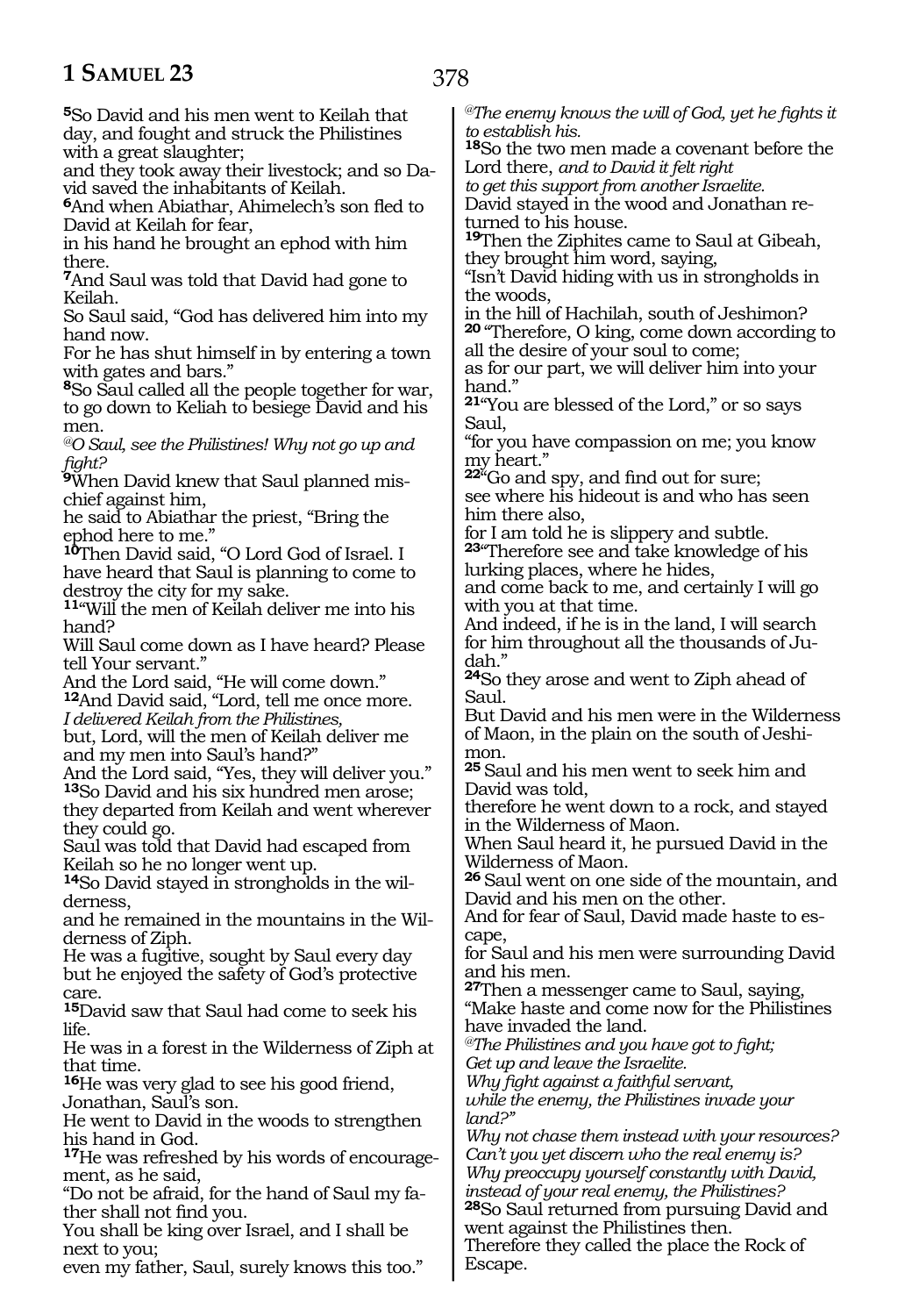**5**So David and his men went to Keilah that day, and fought and struck the Philistines with a great slaughter;
and they took away their livestock; and so David saved the inhabitants of Keilah.
**6**And when Abiathar, Ahimelech's son fled to David at Keilah for fear,
in his hand he brought an ephod with him there.
**7**And Saul was told that David had gone to Keilah.
So Saul said, "God has delivered him into my hand now.
For he has shut himself in by entering a town with gates and bars."
**8**So Saul called all the people together for war, to go down to Keliah to besiege David and his men.
*@O Saul, see the Philistines! Why not go up and fight?*
**9**When David knew that Saul planned mischief against him,
he said to Abiathar the priest, "Bring the ephod here to me."
**10**Then David said, "O Lord God of Israel. I have heard that Saul is planning to come to destroy the city for my sake.
**11**"Will the men of Keilah deliver me into his hand?
Will Saul come down as I have heard? Please tell Your servant."
And the Lord said, "He will come down."
**12**And David said, "Lord, tell me once more.
*I delivered Keilah from the Philistines,*
but, Lord, will the men of Keilah deliver me and my men into Saul's hand?"
And the Lord said, "Yes, they will deliver you."
**13**So David and his six hundred men arose;
they departed from Keilah and went wherever they could go.
Saul was told that David had escaped from Keilah so he no longer went up.
**14**So David stayed in strongholds in the wilderness,
and he remained in the mountains in the Wilderness of Ziph.
He was a fugitive, sought by Saul every day but he enjoyed the safety of God's protective care.
**15**David saw that Saul had come to seek his life.
He was in a forest in the Wilderness of Ziph at that time.
**16**He was very glad to see his good friend, Jonathan, Saul's son.
He went to David in the woods to strengthen his hand in God.
**17**He was refreshed by his words of encouragement, as he said,
"Do not be afraid, for the hand of Saul my father shall not find you.
You shall be king over Israel, and I shall be next to you;
even my father, Saul, surely knows this too."
*@The enemy knows the will of God, yet he fights it to establish his.*
**18**So the two men made a covenant before the Lord there, *and to David it felt right to get this support from another Israelite.*
David stayed in the wood and Jonathan returned to his house.
**19**Then the Ziphites came to Saul at Gibeah, they brought him word, saying,
"Isn't David hiding with us in strongholds in the woods,
in the hill of Hachilah, south of Jeshimon?
**20** "Therefore, O king, come down according to all the desire of your soul to come;
as for our part, we will deliver him into your hand."
**21**"You are blessed of the Lord," or so says Saul,
"for you have compassion on me; you know my heart."
**22**"Go and spy, and find out for sure;
see where his hideout is and who has seen him there also,
for I am told he is slippery and subtle.
**23**"Therefore see and take knowledge of his lurking places, where he hides,
and come back to me, and certainly I will go with you at that time.
And indeed, if he is in the land, I will search for him throughout all the thousands of Judah."
**24**So they arose and went to Ziph ahead of Saul.
But David and his men were in the Wilderness of Maon, in the plain on the south of Jeshimon.
**25** Saul and his men went to seek him and David was told,
therefore he went down to a rock, and stayed in the Wilderness of Maon.
When Saul heard it, he pursued David in the Wilderness of Maon.
**26** Saul went on one side of the mountain, and David and his men on the other.
And for fear of Saul, David made haste to escape,
for Saul and his men were surrounding David and his men.
**27**Then a messenger came to Saul, saying,
"Make haste and come now for the Philistines have invaded the land.
*@The Philistines and you have got to fight;*
*Get up and leave the Israelite.*
*Why fight against a faithful servant,*
*while the enemy, the Philistines invade your land?"*
*Why not chase them instead with your resources?*
*Can't you yet discern who the real enemy is?*
*Why preoccupy yourself constantly with David, instead of your real enemy, the Philistines?*
**28**So Saul returned from pursuing David and went against the Philistines then.
Therefore they called the place the Rock of Escape.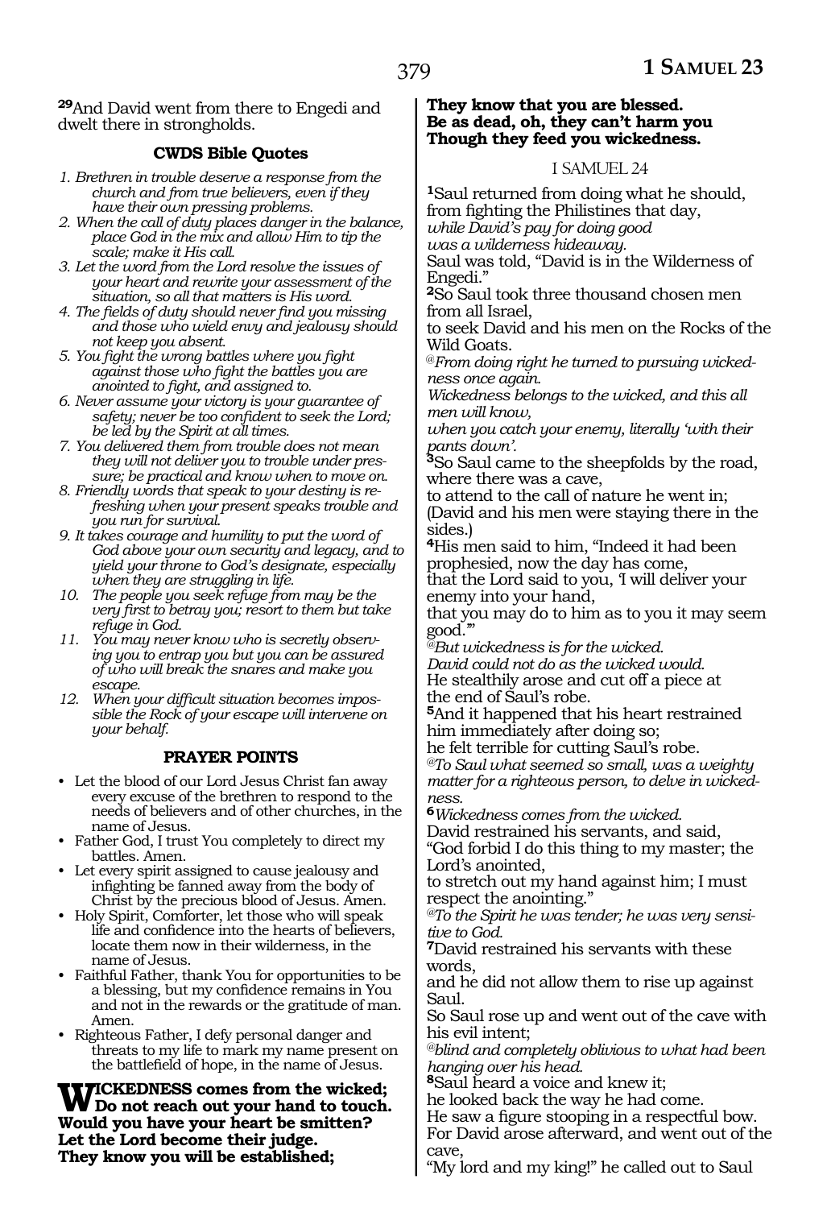**29**And David went from there to Engedi and dwelt there in strongholds.

### CWDS Bible Quotes

1. *Brethren in trouble deserve a response from the church and from true believers, even if they have their own pressing problems.*
2. *When the call of duty places danger in the balance, place God in the mix and allow Him to tip the scale; make it His call.*
3. *Let the word from the Lord resolve the issues of your heart and rewrite your assessment of the situation, so all that matters is His word.*
4. *The fields of duty should never find you missing and those who wield envy and jealousy should not keep you absent.*
5. *You fight the wrong battles where you fight against those who fight the battles you are anointed to fight, and assigned to.*
6. *Never assume your victory is your guarantee of safety; never be too confident to seek the Lord; be led by the Spirit at all times.*
7. *You delivered them from trouble does not mean they will not deliver you to trouble under pressure; be practical and know when to move on.*
8. *Friendly words that speak to your destiny is refreshing when your present speaks trouble and you run for survival.*
9. *It takes courage and humility to put the word of God above your own security and legacy, and to yield your throne to God's designate, especially when they are struggling in life.*
10. *The people you seek refuge from may be the very first to betray you; resort to them but take refuge in God.*
11. *You may never know who is secretly observing you to entrap you but you can be assured of who will break the snares and make you escape.*
12. *When your difficult situation becomes impossible the Rock of your escape will intervene on your behalf.*

### PRAYER POINTS

- Let the blood of our Lord Jesus Christ fan away every excuse of the brethren to respond to the needs of believers and of other churches, in the name of Jesus.
- Father God, I trust You completely to direct my battles. Amen.
- Let every spirit assigned to cause jealousy and infighting be fanned away from the body of Christ by the precious blood of Jesus. Amen.
- Holy Spirit, Comforter, let those who will speak life and confidence into the hearts of believers, locate them now in their wilderness, in the name of Jesus.
- Faithful Father, thank You for opportunities to be a blessing, but my confidence remains in You and not in the rewards or the gratitude of man. Amen.
- Righteous Father, I defy personal danger and threats to my life to mark my name present on the battlefield of hope, in the name of Jesus.

**WICKEDNESS comes from the wicked;**
**Do not reach out your hand to touch.**
**Would you have your heart be smitten?**
**Let the Lord become their judge.**
**They know you will be established;**
**They know that you are blessed.**
**Be as dead, oh, they can't harm you**
**Though they feed you wickedness.**

I SAMUEL 24

**1**Saul returned from doing what he should, from fighting the Philistines that day,
*while David's pay for doing good*
*was a wilderness hideaway.*
Saul was told, "David is in the Wilderness of Engedi."
**2**So Saul took three thousand chosen men from all Israel,
to seek David and his men on the Rocks of the Wild Goats.
*@From doing right he turned to pursuing wickedness once again.*
*Wickedness belongs to the wicked, and this all men will know,*
*when you catch your enemy, literally 'with their pants down'.*
**3**So Saul came to the sheepfolds by the road, where there was a cave,
to attend to the call of nature he went in;
(David and his men were staying there in the sides.)
**4**His men said to him, "Indeed it had been prophesied, now the day has come,
that the Lord said to you, 'I will deliver your enemy into your hand,
that you may do to him as to you it may seem good.'"
*@But wickedness is for the wicked.*
*David could not do as the wicked would.*
He stealthily arose and cut off a piece at the end of Saul's robe.
**5**And it happened that his heart restrained him immediately after doing so;
he felt terrible for cutting Saul's robe.
*@To Saul what seemed so small, was a weighty matter for a righteous person, to delve in wickedness.*
**6***Wickedness comes from the wicked.*
David restrained his servants, and said,
"God forbid I do this thing to my master; the Lord's anointed,
to stretch out my hand against him; I must respect the anointing."
*@To the Spirit he was tender; he was very sensitive to God.*
**7**David restrained his servants with these words,
and he did not allow them to rise up against Saul.
So Saul rose up and went out of the cave with his evil intent;
*@blind and completely oblivious to what had been hanging over his head.*
**8**Saul heard a voice and knew it;
he looked back the way he had come.
He saw a figure stooping in a respectful bow.
For David arose afterward, and went out of the cave,
"My lord and my king!" he called out to Saul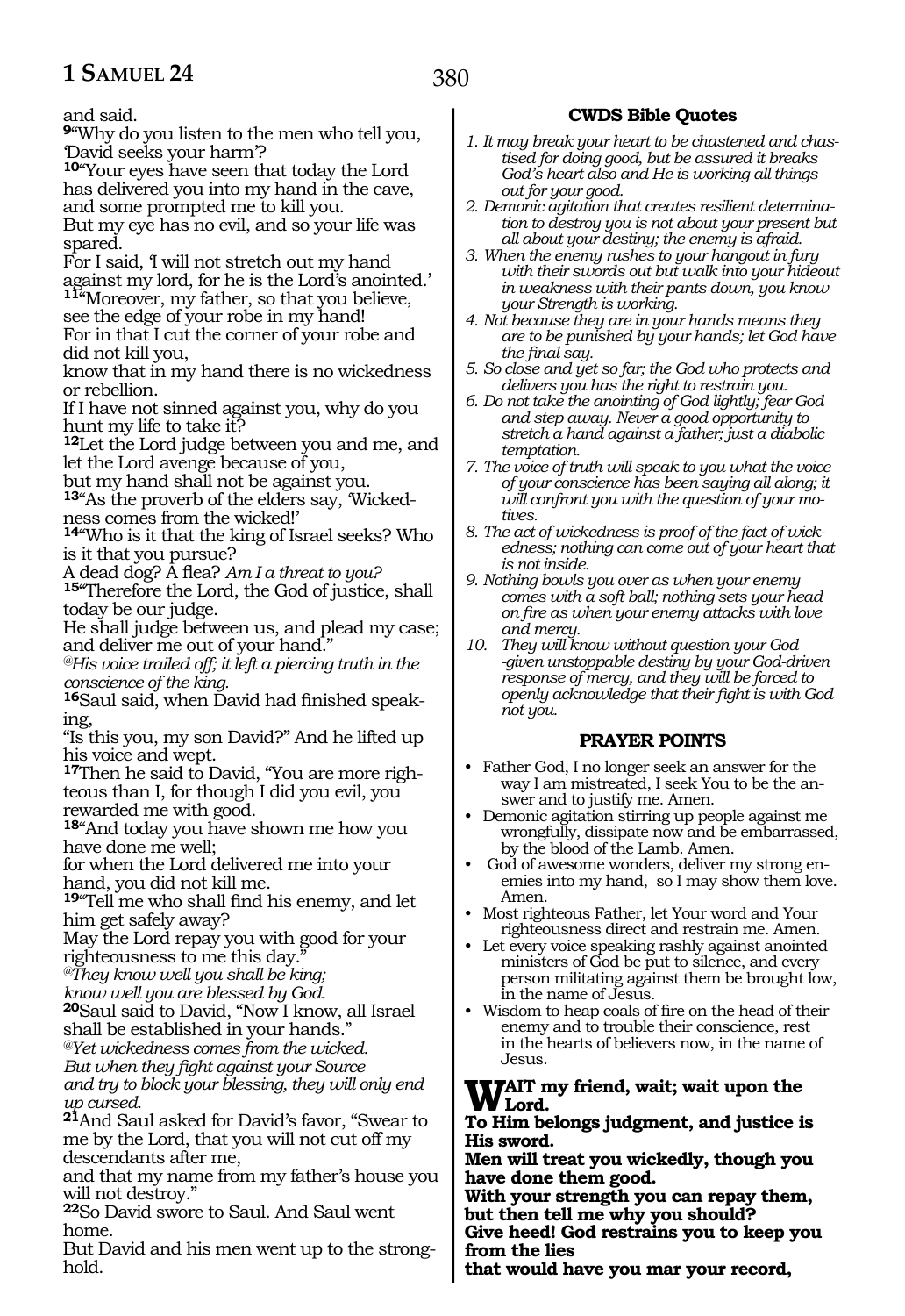and said.

**9**"Why do you listen to the men who tell you, 'David seeks your harm'?

**10**"Your eyes have seen that today the Lord has delivered you into my hand in the cave, and some prompted me to kill you.
But my eye has no evil, and so your life was spared.
For I said, 'I will not stretch out my hand against my lord, for he is the Lord's anointed.'

**11**"Moreover, my father, so that you believe, see the edge of your robe in my hand!
For in that I cut the corner of your robe and did not kill you,
know that in my hand there is no wickedness or rebellion.
If I have not sinned against you, why do you hunt my life to take it?

**12**Let the Lord judge between you and me, and let the Lord avenge because of you,
but my hand shall not be against you.

**13**"As the proverb of the elders say, 'Wickedness comes from the wicked!'

**14**"Who is it that the king of Israel seeks? Who is it that you pursue?
A dead dog? A flea? *Am I a threat to you?*

**15**"Therefore the Lord, the God of justice, shall today be our judge.
He shall judge between us, and plead my case; and deliver me out of your hand."

*@His voice trailed off; it left a piercing truth in the conscience of the king.*

**16**Saul said, when David had finished speaking,
"Is this you, my son David?" And he lifted up his voice and wept.

**17**Then he said to David, "You are more righteous than I, for though I did you evil, you rewarded me with good.

**18**"And today you have shown me how you have done me well;
for when the Lord delivered me into your hand, you did not kill me.

**19**"Tell me who shall find his enemy, and let him get safely away?
May the Lord repay you with good for your righteousness to me this day."

*@They know well you shall be king;*
*know well you are blessed by God.*

**20**Saul said to David, "Now I know, all Israel shall be established in your hands."

*@Yet wickedness comes from the wicked.*
*But when they fight against your Source*
*and try to block your blessing, they will only end up cursed.*

**21**And Saul asked for David's favor, "Swear to me by the Lord, that you will not cut off my descendants after me,
and that my name from my father's house you will not destroy."

**22**So David swore to Saul. And Saul went home.
But David and his men went up to the stronghold.

### CWDS Bible Quotes

1. *It may break your heart to be chastened and chastised for doing good, but be assured it breaks God's heart also and He is working all things out for your good.*
2. *Demonic agitation that creates resilient determination to destroy you is not about your present but all about your destiny; the enemy is afraid.*
3. *When the enemy rushes to your hangout in fury with their swords out but walk into your hideout in weakness with their pants down, you know your Strength is working.*
4. *Not because they are in your hands means they are to be punished by your hands; let God have the final say.*
5. *So close and yet so far; the God who protects and delivers you has the right to restrain you.*
6. *Do not take the anointing of God lightly; fear God and step away. Never a good opportunity to stretch a hand against a father; just a diabolic temptation.*
7. *The voice of truth will speak to you what the voice of your conscience has been saying all along; it will confront you with the question of your motives.*
8. *The act of wickedness is proof of the fact of wickedness; nothing can come out of your heart that is not inside.*
9. *Nothing bowls you over as when your enemy comes with a soft ball; nothing sets your head on fire as when your enemy attacks with love and mercy.*
10. *They will know without question your God -given unstoppable destiny by your God-driven response of mercy, and they will be forced to openly acknowledge that their fight is with God not you.*

### PRAYER POINTS

- Father God, I no longer seek an answer for the way I am mistreated, I seek You to be the answer and to justify me. Amen.
- Demonic agitation stirring up people against me wrongfully, dissipate now and be embarrassed, by the blood of the Lamb. Amen.
- God of awesome wonders, deliver my strong enemies into my hand, so I may show them love. Amen.
- Most righteous Father, let Your word and Your righteousness direct and restrain me. Amen.
- Let every voice speaking rashly against anointed ministers of God be put to silence, and every person militating against them be brought low, in the name of Jesus.
- Wisdom to heap coals of fire on the head of their enemy and to trouble their conscience, rest in the hearts of believers now, in the name of Jesus.

**WAIT my friend, wait; wait upon the Lord.**
**To Him belongs judgment, and justice is His sword.**
**Men will treat you wickedly, though you have done them good.**
**With your strength you can repay them, but then tell me why you should?**
**Give heed! God restrains you to keep you from the lies**
**that would have you mar your record,**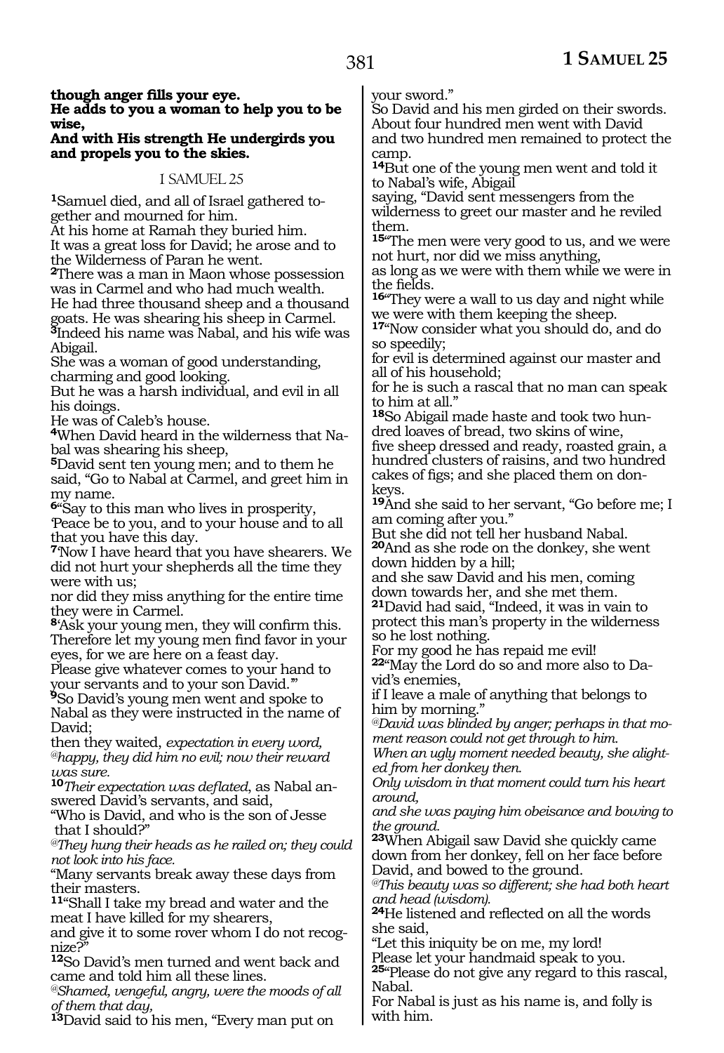**though anger fills your eye.**
**He adds to you a woman to help you to be wise,**
**And with His strength He undergirds you and propels you to the skies.**

I SAMUEL 25

**1**Samuel died, and all of Israel gathered together and mourned for him.
At his home at Ramah they buried him.
It was a great loss for David; he arose and to the Wilderness of Paran he went.
**2**There was a man in Maon whose possession was in Carmel and who had much wealth.
He had three thousand sheep and a thousand goats. He was shearing his sheep in Carmel.
**3**Indeed his name was Nabal, and his wife was Abigail.
She was a woman of good understanding, charming and good looking.
But he was a harsh individual, and evil in all his doings.
He was of Caleb's house.
**4**When David heard in the wilderness that Nabal was shearing his sheep,
**5**David sent ten young men; and to them he said, "Go to Nabal at Carmel, and greet him in my name.
**6**"Say to this man who lives in prosperity, 'Peace be to you, and to your house and to all that you have this day.
**7**'Now I have heard that you have shearers. We did not hurt your shepherds all the time they were with us;
nor did they miss anything for the entire time they were in Carmel.
**8**'Ask your young men, they will confirm this. Therefore let my young men find favor in your eyes, for we are here on a feast day.
Please give whatever comes to your hand to your servants and to your son David.'"
**9**So David's young men went and spoke to Nabal as they were instructed in the name of David;
then they waited, *expectation in every word,*
*@happy, they did him no evil; now their reward was sure.*
**10***Their expectation was deflated*, as Nabal answered David's servants, and said,
"Who is David, and who is the son of Jesse that I should?"
*@They hung their heads as he railed on; they could not look into his face.*
"Many servants break away these days from their masters.
**11**"Shall I take my bread and water and the meat I have killed for my shearers,
and give it to some rover whom I do not recognize?"
**12**So David's men turned and went back and came and told him all these lines.
*@Shamed, vengeful, angry, were the moods of all of them that day,*
**13**David said to his men, "Every man put on your sword."
So David and his men girded on their swords.
About four hundred men went with David and two hundred men remained to protect the camp.
**14**But one of the young men went and told it to Nabal's wife, Abigail
saying, "David sent messengers from the wilderness to greet our master and he reviled them.
**15**"The men were very good to us, and we were not hurt, nor did we miss anything,
as long as we were with them while we were in the fields.
**16**"They were a wall to us day and night while we were with them keeping the sheep.
**17**"Now consider what you should do, and do so speedily;
for evil is determined against our master and all of his household;
for he is such a rascal that no man can speak to him at all."
**18**So Abigail made haste and took two hundred loaves of bread, two skins of wine,
five sheep dressed and ready, roasted grain, a hundred clusters of raisins, and two hundred cakes of figs; and she placed them on donkeys.
**19**And she said to her servant, "Go before me; I am coming after you."
But she did not tell her husband Nabal.
**20**And as she rode on the donkey, she went down hidden by a hill;
and she saw David and his men, coming down towards her, and she met them.
**21**David had said, "Indeed, it was in vain to protect this man's property in the wilderness so he lost nothing.
For my good he has repaid me evil!
**22**"May the Lord do so and more also to David's enemies,
if I leave a male of anything that belongs to him by morning."
*@David was blinded by anger; perhaps in that moment reason could not get through to him.*
*When an ugly moment needed beauty, she alighted from her donkey then.*
*Only wisdom in that moment could turn his heart around,*
*and she was paying him obeisance and bowing to the ground.*
**23**When Abigail saw David she quickly came down from her donkey, fell on her face before David, and bowed to the ground.
*@This beauty was so different; she had both heart and head (wisdom).*
**24**He listened and reflected on all the words she said,
"Let this iniquity be on me, my lord!
Please let your handmaid speak to you.
**25**"Please do not give any regard to this rascal, Nabal.
For Nabal is just as his name is, and folly is with him.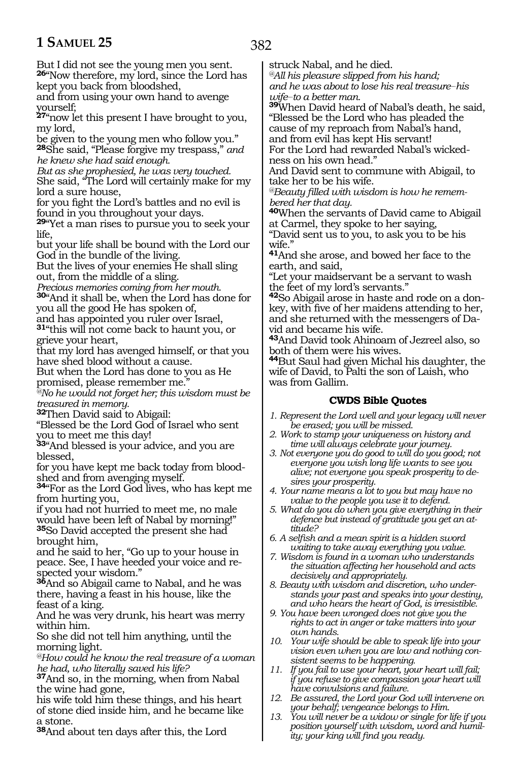But I did not see the young men you sent.
**26**"Now therefore, my lord, since the Lord has kept you back from bloodshed,
and from using your own hand to avenge yourself;
**27**"now let this present I have brought to you, my lord,
be given to the young men who follow you."
**28**She said, "Please forgive my trespass," *and he knew she had said enough.*
*But as she prophesied, he was very touched.*
She said, "The Lord will certainly make for my lord a sure house,
for you fight the Lord's battles and no evil is found in you throughout your days.
**29**"Yet a man rises to pursue you to seek your life,
but your life shall be bound with the Lord our God in the bundle of the living.
But the lives of your enemies He shall sling out, from the middle of a sling.
*Precious memories coming from her mouth.*
**30**"And it shall be, when the Lord has done for you all the good He has spoken of,
and has appointed you ruler over Israel,
**31**"this will not come back to haunt you, or grieve your heart,
that my lord has avenged himself, or that you have shed blood without a cause.
But when the Lord has done to you as He promised, please remember me."
*@No he would not forget her; this wisdom must be treasured in memory.*
**32**Then David said to Abigail:
"Blessed be the Lord God of Israel who sent you to meet me this day!
**33**"And blessed is your advice, and you are blessed,
for you have kept me back today from bloodshed and from avenging myself.
**34**"For as the Lord God lives, who has kept me from hurting you,
if you had not hurried to meet me, no male would have been left of Nabal by morning!"
**35**So David accepted the present she had brought him,
and he said to her, "Go up to your house in peace. See, I have heeded your voice and respected your wisdom."
**36**And so Abigail came to Nabal, and he was there, having a feast in his house, like the feast of a king.
And he was very drunk, his heart was merry within him.
So she did not tell him anything, until the morning light.
*@How could he know the real treasure of a woman he had, who literally saved his life?*
**37**And so, in the morning, when from Nabal the wine had gone,
his wife told him these things, and his heart of stone died inside him, and he became like a stone.
**38**And about ten days after this, the Lord struck Nabal, and he died.
*@All his pleasure slipped from his hand;*
*and he was about to lose his real treasure–his wife–to a better man.*
**39**When David heard of Nabal's death, he said,
"Blessed be the Lord who has pleaded the cause of my reproach from Nabal's hand,
and from evil has kept His servant!
For the Lord had rewarded Nabal's wickedness on his own head."
And David sent to commune with Abigail, to take her to be his wife.
*@Beauty filled with wisdom is how he remembered her that day.*
**40**When the servants of David came to Abigail at Carmel, they spoke to her saying,
"David sent us to you, to ask you to be his wife."
**41**And she arose, and bowed her face to the earth, and said,
"Let your maidservant be a servant to wash the feet of my lord's servants."
**42**So Abigail arose in haste and rode on a donkey, with five of her maidens attending to her, and she returned with the messengers of David and became his wife.
**43**And David took Ahinoam of Jezreel also, so both of them were his wives.
**44**But Saul had given Michal his daughter, the wife of David, to Palti the son of Laish, who was from Gallim.

## CWDS Bible Quotes

1. *Represent the Lord well and your legacy will never be erased; you will be missed.*
2. *Work to stamp your uniqueness on history and time will always celebrate your journey.*
3. *Not everyone you do good to will do you good; not everyone you wish long life wants to see you alive; not everyone you speak prosperity to desires your prosperity.*
4. *Your name means a lot to you but may have no value to the people you use it to defend.*
5. *What do you do when you give everything in their defence but instead of gratitude you get an attitude?*
6. *A selfish and a mean spirit is a hidden sword waiting to take away everything you value.*
7. *Wisdom is found in a woman who understands the situation affecting her household and acts decisively and appropriately.*
8. *Beauty with wisdom and discretion, who understands your past and speaks into your destiny, and who hears the heart of God, is irresistible.*
9. *You have been wronged does not give you the rights to act in anger or take matters into your own hands.*
10. *Your wife should be able to speak life into your vision even when you are low and nothing consistent seems to be happening.*
11. *If you fail to use your heart, your heart will fail; if you refuse to give compassion your heart will have convulsions and failure.*
12. *Be assured, the Lord your God will intervene on your behalf; vengeance belongs to Him.*
13. *You will never be a widow or single for life if you position yourself with wisdom, word and humility; your king will find you ready.*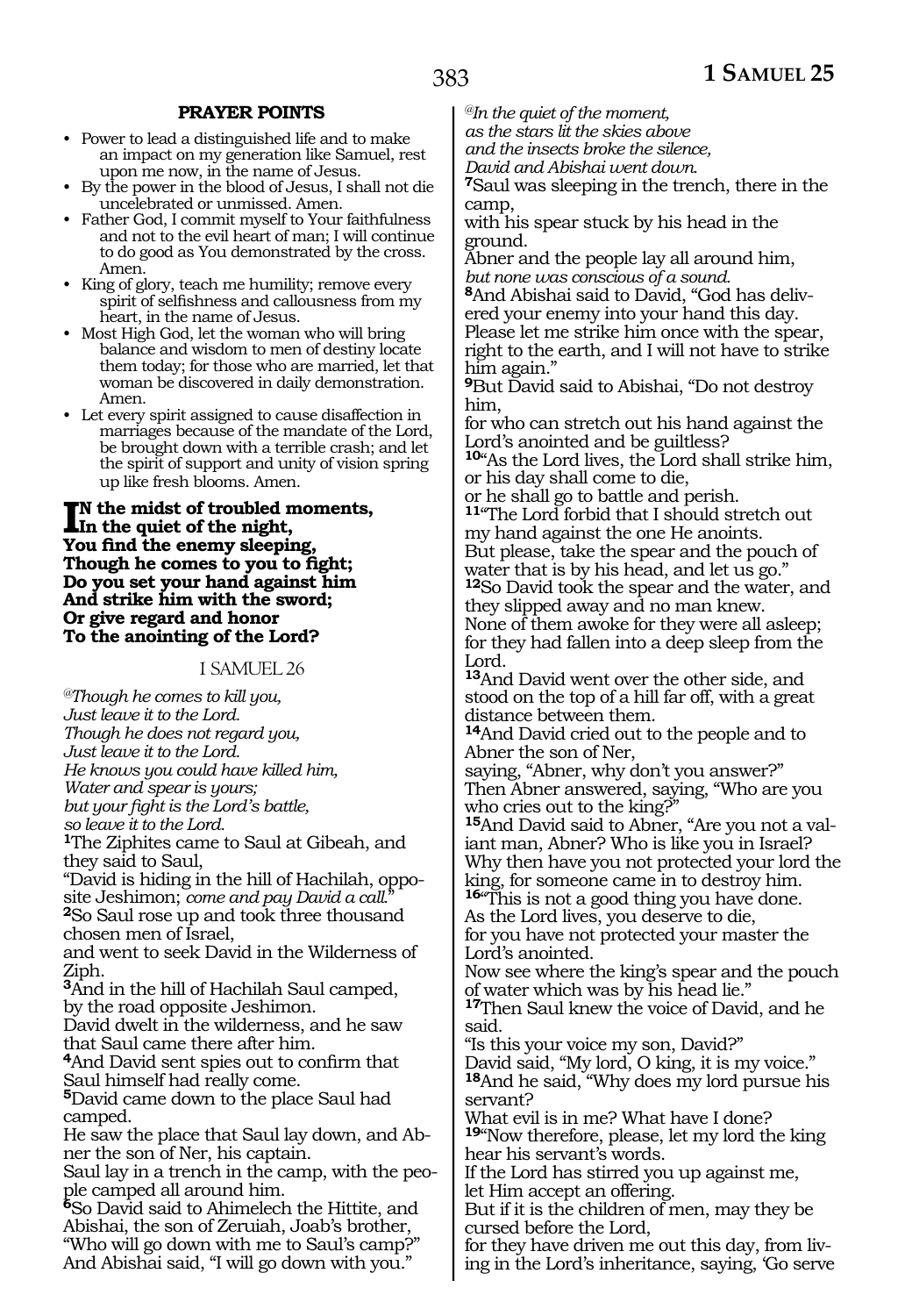**PRAYER POINTS**

- Power to lead a distinguished life and to make an impact on my generation like Samuel, rest upon me now, in the name of Jesus.
- By the power in the blood of Jesus, I shall not die uncelebrated or unmissed. Amen.
- Father God, I commit myself to Your faithfulness and not to the evil heart of man; I will continue to do good as You demonstrated by the cross. Amen.
- King of glory, teach me humility; remove every spirit of selfishness and callousness from my heart, in the name of Jesus.
- Most High God, let the woman who will bring balance and wisdom to men of destiny locate them today; for those who are married, let that woman be discovered in daily demonstration. Amen.
- Let every spirit assigned to cause disaffection in marriages because of the mandate of the Lord, be brought down with a terrible crash; and let the spirit of support and unity of vision spring up like fresh blooms. Amen.

**IN the midst of troubled moments,**
**In the quiet of the night,**
**You find the enemy sleeping,**
**Though he comes to you to fight;**
**Do you set your hand against him**
**And strike him with the sword;**
**Or give regard and honor**
**To the anointing of the Lord?**

## I SAMUEL 26

@*Though he comes to kill you,*
*Just leave it to the Lord.*
*Though he does not regard you,*
*Just leave it to the Lord.*
*He knows you could have killed him,*
*Water and spear is yours;*
*but your fight is the Lord's battle,*
*so leave it to the Lord.*

**1**The Ziphites came to Saul at Gibeah, and they said to Saul,
"David is hiding in the hill of Hachilah, opposite Jeshimon; *come and pay David a call."*
**2**So Saul rose up and took three thousand chosen men of Israel,
and went to seek David in the Wilderness of Ziph.
**3**And in the hill of Hachilah Saul camped, by the road opposite Jeshimon.
David dwelt in the wilderness, and he saw that Saul came there after him.
**4**And David sent spies out to confirm that Saul himself had really come.
**5**David came down to the place Saul had camped.
He saw the place that Saul lay down, and Abner the son of Ner, his captain.
Saul lay in a trench in the camp, with the people camped all around him.
**6**So David said to Ahimelech the Hittite, and Abishai, the son of Zeruiah, Joab's brother, "Who will go down with me to Saul's camp?"
And Abishai said, "I will go down with you."

@*In the quiet of the moment,*
*as the stars lit the skies above*
*and the insects broke the silence,*
*David and Abishai went down.*

**7**Saul was sleeping in the trench, there in the camp,
with his spear stuck by his head in the ground.
Abner and the people lay all around him,
*but none was conscious of a sound.*
**8**And Abishai said to David, "God has delivered your enemy into your hand this day.
Please let me strike him once with the spear, right to the earth, and I will not have to strike him again."
**9**But David said to Abishai, "Do not destroy him,
for who can stretch out his hand against the Lord's anointed and be guiltless?
**10**"As the Lord lives, the Lord shall strike him, or his day shall come to die,
or he shall go to battle and perish.
**11**"The Lord forbid that I should stretch out my hand against the one He anoints.
But please, take the spear and the pouch of water that is by his head, and let us go."
**12**So David took the spear and the water, and they slipped away and no man knew.
None of them awoke for they were all asleep; for they had fallen into a deep sleep from the Lord.
**13**And David went over the other side, and stood on the top of a hill far off, with a great distance between them.
**14**And David cried out to the people and to Abner the son of Ner,
saying, "Abner, why don't you answer?"
Then Abner answered, saying, "Who are you who cries out to the king?"
**15**And David said to Abner, "Are you not a valiant man, Abner? Who is like you in Israel?
Why then have you not protected your lord the king, for someone came in to destroy him.
**16**"This is not a good thing you have done.
As the Lord lives, you deserve to die,
for you have not protected your master the Lord's anointed.
Now see where the king's spear and the pouch of water which was by his head lie."
**17**Then Saul knew the voice of David, and he said.
"Is this your voice my son, David?"
David said, "My lord, O king, it is my voice."
**18**And he said, "Why does my lord pursue his servant?
What evil is in me? What have I done?
**19**"Now therefore, please, let my lord the king hear his servant's words.
If the Lord has stirred you up against me, let Him accept an offering.
But if it is the children of men, may they be cursed before the Lord,
for they have driven me out this day, from living in the Lord's inheritance, saying, 'Go serve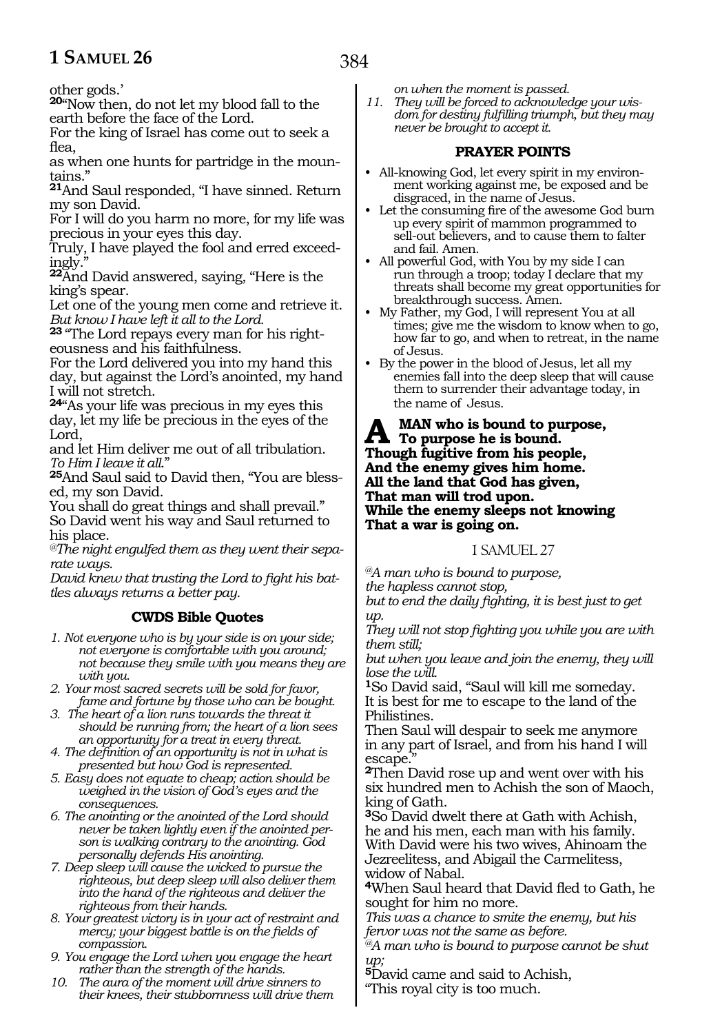other gods.'

**20**"Now then, do not let my blood fall to the earth before the face of the Lord.
For the king of Israel has come out to seek a flea,
as when one hunts for partridge in the mountains."

**21**And Saul responded, "I have sinned. Return my son David.
For I will do you harm no more, for my life was precious in your eyes this day.
Truly, I have played the fool and erred exceedingly."

**22**And David answered, saying, "Here is the king's spear.
Let one of the young men come and retrieve it.
*But know I have left it all to the Lord.*

**23** "The Lord repays every man for his righteousness and his faithfulness.
For the Lord delivered you into my hand this day, but against the Lord's anointed, my hand I will not stretch.

**24**"As your life was precious in my eyes this day, let my life be precious in the eyes of the Lord,
and let Him deliver me out of all tribulation.
*To Him I leave it all.*"

**25**And Saul said to David then, "You are blessed, my son David.
You shall do great things and shall prevail."
So David went his way and Saul returned to his place.

*@The night engulfed them as they went their separate ways.*
*David knew that trusting the Lord to fight his battles always returns a better pay.*

### CWDS Bible Quotes

1. *Not everyone who is by your side is on your side; not everyone is comfortable with you around; not because they smile with you means they are with you.*
2. *Your most sacred secrets will be sold for favor, fame and fortune by those who can be bought.*
3. *The heart of a lion runs towards the threat it should be running from; the heart of a lion sees an opportunity for a treat in every threat.*
4. *The definition of an opportunity is not in what is presented but how God is represented.*
5. *Easy does not equate to cheap; action should be weighed in the vision of God's eyes and the consequences.*
6. *The anointing or the anointed of the Lord should never be taken lightly even if the anointed person is walking contrary to the anointing. God personally defends His anointing.*
7. *Deep sleep will cause the wicked to pursue the righteous, but deep sleep will also deliver them into the hand of the righteous and deliver the righteous from their hands.*
8. *Your greatest victory is in your act of restraint and mercy; your biggest battle is on the fields of compassion.*
9. *You engage the Lord when you engage the heart rather than the strength of the hands.*
10. *The aura of the moment will drive sinners to their knees, their stubbornness will drive them on when the moment is passed.*
11. *They will be forced to acknowledge your wisdom for destiny fulfilling triumph, but they may never be brought to accept it.*

### PRAYER POINTS

- All-knowing God, let every spirit in my environment working against me, be exposed and be disgraced, in the name of Jesus.
- Let the consuming fire of the awesome God burn up every spirit of mammon programmed to sell-out believers, and to cause them to falter and fail. Amen.
- All powerful God, with You by my side I can run through a troop; today I declare that my threats shall become my great opportunities for breakthrough success. Amen.
- My Father, my God, I will represent You at all times; give me the wisdom to know when to go, how far to go, and when to retreat, in the name of Jesus.
- By the power in the blood of Jesus, let all my enemies fall into the deep sleep that will cause them to surrender their advantage today, in the name of Jesus.

**A MAN who is bound to purpose,**
**To purpose he is bound.**
**Though fugitive from his people,**
**And the enemy gives him home.**
**All the land that God has given,**
**That man will trod upon.**
**While the enemy sleeps not knowing**
**That a war is going on.**

## I SAMUEL 27

*@A man who is bound to purpose,*
*the hapless cannot stop,*
*but to end the daily fighting, it is best just to get up.*
*They will not stop fighting you while you are with them still;*
*but when you leave and join the enemy, they will lose the will.*

**1**So David said, "Saul will kill me someday.
It is best for me to escape to the land of the Philistines.
Then Saul will despair to seek me anymore in any part of Israel, and from his hand I will escape."

**2**Then David rose up and went over with his six hundred men to Achish the son of Maoch, king of Gath.

**3**So David dwelt there at Gath with Achish, he and his men, each man with his family.
With David were his two wives, Ahinoam the Jezreelitess, and Abigail the Carmelitess, widow of Nabal.

**4**When Saul heard that David fled to Gath, he sought for him no more.
*This was a chance to smite the enemy, but his fervor was not the same as before.*
*@A man who is bound to purpose cannot be shut up;*

**5**David came and said to Achish,
"This royal city is too much.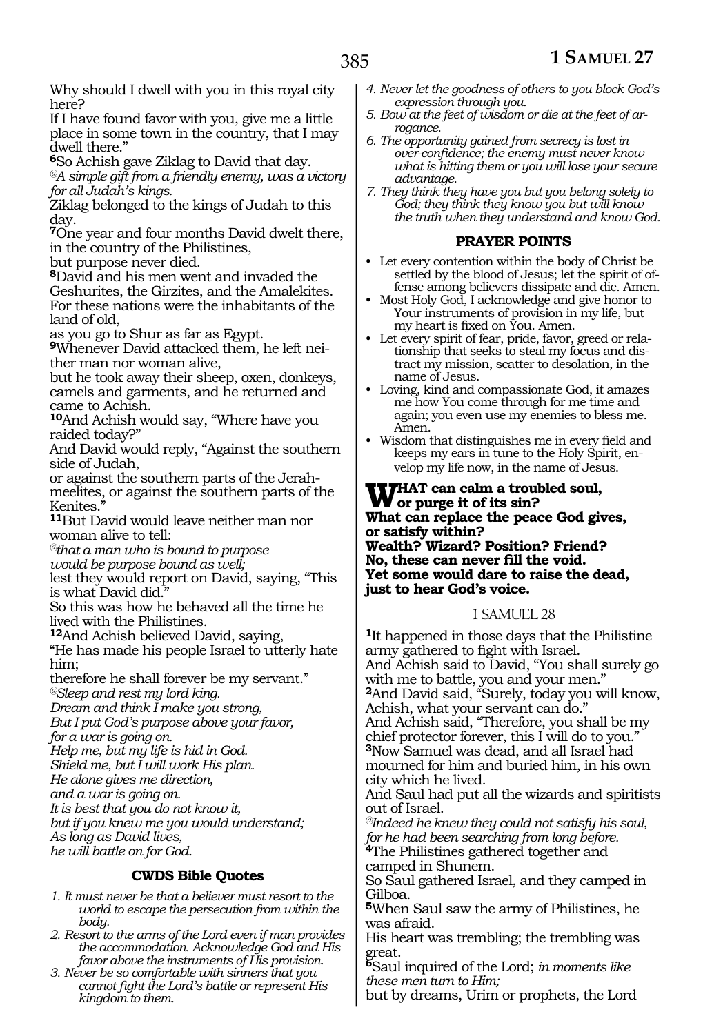Why should I dwell with you in this royal city here?
If I have found favor with you, give me a little place in some town in the country, that I may dwell there."

**6**So Achish gave Ziklag to David that day.
*@A simple gift from a friendly enemy, was a victory for all Judah's kings.*
Ziklag belonged to the kings of Judah to this day.

**7**One year and four months David dwelt there, in the country of the Philistines,
but purpose never died.

**8**David and his men went and invaded the Geshurites, the Girzites, and the Amalekites.
For these nations were the inhabitants of the land of old,
as you go to Shur as far as Egypt.

**9**Whenever David attacked them, he left neither man nor woman alive,
but he took away their sheep, oxen, donkeys, camels and garments, and he returned and came to Achish.

**10**And Achish would say, "Where have you raided today?"
And David would reply, "Against the southern side of Judah,
or against the southern parts of the Jerahmeelites, or against the southern parts of the Kenites."

**11**But David would leave neither man nor woman alive to tell:
*@that a man who is bound to purpose*
*would be purpose bound as well;*
lest they would report on David, saying, "This is what David did."
So this was how he behaved all the time he lived with the Philistines.

**12**And Achish believed David, saying,
"He has made his people Israel to utterly hate him;
therefore he shall forever be my servant."
*@Sleep and rest my lord king.*
*Dream and think I make you strong,*
*But I put God's purpose above your favor,*
*for a war is going on.*
*Help me, but my life is hid in God.*
*Shield me, but I will work His plan.*
*He alone gives me direction,*
*and a war is going on.*
*It is best that you do not know it,*
*but if you knew me you would understand;*
*As long as David lives,*
*he will battle on for God.*

### CWDS Bible Quotes

1. *It must never be that a believer must resort to the world to escape the persecution from within the body.*
2. *Resort to the arms of the Lord even if man provides the accommodation. Acknowledge God and His favor above the instruments of His provision.*
3. *Never be so comfortable with sinners that you cannot fight the Lord's battle or represent His kingdom to them.*
4. *Never let the goodness of others to you block God's expression through you.*
5. *Bow at the feet of wisdom or die at the feet of arrogance.*
6. *The opportunity gained from secrecy is lost in over-confidence; the enemy must never know what is hitting them or you will lose your secure advantage.*
7. *They think they have you but you belong solely to God; they think they know you but will know the truth when they understand and know God.*

### PRAYER POINTS

- Let every contention within the body of Christ be settled by the blood of Jesus; let the spirit of offense among believers dissipate and die. Amen.
- Most Holy God, I acknowledge and give honor to Your instruments of provision in my life, but my heart is fixed on You. Amen.
- Let every spirit of fear, pride, favor, greed or relationship that seeks to steal my focus and distract my mission, scatter to desolation, in the name of Jesus.
- Loving, kind and compassionate God, it amazes me how You come through for me time and again; you even use my enemies to bless me. Amen.
- Wisdom that distinguishes me in every field and keeps my ears in tune to the Holy Spirit, envelop my life now, in the name of Jesus.

**WHAT can calm a troubled soul,**
**or purge it of its sin?**
**What can replace the peace God gives,**
**or satisfy within?**
**Wealth? Wizard? Position? Friend?**
**No, these can never fill the void.**
**Yet some would dare to raise the dead,**
**just to hear God's voice.**

## I SAMUEL 28

**1**It happened in those days that the Philistine army gathered to fight with Israel.
And Achish said to David, "You shall surely go with me to battle, you and your men."

**2**And David said, "Surely, today you will know, Achish, what your servant can do."
And Achish said, "Therefore, you shall be my chief protector forever, this I will do to you."

**3**Now Samuel was dead, and all Israel had mourned for him and buried him, in his own city which he lived.
And Saul had put all the wizards and spiritists out of Israel.
*@Indeed he knew they could not satisfy his soul, for he had been searching from long before.*

**4**The Philistines gathered together and camped in Shunem.
So Saul gathered Israel, and they camped in Gilboa.

**5**When Saul saw the army of Philistines, he was afraid.
His heart was trembling; the trembling was great.

**6**Saul inquired of the Lord; *in moments like these men turn to Him;*
but by dreams, Urim or prophets, the Lord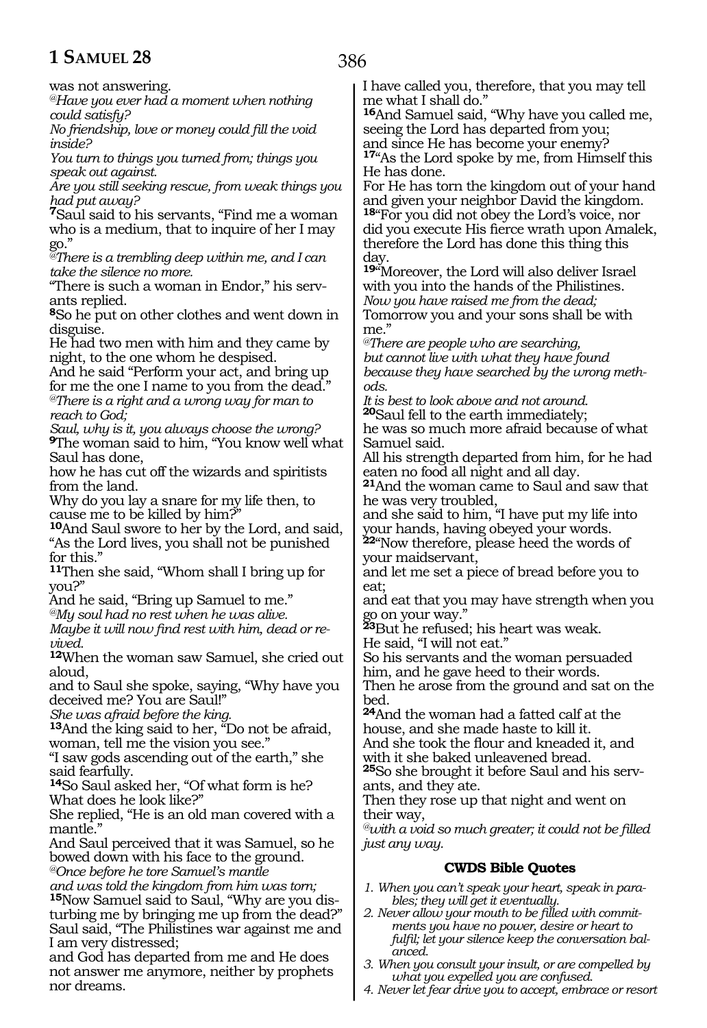was not answering.

*@Have you ever had a moment when nothing could satisfy?*
*No friendship, love or money could fill the void inside?*
*You turn to things you turned from; things you speak out against.*
*Are you still seeking rescue, from weak things you had put away?*

**7**Saul said to his servants, "Find me a woman who is a medium, that to inquire of her I may go."

*@There is a trembling deep within me, and I can take the silence no more.*

"There is such a woman in Endor," his servants replied.

**8**So he put on other clothes and went down in disguise.
He had two men with him and they came by night, to the one whom he despised.
And he said "Perform your act, and bring up for me the one I name to you from the dead."

*@There is a right and a wrong way for man to reach to God;*
*Saul, why is it, you always choose the wrong?*

**9**The woman said to him, "You know well what Saul has done,
how he has cut off the wizards and spiritists from the land.
Why do you lay a snare for my life then, to cause me to be killed by him?"

**10**And Saul swore to her by the Lord, and said, "As the Lord lives, you shall not be punished for this."

**11**Then she said, "Whom shall I bring up for you?"
And he said, "Bring up Samuel to me."

*@My soul had no rest when he was alive.*
*Maybe it will now find rest with him, dead or revived.*

**12**When the woman saw Samuel, she cried out aloud,
and to Saul she spoke, saying, "Why have you deceived me? You are Saul!"
*She was afraid before the king.*

**13**And the king said to her, "Do not be afraid, woman, tell me the vision you see."
"I saw gods ascending out of the earth," she said fearfully.

**14**So Saul asked her, "Of what form is he? What does he look like?"
She replied, "He is an old man covered with a mantle."
And Saul perceived that it was Samuel, so he bowed down with his face to the ground.

*@Once before he tore Samuel's mantle*
*and was told the kingdom from him was torn;*

**15**Now Samuel said to Saul, "Why are you disturbing me by bringing me up from the dead?"
Saul said, "The Philistines war against me and I am very distressed;
and God has departed from me and He does not answer me anymore, neither by prophets nor dreams.
I have called you, therefore, that you may tell me what I shall do."

**16**And Samuel said, "Why have you called me, seeing the Lord has departed from you;
and since He has become your enemy?

**17**"As the Lord spoke by me, from Himself this He has done.
For He has torn the kingdom out of your hand and given your neighbor David the kingdom.

**18**"For you did not obey the Lord's voice, nor did you execute His fierce wrath upon Amalek, therefore the Lord has done this thing this day.

**19**"Moreover, the Lord will also deliver Israel with you into the hands of the Philistines.
*Now you have raised me from the dead;*
Tomorrow you and your sons shall be with me."

*@There are people who are searching,*
*but cannot live with what they have found*
*because they have searched by the wrong methods.*
*It is best to look above and not around.*

**20**Saul fell to the earth immediately;
he was so much more afraid because of what Samuel said.
All his strength departed from him, for he had eaten no food all night and all day.

**21**And the woman came to Saul and saw that he was very troubled,
and she said to him, "I have put my life into your hands, having obeyed your words.

**22**"Now therefore, please heed the words of your maidservant,
and let me set a piece of bread before you to eat;
and eat that you may have strength when you go on your way."

**23**But he refused; his heart was weak.
He said, "I will not eat."
So his servants and the woman persuaded him, and he gave heed to their words.
Then he arose from the ground and sat on the bed.

**24**And the woman had a fatted calf at the house, and she made haste to kill it.
And she took the flour and kneaded it, and with it she baked unleavened bread.

**25**So she brought it before Saul and his servants, and they ate.
Then they rose up that night and went on their way,
*@with a void so much greater; it could not be filled just any way.*

### CWDS Bible Quotes

1. *When you can't speak your heart, speak in parables; they will get it eventually.*
2. *Never allow your mouth to be filled with commitments you have no power, desire or heart to fulfil; let your silence keep the conversation balanced.*
3. *When you consult your insult, or are compelled by what you expelled you are confused.*
4. *Never let fear drive you to accept, embrace or resort*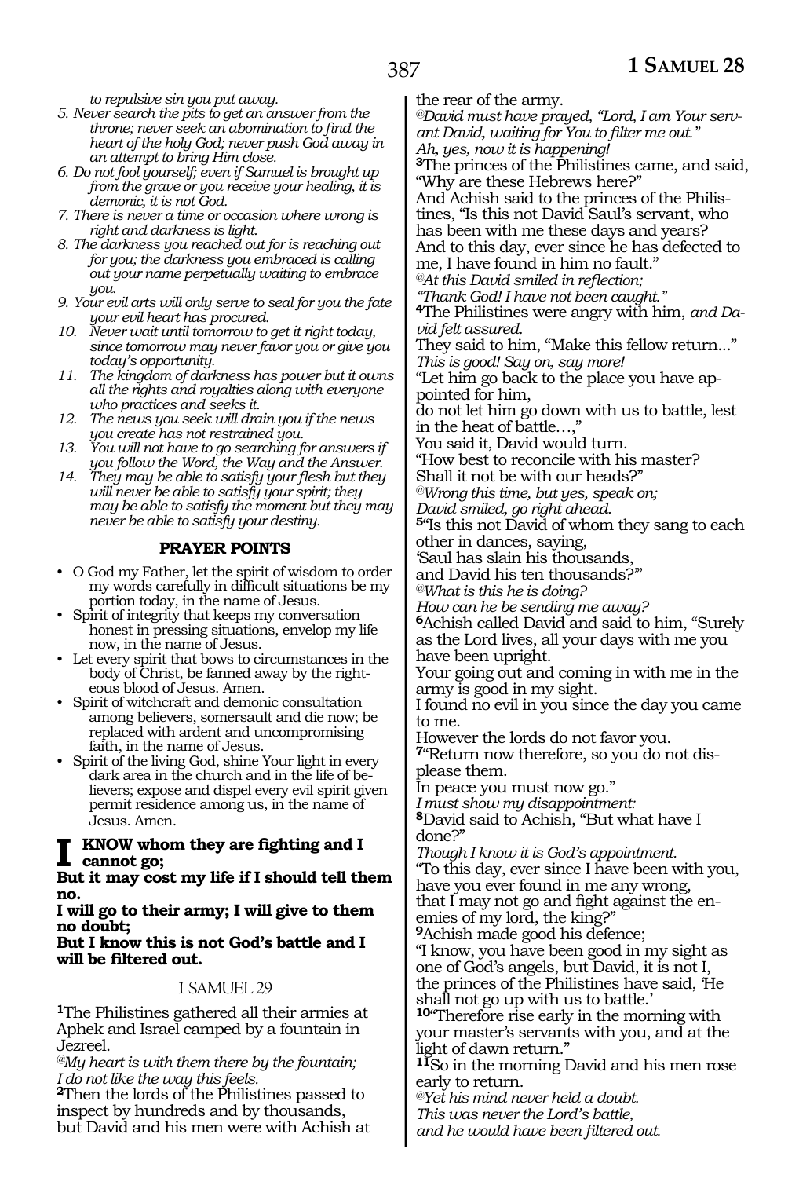*to repulsive sin you put away.*

5. *Never search the pits to get an answer from the throne; never seek an abomination to find the heart of the holy God; never push God away in an attempt to bring Him close.*
6. *Do not fool yourself; even if Samuel is brought up from the grave or you receive your healing, it is demonic, it is not God.*
7. *There is never a time or occasion where wrong is right and darkness is light.*
8. *The darkness you reached out for is reaching out for you; the darkness you embraced is calling out your name perpetually waiting to embrace you.*
9. *Your evil arts will only serve to seal for you the fate your evil heart has procured.*
10. *Never wait until tomorrow to get it right today, since tomorrow may never favor you or give you today's opportunity.*
11. *The kingdom of darkness has power but it owns all the rights and royalties along with everyone who practices and seeks it.*
12. *The news you seek will drain you if the news you create has not restrained you.*
13. *You will not have to go searching for answers if you follow the Word, the Way and the Answer.*
14. *They may be able to satisfy your flesh but they will never be able to satisfy your spirit; they may be able to satisfy the moment but they may never be able to satisfy your destiny.*

## PRAYER POINTS

- O God my Father, let the spirit of wisdom to order my words carefully in difficult situations be my portion today, in the name of Jesus.
- Spirit of integrity that keeps my conversation honest in pressing situations, envelop my life now, in the name of Jesus.
- Let every spirit that bows to circumstances in the body of Christ, be fanned away by the righteous blood of Jesus. Amen.
- Spirit of witchcraft and demonic consultation among believers, somersault and die now; be replaced with ardent and uncompromising faith, in the name of Jesus.
- Spirit of the living God, shine Your light in every dark area in the church and in the life of believers; expose and dispel every evil spirit given permit residence among us, in the name of Jesus. Amen.

**I KNOW whom they are fighting and I cannot go;**
**But it may cost my life if I should tell them no.**
**I will go to their army; I will give to them no doubt;**
**But I know this is not God's battle and I will be filtered out.**

### I SAMUEL 29

**1**The Philistines gathered all their armies at Aphek and Israel camped by a fountain in Jezreel.
*@My heart is with them there by the fountain;*
*I do not like the way this feels.*
**2**Then the lords of the Philistines passed to inspect by hundreds and by thousands, but David and his men were with Achish at the rear of the army.
*@David must have prayed, "Lord, I am Your servant David, waiting for You to filter me out."*
*Ah, yes, now it is happening!*
**3**The princes of the Philistines came, and said, "Why are these Hebrews here?"
And Achish said to the princes of the Philistines, "Is this not David Saul's servant, who has been with me these days and years?
And to this day, ever since he has defected to me, I have found in him no fault."
*@At this David smiled in reflection;*
*"Thank God! I have not been caught."*
**4**The Philistines were angry with him, *and David felt assured.*
They said to him, "Make this fellow return..."
*This is good! Say on, say more!*
"Let him go back to the place you have appointed for him,
do not let him go down with us to battle, lest in the heat of battle…,"
You said it, David would turn.
"How best to reconcile with his master?
Shall it not be with our heads?"
*@Wrong this time, but yes, speak on;*
*David smiled, go right ahead.*
**5**"Is this not David of whom they sang to each other in dances, saying,
'Saul has slain his thousands,
and David his ten thousands?'"
*@What is this he is doing?*
*How can he be sending me away?*
**6**Achish called David and said to him, "Surely as the Lord lives, all your days with me you have been upright.
Your going out and coming in with me in the army is good in my sight.
I found no evil in you since the day you came to me.
However the lords do not favor you.
**7**"Return now therefore, so you do not displease them.
In peace you must now go."
*I must show my disappointment:*
**8**David said to Achish, "But what have I done?"
*Though I know it is God's appointment.*
"To this day, ever since I have been with you, have you ever found in me any wrong,
that I may not go and fight against the enemies of my lord, the king?"
**9**Achish made good his defence;
"I know, you have been good in my sight as one of God's angels, but David, it is not I, the princes of the Philistines have said, 'He shall not go up with us to battle.'
**10**"Therefore rise early in the morning with your master's servants with you, and at the light of dawn return."
**11**So in the morning David and his men rose early to return.
*@Yet his mind never held a doubt.*
*This was never the Lord's battle,*
*and he would have been filtered out.*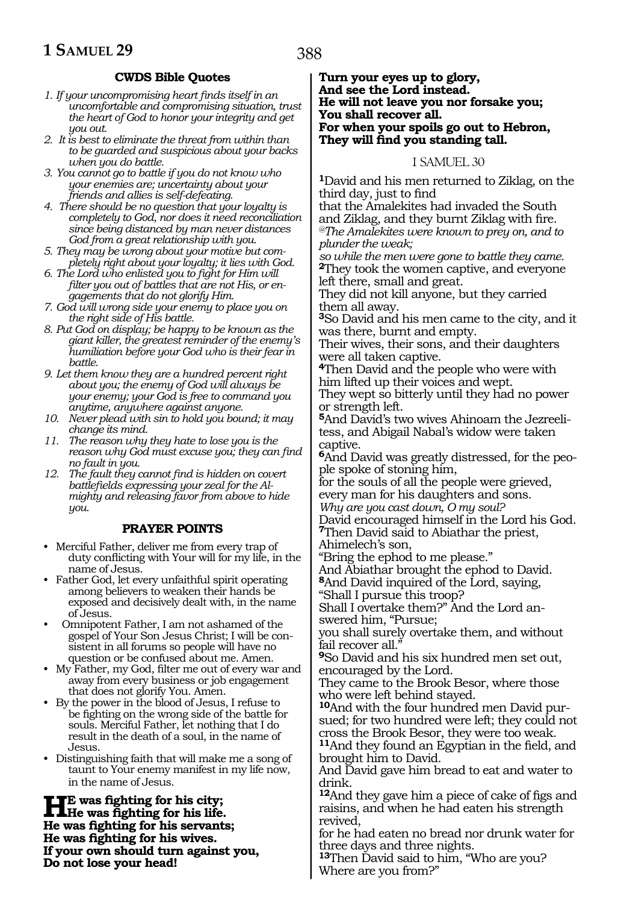**CWDS Bible Quotes**

1. *If your uncompromising heart finds itself in an uncomfortable and compromising situation, trust the heart of God to honor your integrity and get you out.*
2. *It is best to eliminate the threat from within than to be guarded and suspicious about your backs when you do battle.*
3. *You cannot go to battle if you do not know who your enemies are; uncertainty about your friends and allies is self-defeating.*
4. *There should be no question that your loyalty is completely to God, nor does it need reconciliation since being distanced by man never distances God from a great relationship with you.*
5. *They may be wrong about your motive but completely right about your loyalty; it lies with God.*
6. *The Lord who enlisted you to fight for Him will filter you out of battles that are not His, or engagements that do not glorify Him.*
7. *God will wrong side your enemy to place you on the right side of His battle.*
8. *Put God on display; be happy to be known as the giant killer, the greatest reminder of the enemy's humiliation before your God who is their fear in battle.*
9. *Let them know they are a hundred percent right about you; the enemy of God will always be your enemy; your God is free to command you anytime, anywhere against anyone.*
10. *Never plead with sin to hold you bound; it may change its mind.*
11. *The reason why they hate to lose you is the reason why God must excuse you; they can find no fault in you.*
12. *The fault they cannot find is hidden on covert battlefields expressing your zeal for the Almighty and releasing favor from above to hide you.*

**PRAYER POINTS**

- Merciful Father, deliver me from every trap of duty conflicting with Your will for my life, in the name of Jesus.
- Father God, let every unfaithful spirit operating among believers to weaken their hands be exposed and decisively dealt with, in the name of Jesus.
- Omnipotent Father, I am not ashamed of the gospel of Your Son Jesus Christ; I will be consistent in all forums so people will have no question or be confused about me. Amen.
- My Father, my God, filter me out of every war and away from every business or job engagement that does not glorify You. Amen.
- By the power in the blood of Jesus, I refuse to be fighting on the wrong side of the battle for souls. Merciful Father, let nothing that I do result in the death of a soul, in the name of Jesus.
- Distinguishing faith that will make me a song of taunt to Your enemy manifest in my life now, in the name of Jesus.

**HE was fighting for his city;**
**He was fighting for his life.**
**He was fighting for his servants;**
**He was fighting for his wives.**
**If your own should turn against you,**
**Do not lose your head!**
**Turn your eyes up to glory,**
**And see the Lord instead.**
**He will not leave you nor forsake you;**
**You shall recover all.**
**For when your spoils go out to Hebron,**
**They will find you standing tall.**

I SAMUEL 30

**1**David and his men returned to Ziklag, on the third day, just to find
that the Amalekites had invaded the South and Ziklag, and they burnt Ziklag with fire.
*@The Amalekites were known to prey on, and to plunder the weak;*
*so while the men were gone to battle they came.*
**2**They took the women captive, and everyone left there, small and great.
They did not kill anyone, but they carried them all away.
**3**So David and his men came to the city, and it was there, burnt and empty.
Their wives, their sons, and their daughters were all taken captive.
**4**Then David and the people who were with him lifted up their voices and wept.
They wept so bitterly until they had no power or strength left.
**5**And David's two wives Ahinoam the Jezreelitess, and Abigail Nabal's widow were taken captive.
**6**And David was greatly distressed, for the people spoke of stoning him,
for the souls of all the people were grieved, every man for his daughters and sons.
*Why are you cast down, O my soul?*
David encouraged himself in the Lord his God.
**7**Then David said to Abiathar the priest, Ahimelech's son,
"Bring the ephod to me please."
And Abiathar brought the ephod to David.
**8**And David inquired of the Lord, saying,
"Shall I pursue this troop?
Shall I overtake them?" And the Lord answered him, "Pursue;
you shall surely overtake them, and without fail recover all."
**9**So David and his six hundred men set out, encouraged by the Lord.
They came to the Brook Besor, where those who were left behind stayed.
**10**And with the four hundred men David pursued; for two hundred were left; they could not cross the Brook Besor, they were too weak.
**11**And they found an Egyptian in the field, and brought him to David.
And David gave him bread to eat and water to drink.
**12**And they gave him a piece of cake of figs and raisins, and when he had eaten his strength revived,
for he had eaten no bread nor drunk water for three days and three nights.
**13**Then David said to him, "Who are you? Where are you from?"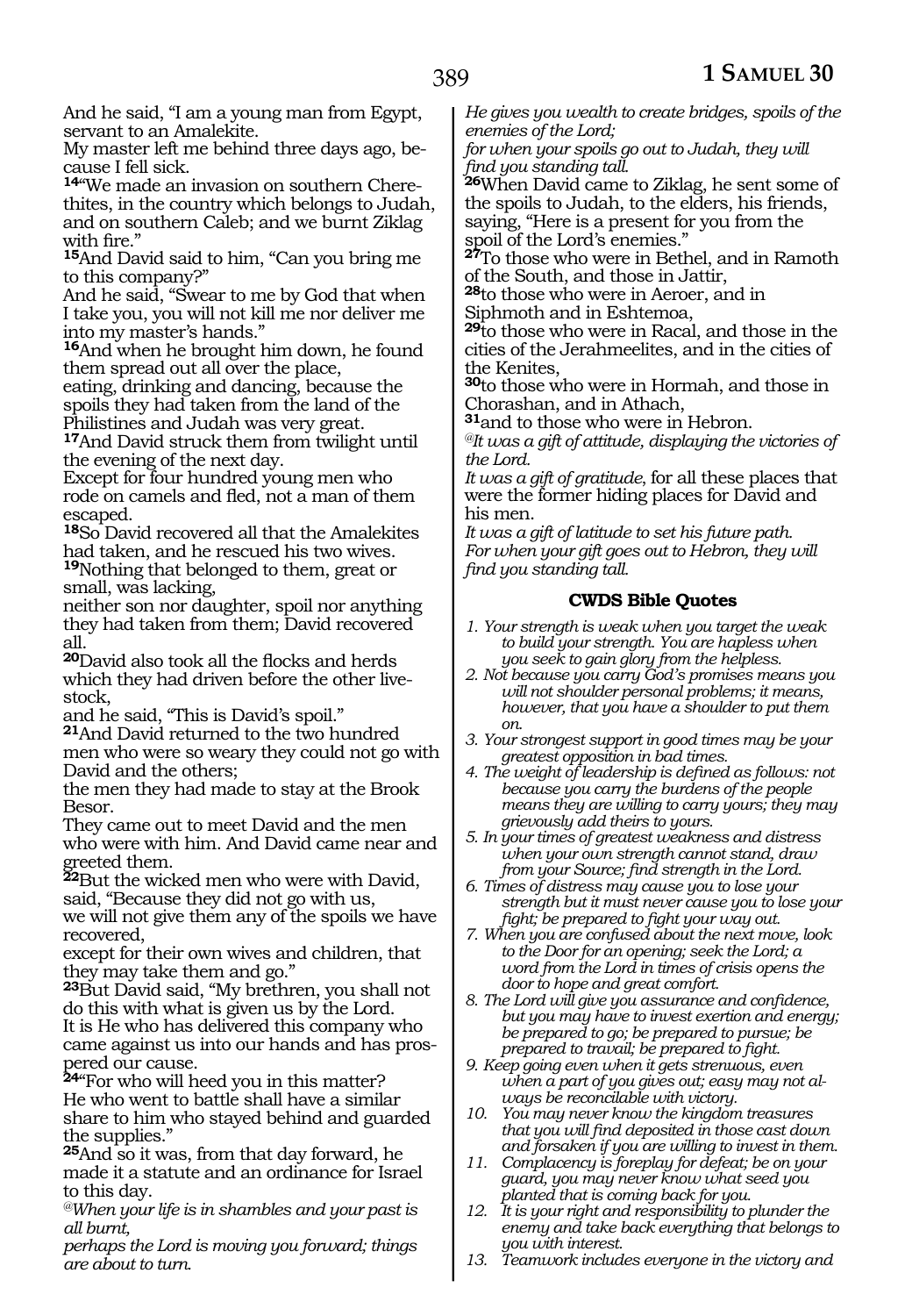And he said, "I am a young man from Egypt, servant to an Amalekite.

My master left me behind three days ago, because I fell sick.

**14**"We made an invasion on southern Cherethites, in the country which belongs to Judah, and on southern Caleb; and we burnt Ziklag with fire."

**15**And David said to him, "Can you bring me to this company?"

And he said, "Swear to me by God that when I take you, you will not kill me nor deliver me into my master's hands."

**16**And when he brought him down, he found them spread out all over the place,

eating, drinking and dancing, because the spoils they had taken from the land of the Philistines and Judah was very great.

**17**And David struck them from twilight until the evening of the next day.

Except for four hundred young men who rode on camels and fled, not a man of them escaped.

**18**So David recovered all that the Amalekites had taken, and he rescued his two wives.

**19**Nothing that belonged to them, great or small, was lacking,

neither son nor daughter, spoil nor anything they had taken from them; David recovered all.

**20**David also took all the flocks and herds which they had driven before the other livestock,

and he said, "This is David's spoil."

**21**And David returned to the two hundred men who were so weary they could not go with David and the others;

the men they had made to stay at the Brook Besor.

They came out to meet David and the men who were with him. And David came near and greeted them.

**22**But the wicked men who were with David, said, "Because they did not go with us,

we will not give them any of the spoils we have recovered,

except for their own wives and children, that they may take them and go."

**23**But David said, "My brethren, you shall not do this with what is given us by the Lord.

It is He who has delivered this company who came against us into our hands and has prospered our cause.

**24**"For who will heed you in this matter?

He who went to battle shall have a similar share to him who stayed behind and guarded the supplies."

**25**And so it was, from that day forward, he made it a statute and an ordinance for Israel to this day.

*@When your life is in shambles and your past is all burnt,*

*perhaps the Lord is moving you forward; things are about to turn.*

*He gives you wealth to create bridges, spoils of the enemies of the Lord;*

*for when your spoils go out to Judah, they will find you standing tall.*

**26**When David came to Ziklag, he sent some of the spoils to Judah, to the elders, his friends, saying, "Here is a present for you from the spoil of the Lord's enemies."

**27**To those who were in Bethel, and in Ramoth of the South, and those in Jattir,

**28**to those who were in Aeroer, and in Siphmoth and in Eshtemoa,

**29**to those who were in Racal, and those in the cities of the Jerahmeelites, and in the cities of the Kenites,

**30**to those who were in Hormah, and those in Chorashan, and in Athach,

**31**and to those who were in Hebron.

*@It was a gift of attitude, displaying the victories of the Lord.*

*It was a gift of gratitude*, for all these places that were the former hiding places for David and his men.

*It was a gift of latitude to set his future path.*

*For when your gift goes out to Hebron, they will find you standing tall.*

### CWDS Bible Quotes

1. *Your strength is weak when you target the weak to build your strength. You are hapless when you seek to gain glory from the helpless.*
2. *Not because you carry God's promises means you will not shoulder personal problems; it means, however, that you have a shoulder to put them on.*
3. *Your strongest support in good times may be your greatest opposition in bad times.*
4. *The weight of leadership is defined as follows: not because you carry the burdens of the people means they are willing to carry yours; they may grievously add theirs to yours.*
5. *In your times of greatest weakness and distress when your own strength cannot stand, draw from your Source; find strength in the Lord.*
6. *Times of distress may cause you to lose your strength but it must never cause you to lose your fight; be prepared to fight your way out.*
7. *When you are confused about the next move, look to the Door for an opening; seek the Lord; a word from the Lord in times of crisis opens the door to hope and great comfort.*
8. *The Lord will give you assurance and confidence, but you may have to invest exertion and energy; be prepared to go; be prepared to pursue; be prepared to travail; be prepared to fight.*
9. *Keep going even when it gets strenuous, even when a part of you gives out; easy may not always be reconcilable with victory.*
10. *You may never know the kingdom treasures that you will find deposited in those cast down and forsaken if you are willing to invest in them.*
11. *Complacency is foreplay for defeat; be on your guard, you may never know what seed you planted that is coming back for you.*
12. *It is your right and responsibility to plunder the enemy and take back everything that belongs to you with interest.*
13. *Teamwork includes everyone in the victory and*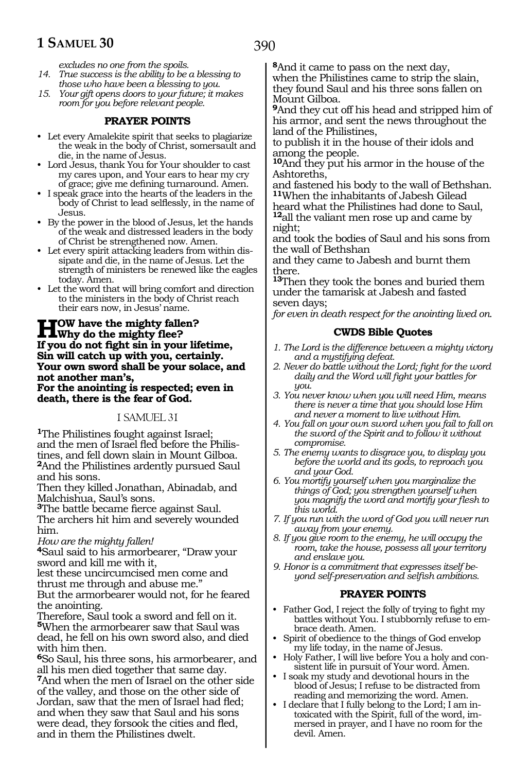*excludes no one from the spoils.*

14. *True success is the ability to be a blessing to those who have been a blessing to you.*
15. *Your gift opens doors to your future; it makes room for you before relevant people.*

### PRAYER POINTS

- Let every Amalekite spirit that seeks to plagiarize the weak in the body of Christ, somersault and die, in the name of Jesus.
- Lord Jesus, thank You for Your shoulder to cast my cares upon, and Your ears to hear my cry of grace; give me defining turnaround. Amen.
- I speak grace into the hearts of the leaders in the body of Christ to lead selflessly, in the name of Jesus.
- By the power in the blood of Jesus, let the hands of the weak and distressed leaders in the body of Christ be strengthened now. Amen.
- Let every spirit attacking leaders from within dissipate and die, in the name of Jesus. Let the strength of ministers be renewed like the eagles today. Amen.
- Let the word that will bring comfort and direction to the ministers in the body of Christ reach their ears now, in Jesus' name.

**HOW have the mighty fallen?**
**Why do the mighty flee?**
**If you do not fight sin in your lifetime,**
**Sin will catch up with you, certainly.**
**Your own sword shall be your solace, and not another man's,**
**For the anointing is respected; even in death, there is the fear of God.**

## I SAMUEL 31

**1**The Philistines fought against Israel;
and the men of Israel fled before the Philistines, and fell down slain in Mount Gilboa.
**2**And the Philistines ardently pursued Saul and his sons.
Then they killed Jonathan, Abinadab, and Malchishua, Saul's sons.
**3**The battle became fierce against Saul.
The archers hit him and severely wounded him.
*How are the mighty fallen!*
**4**Saul said to his armorbearer, "Draw your sword and kill me with it,
lest these uncircumcised men come and thrust me through and abuse me."
But the armorbearer would not, for he feared the anointing.
Therefore, Saul took a sword and fell on it.
**5**When the armorbearer saw that Saul was dead, he fell on his own sword also, and died with him then.
**6**So Saul, his three sons, his armorbearer, and all his men died together that same day.
**7**And when the men of Israel on the other side of the valley, and those on the other side of Jordan, saw that the men of Israel had fled; and when they saw that Saul and his sons were dead, they forsook the cities and fled, and in them the Philistines dwelt.
**8**And it came to pass on the next day,
when the Philistines came to strip the slain, they found Saul and his three sons fallen on Mount Gilboa.
**9**And they cut off his head and stripped him of his armor, and sent the news throughout the land of the Philistines,
to publish it in the house of their idols and among the people.
**10**And they put his armor in the house of the Ashtoreths,
and fastened his body to the wall of Bethshan.
**11**When the inhabitants of Jabesh Gilead heard what the Philistines had done to Saul,
**12**all the valiant men rose up and came by night;
and took the bodies of Saul and his sons from the wall of Bethshan
and they came to Jabesh and burnt them there.
**13**Then they took the bones and buried them under the tamarisk at Jabesh and fasted seven days;
*for even in death respect for the anointing lived on.*

### CWDS Bible Quotes

1. *The Lord is the difference between a mighty victory and a mystifying defeat.*
2. *Never do battle without the Lord; fight for the word daily and the Word will fight your battles for you.*
3. *You never know when you will need Him, means there is never a time that you should lose Him and never a moment to live without Him.*
4. *You fall on your own sword when you fail to fall on the sword of the Spirit and to follow it without compromise.*
5. *The enemy wants to disgrace you, to display you before the world and its gods, to reproach you and your God.*
6. *You mortify yourself when you marginalize the things of God; you strengthen yourself when you magnify the word and mortify your flesh to this world.*
7. *If you run with the word of God you will never run away from your enemy.*
8. *If you give room to the enemy, he will occupy the room, take the house, possess all your territory and enslave you.*
9. *Honor is a commitment that expresses itself beyond self-preservation and selfish ambitions.*

### PRAYER POINTS

- Father God, I reject the folly of trying to fight my battles without You. I stubbornly refuse to embrace death. Amen.
- Spirit of obedience to the things of God envelop my life today, in the name of Jesus.
- Holy Father, I will live before You a holy and consistent life in pursuit of Your word. Amen.
- I soak my study and devotional hours in the blood of Jesus; I refuse to be distracted from reading and memorizing the word. Amen.
- I declare that I fully belong to the Lord; I am intoxicated with the Spirit, full of the word, immersed in prayer, and I have no room for the devil. Amen.